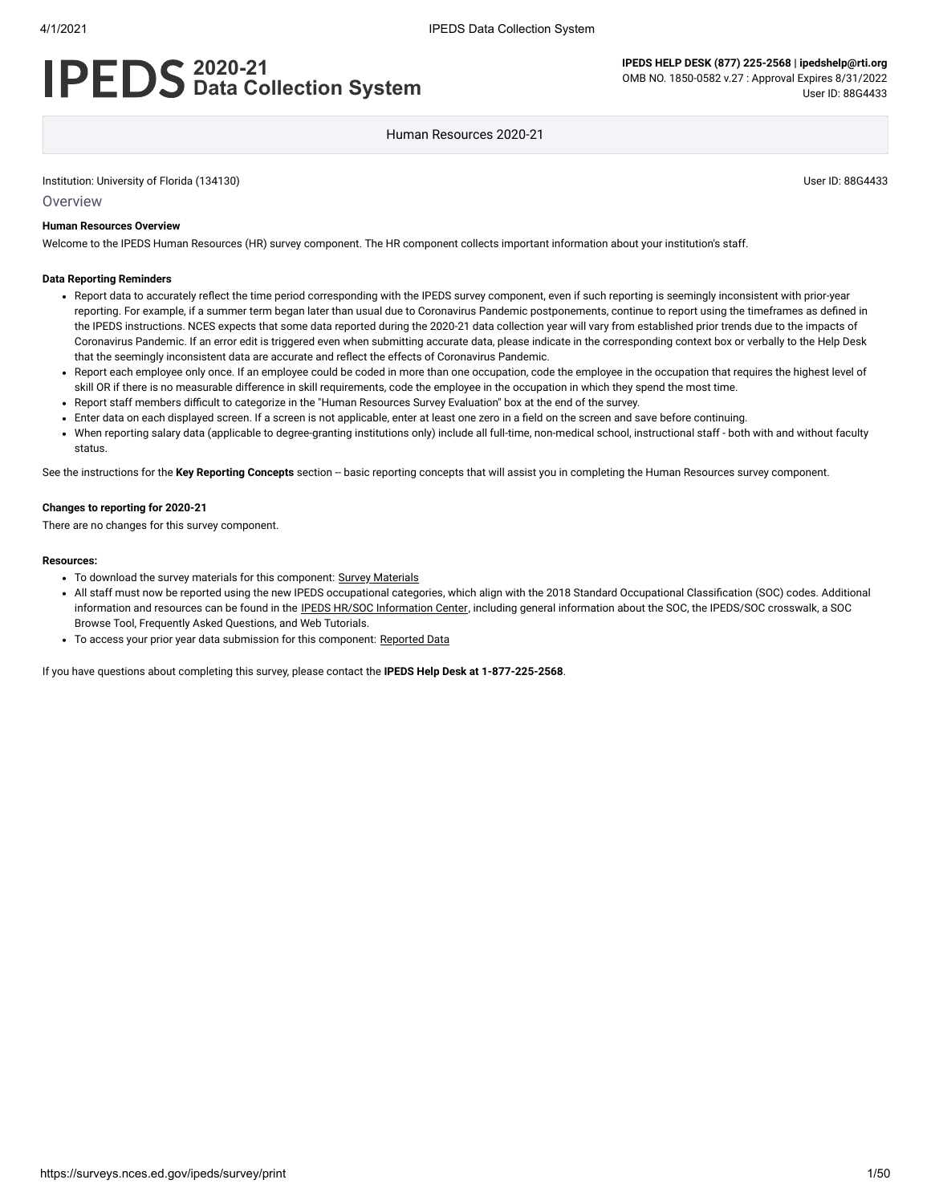# IPEDS 2020-21 Data Collection System

**IPEDS HELP DESK (877) 225-2568 | ipedshelp@rti.org**
OMB NO. 1850-0582 v.27 : Approval Expires 8/31/2022
User ID: 88G4433

Human Resources 2020-21

Institution: University of Florida (134130)

User ID: 88G4433

## Overview

**Human Resources Overview**

Welcome to the IPEDS Human Resources (HR) survey component. The HR component collects important information about your institution's staff.

**Data Reporting Reminders**

- Report data to accurately reflect the time period corresponding with the IPEDS survey component, even if such reporting is seemingly inconsistent with prior-year reporting. For example, if a summer term began later than usual due to Coronavirus Pandemic postponements, continue to report using the timeframes as defined in the IPEDS instructions. NCES expects that some data reported during the 2020-21 data collection year will vary from established prior trends due to the impacts of Coronavirus Pandemic. If an error edit is triggered even when submitting accurate data, please indicate in the corresponding context box or verbally to the Help Desk that the seemingly inconsistent data are accurate and reflect the effects of Coronavirus Pandemic.
- Report each employee only once. If an employee could be coded in more than one occupation, code the employee in the occupation that requires the highest level of skill OR if there is no measurable difference in skill requirements, code the employee in the occupation in which they spend the most time.
- Report staff members difficult to categorize in the "Human Resources Survey Evaluation" box at the end of the survey.
- Enter data on each displayed screen. If a screen is not applicable, enter at least one zero in a field on the screen and save before continuing.
- When reporting salary data (applicable to degree-granting institutions only) include all full-time, non-medical school, instructional staff - both with and without faculty status.

See the instructions for the **Key Reporting Concepts** section -- basic reporting concepts that will assist you in completing the Human Resources survey component.

**Changes to reporting for 2020-21**

There are no changes for this survey component.

**Resources:**

- To download the survey materials for this component: Survey Materials
- All staff must now be reported using the new IPEDS occupational categories, which align with the 2018 Standard Occupational Classification (SOC) codes. Additional information and resources can be found in the IPEDS HR/SOC Information Center, including general information about the SOC, the IPEDS/SOC crosswalk, a SOC Browse Tool, Frequently Asked Questions, and Web Tutorials.
- To access your prior year data submission for this component: Reported Data

If you have questions about completing this survey, please contact the **IPEDS Help Desk at 1-877-225-2568**.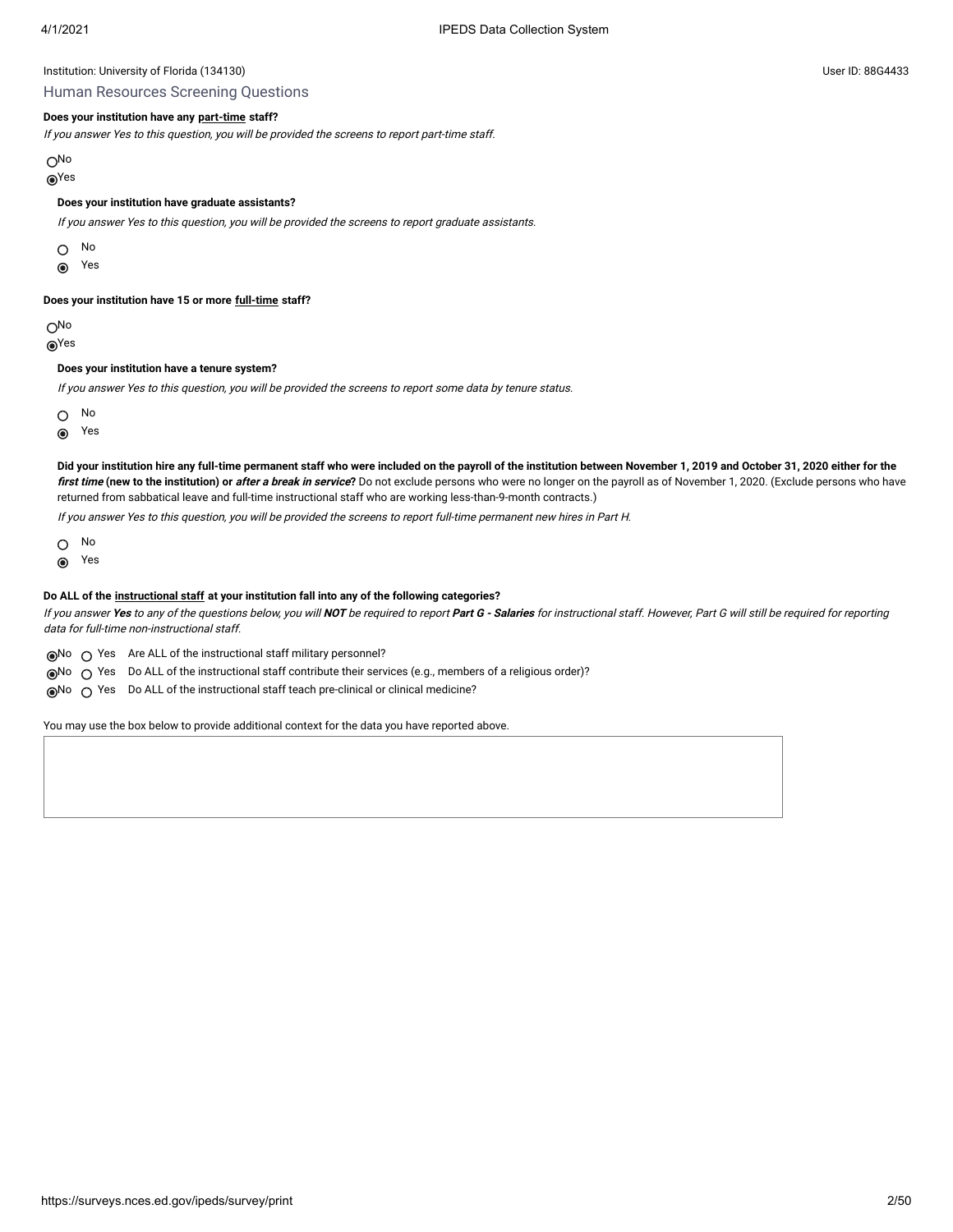Institution: University of Florida (134130)

User ID: 88G4433

## Human Resources Screening Questions

**Does your institution have any part-time staff?**

*If you answer Yes to this question, you will be provided the screens to report part-time staff.*

- ○ No
- ◉ Yes

**Does your institution have graduate assistants?**

*If you answer Yes to this question, you will be provided the screens to report graduate assistants.*

- ○ No
- ◉ Yes

**Does your institution have 15 or more full-time staff?**

- ○ No
- ◉ Yes

**Does your institution have a tenure system?**

*If you answer Yes to this question, you will be provided the screens to report some data by tenure status.*

- ○ No
- ◉ Yes

**Did your institution hire any full-time permanent staff who were included on the payroll of the institution between November 1, 2019 and October 31, 2020 either for the *first time* (new to the institution) or *after a break in service*?** Do not exclude persons who were no longer on the payroll as of November 1, 2020. (Exclude persons who have returned from sabbatical leave and full-time instructional staff who are working less-than-9-month contracts.)

*If you answer Yes to this question, you will be provided the screens to report full-time permanent new hires in Part H.*

- ○ No
- ◉ Yes

**Do ALL of the instructional staff at your institution fall into any of the following categories?**

*If you answer **Yes** to any of the questions below, you will **NOT** be required to report **Part G - Salaries** for instructional staff. However, Part G will still be required for reporting data for full-time non-instructional staff.*

- ◉ No ○ Yes Are ALL of the instructional staff military personnel?
- ◉ No ○ Yes Do ALL of the instructional staff contribute their services (e.g., members of a religious order)?
- ◉ No ○ Yes Do ALL of the instructional staff teach pre-clinical or clinical medicine?

You may use the box below to provide additional context for the data you have reported above.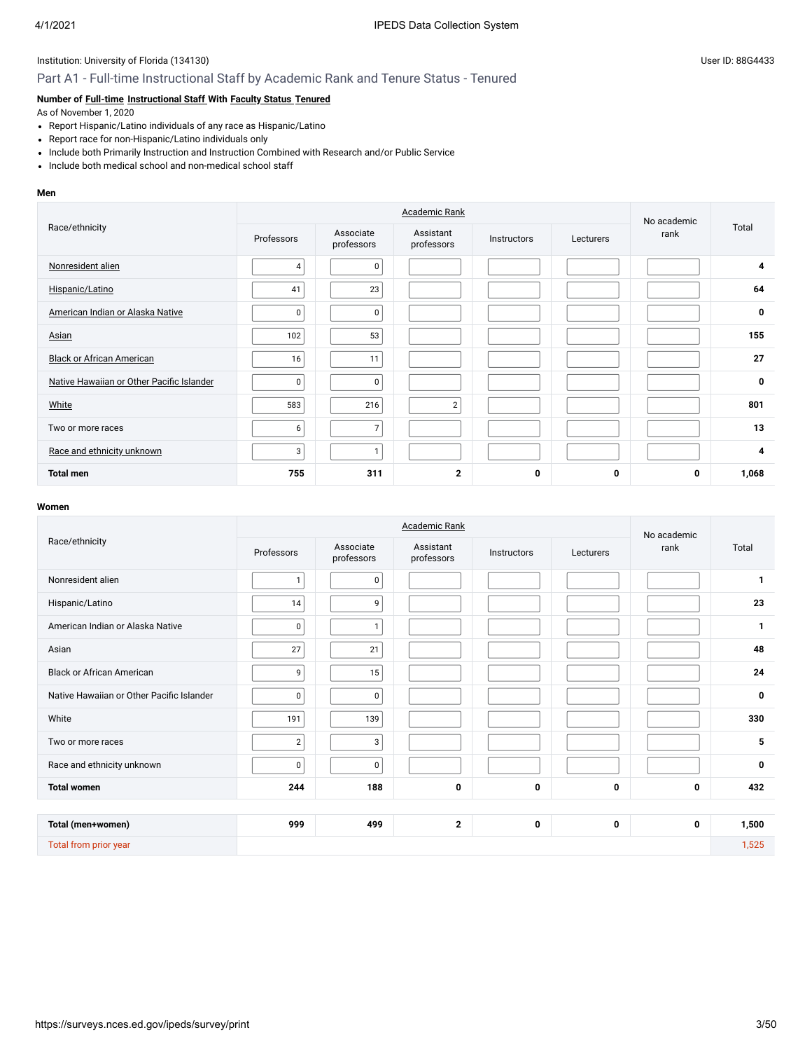Institution: University of Florida (134130)

User ID: 88G4433

## Part A1 - Full-time Instructional Staff by Academic Rank and Tenure Status - Tenured

**Number of Full-time Instructional Staff With Faculty Status Tenured**

As of November 1, 2020

- Report Hispanic/Latino individuals of any race as Hispanic/Latino
- Report race for non-Hispanic/Latino individuals only
- Include both Primarily Instruction and Instruction Combined with Research and/or Public Service
- Include both medical school and non-medical school staff

**Men**

| Race/ethnicity | Academic Rank | | | | | No academic rank | Total |
|---|---|---|---|---|---|---|---|
| | Professors | Associate professors | Assistant professors | Instructors | Lecturers | | |
| Nonresident alien | 4 | 0 | | | | | **4** |
| Hispanic/Latino | 41 | 23 | | | | | **64** |
| American Indian or Alaska Native | 0 | 0 | | | | | **0** |
| Asian | 102 | 53 | | | | | **155** |
| Black or African American | 16 | 11 | | | | | **27** |
| Native Hawaiian or Other Pacific Islander | 0 | 0 | | | | | **0** |
| White | 583 | 216 | 2 | | | | **801** |
| Two or more races | 6 | 7 | | | | | **13** |
| Race and ethnicity unknown | 3 | 1 | | | | | **4** |
| **Total men** | **755** | **311** | **2** | **0** | **0** | **0** | **1,068** |

**Women**

| Race/ethnicity | Academic Rank | | | | | No academic rank | Total |
|---|---|---|---|---|---|---|---|
| | Professors | Associate professors | Assistant professors | Instructors | Lecturers | | |
| Nonresident alien | 1 | 0 | | | | | **1** |
| Hispanic/Latino | 14 | 9 | | | | | **23** |
| American Indian or Alaska Native | 0 | 1 | | | | | **1** |
| Asian | 27 | 21 | | | | | **48** |
| Black or African American | 9 | 15 | | | | | **24** |
| Native Hawaiian or Other Pacific Islander | 0 | 0 | | | | | **0** |
| White | 191 | 139 | | | | | **330** |
| Two or more races | 2 | 3 | | | | | **5** |
| Race and ethnicity unknown | 0 | 0 | | | | | **0** |
| **Total women** | **244** | **188** | **0** | **0** | **0** | **0** | **432** |

| | Professors | Associate professors | Assistant professors | Instructors | Lecturers | No academic rank | Total |
|---|---|---|---|---|---|---|---|
| **Total (men+women)** | **999** | **499** | **2** | **0** | **0** | **0** | **1,500** |
| Total from prior year | | | | | | | 1,525 |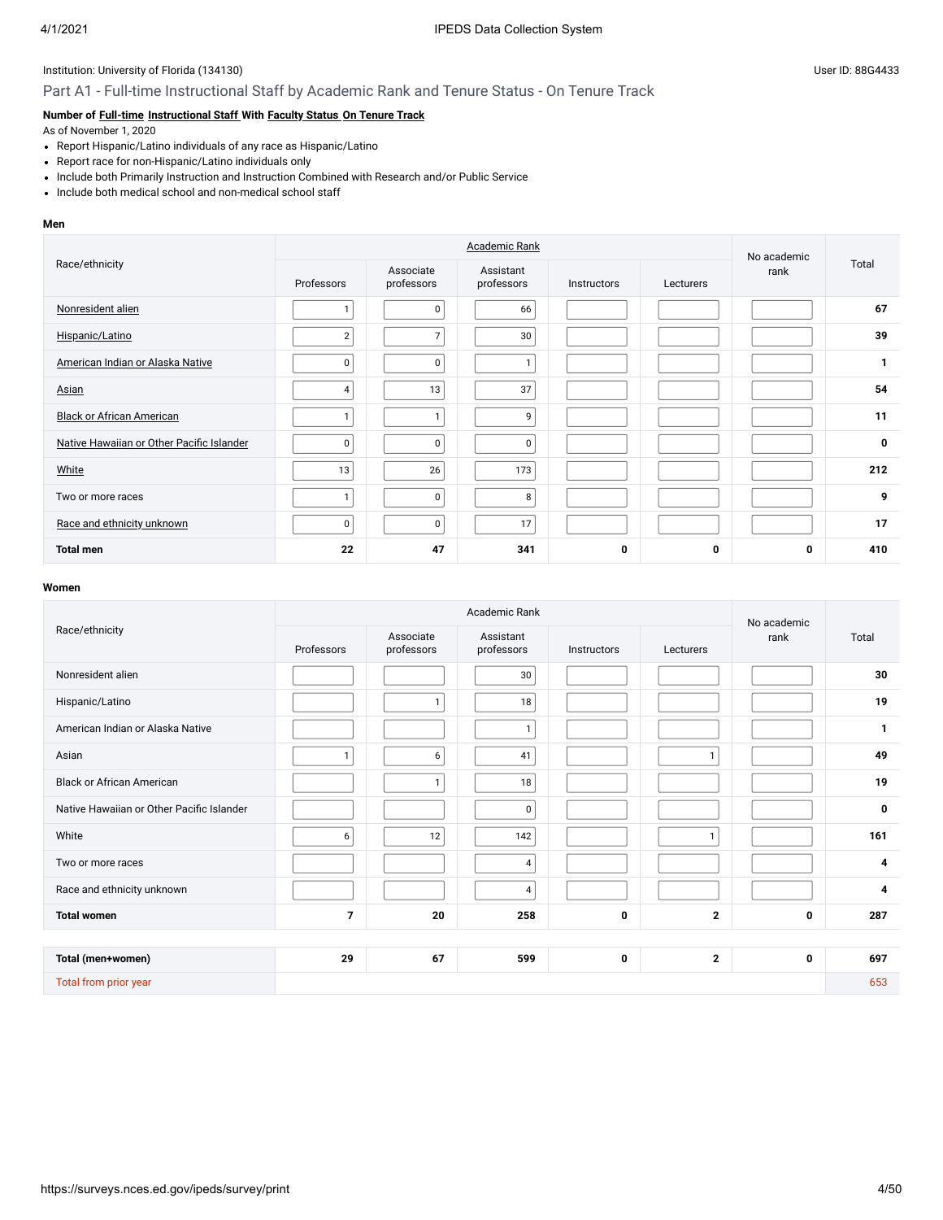Institution: University of Florida (134130)

User ID: 88G4433

## Part A1 - Full-time Instructional Staff by Academic Rank and Tenure Status - On Tenure Track

**Number of Full-time Instructional Staff With Faculty Status On Tenure Track**

As of November 1, 2020

- Report Hispanic/Latino individuals of any race as Hispanic/Latino
- Report race for non-Hispanic/Latino individuals only
- Include both Primarily Instruction and Instruction Combined with Research and/or Public Service
- Include both medical school and non-medical school staff

**Men**

| Race/ethnicity | Academic Rank | | | | | No academic rank | Total |
|---|---|---|---|---|---|---|---|
| | Professors | Associate professors | Assistant professors | Instructors | Lecturers | | |
| Nonresident alien | 1 | 0 | 66 | | | | **67** |
| Hispanic/Latino | 2 | 7 | 30 | | | | **39** |
| American Indian or Alaska Native | 0 | 0 | 1 | | | | **1** |
| Asian | 4 | 13 | 37 | | | | **54** |
| Black or African American | 1 | 1 | 9 | | | | **11** |
| Native Hawaiian or Other Pacific Islander | 0 | 0 | 0 | | | | **0** |
| White | 13 | 26 | 173 | | | | **212** |
| Two or more races | 1 | 0 | 8 | | | | **9** |
| Race and ethnicity unknown | 0 | 0 | 17 | | | | **17** |
| **Total men** | **22** | **47** | **341** | **0** | **0** | **0** | **410** |

**Women**

| Race/ethnicity | Academic Rank | | | | | No academic rank | Total |
|---|---|---|---|---|---|---|---|
| | Professors | Associate professors | Assistant professors | Instructors | Lecturers | | |
| Nonresident alien | | | 30 | | | | **30** |
| Hispanic/Latino | | 1 | 18 | | | | **19** |
| American Indian or Alaska Native | | | 1 | | | | **1** |
| Asian | 1 | 6 | 41 | | 1 | | **49** |
| Black or African American | | 1 | 18 | | | | **19** |
| Native Hawaiian or Other Pacific Islander | | | 0 | | | | **0** |
| White | 6 | 12 | 142 | | 1 | | **161** |
| Two or more races | | | 4 | | | | **4** |
| Race and ethnicity unknown | | | 4 | | | | **4** |
| **Total women** | **7** | **20** | **258** | **0** | **2** | **0** | **287** |

| | Professors | Associate professors | Assistant professors | Instructors | Lecturers | No academic rank | Total |
|---|---|---|---|---|---|---|---|
| **Total (men+women)** | **29** | **67** | **599** | **0** | **2** | **0** | **697** |
| Total from prior year | | | | | | | 653 |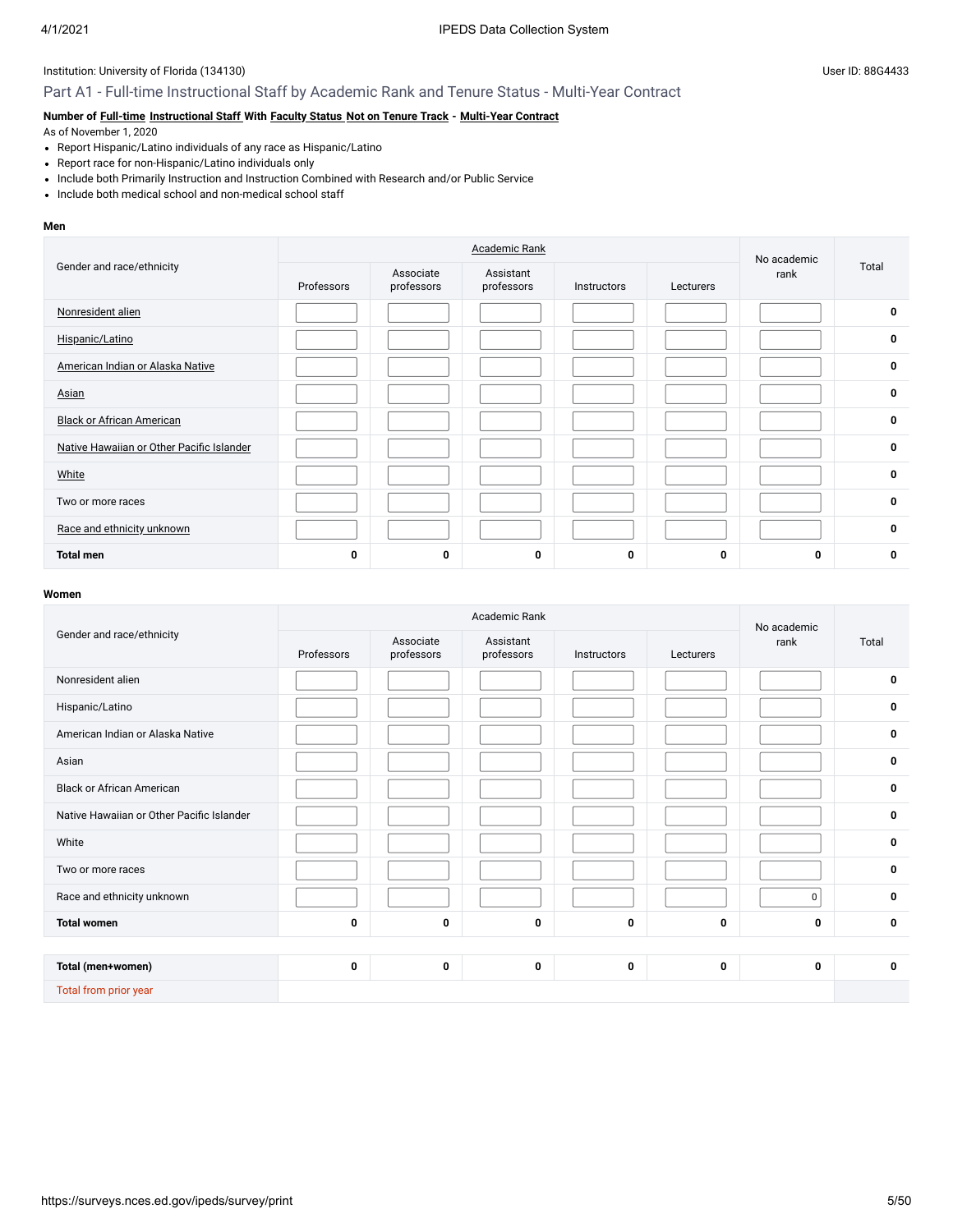Institution: University of Florida (134130)

User ID: 88G4433

## Part A1 - Full-time Instructional Staff by Academic Rank and Tenure Status - Multi-Year Contract

**Number of Full-time Instructional Staff With Faculty Status Not on Tenure Track - Multi-Year Contract**

As of November 1, 2020

- Report Hispanic/Latino individuals of any race as Hispanic/Latino
- Report race for non-Hispanic/Latino individuals only
- Include both Primarily Instruction and Instruction Combined with Research and/or Public Service
- Include both medical school and non-medical school staff

**Men**

| Gender and race/ethnicity | Academic Rank | | | | | No academic rank | Total |
|---|---|---|---|---|---|---|---|
| | Professors | Associate professors | Assistant professors | Instructors | Lecturers | | |
| Nonresident alien | | | | | | | 0 |
| Hispanic/Latino | | | | | | | 0 |
| American Indian or Alaska Native | | | | | | | 0 |
| Asian | | | | | | | 0 |
| Black or African American | | | | | | | 0 |
| Native Hawaiian or Other Pacific Islander | | | | | | | 0 |
| White | | | | | | | 0 |
| Two or more races | | | | | | | 0 |
| Race and ethnicity unknown | | | | | | | 0 |
| **Total men** | 0 | 0 | 0 | 0 | 0 | 0 | 0 |

**Women**

| Gender and race/ethnicity | Academic Rank | | | | | No academic rank | Total |
|---|---|---|---|---|---|---|---|
| | Professors | Associate professors | Assistant professors | Instructors | Lecturers | | |
| Nonresident alien | | | | | | | 0 |
| Hispanic/Latino | | | | | | | 0 |
| American Indian or Alaska Native | | | | | | | 0 |
| Asian | | | | | | | 0 |
| Black or African American | | | | | | | 0 |
| Native Hawaiian or Other Pacific Islander | | | | | | | 0 |
| White | | | | | | | 0 |
| Two or more races | | | | | | | 0 |
| Race and ethnicity unknown | | | | | | 0 | 0 |
| **Total women** | 0 | 0 | 0 | 0 | 0 | 0 | 0 |
| | | | | | | | |
| **Total (men+women)** | 0 | 0 | 0 | 0 | 0 | 0 | 0 |
| Total from prior year | | | | | | | |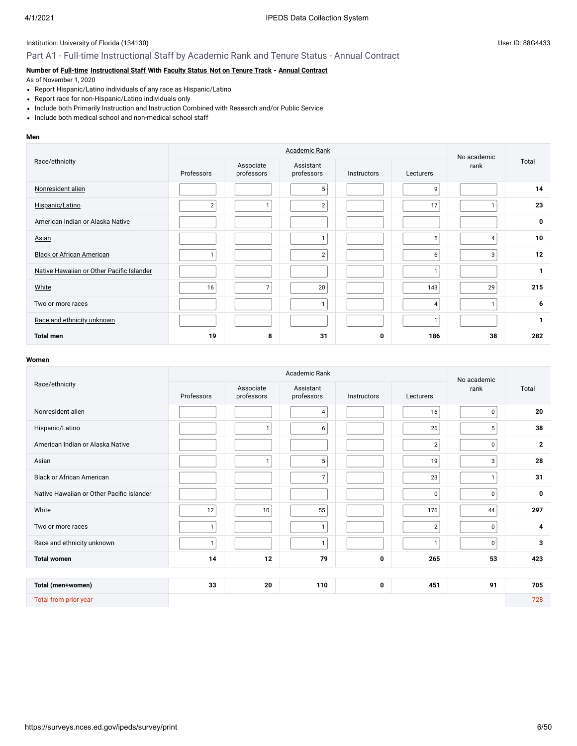Institution: University of Florida (134130)

User ID: 88G4433

## Part A1 - Full-time Instructional Staff by Academic Rank and Tenure Status - Annual Contract

**Number of Full-time Instructional Staff With Faculty Status Not on Tenure Track - Annual Contract**

As of November 1, 2020

- Report Hispanic/Latino individuals of any race as Hispanic/Latino
- Report race for non-Hispanic/Latino individuals only
- Include both Primarily Instruction and Instruction Combined with Research and/or Public Service
- Include both medical school and non-medical school staff

### Men

| Race/ethnicity | Academic Rank | | | | | No academic rank | Total |
|---|---|---|---|---|---|---|---|
| | Professors | Associate professors | Assistant professors | Instructors | Lecturers | | |
| Nonresident alien | | | 5 | | 9 | | **14** |
| Hispanic/Latino | 2 | 1 | 2 | | 17 | 1 | **23** |
| American Indian or Alaska Native | | | | | | | **0** |
| Asian | | | 1 | | 5 | 4 | **10** |
| Black or African American | 1 | | 2 | | 6 | 3 | **12** |
| Native Hawaiian or Other Pacific Islander | | | | | 1 | | **1** |
| White | 16 | 7 | 20 | | 143 | 29 | **215** |
| Two or more races | | | 1 | | 4 | 1 | **6** |
| Race and ethnicity unknown | | | | | 1 | | **1** |
| **Total men** | **19** | **8** | **31** | **0** | **186** | **38** | **282** |

### Women

| Race/ethnicity | Academic Rank | | | | | No academic rank | Total |
|---|---|---|---|---|---|---|---|
| | Professors | Associate professors | Assistant professors | Instructors | Lecturers | | |
| Nonresident alien | | | 4 | | 16 | 0 | **20** |
| Hispanic/Latino | | 1 | 6 | | 26 | 5 | **38** |
| American Indian or Alaska Native | | | | | 2 | 0 | **2** |
| Asian | | 1 | 5 | | 19 | 3 | **28** |
| Black or African American | | | 7 | | 23 | 1 | **31** |
| Native Hawaiian or Other Pacific Islander | | | | | 0 | 0 | **0** |
| White | 12 | 10 | 55 | | 176 | 44 | **297** |
| Two or more races | 1 | | 1 | | 2 | 0 | **4** |
| Race and ethnicity unknown | 1 | | 1 | | 1 | 0 | **3** |
| **Total women** | **14** | **12** | **79** | **0** | **265** | **53** | **423** |

| | Professors | Associate professors | Assistant professors | Instructors | Lecturers | No academic rank | Total |
|---|---|---|---|---|---|---|---|
| **Total (men+women)** | **33** | **20** | **110** | **0** | **451** | **91** | **705** |
| Total from prior year | | | | | | | 728 |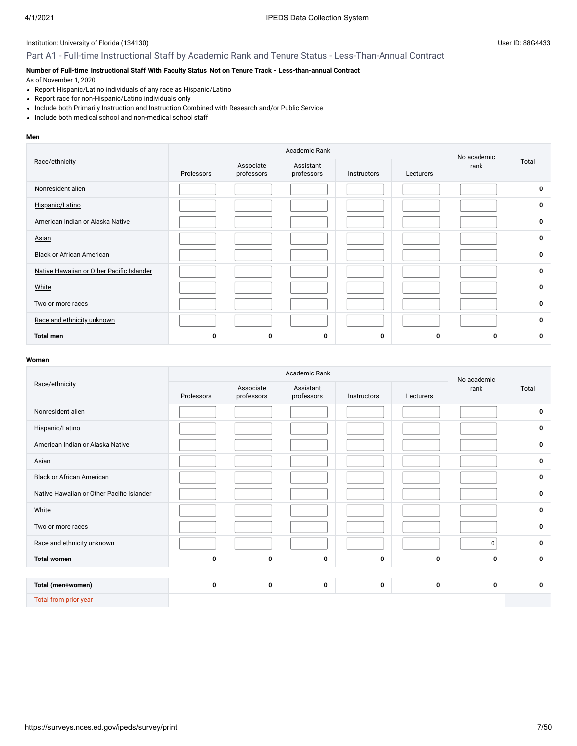Institution: University of Florida (134130)

User ID: 88G4433

## Part A1 - Full-time Instructional Staff by Academic Rank and Tenure Status - Less-Than-Annual Contract

**Number of Full-time Instructional Staff With Faculty Status Not on Tenure Track - Less-than-annual Contract**

As of November 1, 2020

- Report Hispanic/Latino individuals of any race as Hispanic/Latino
- Report race for non-Hispanic/Latino individuals only
- Include both Primarily Instruction and Instruction Combined with Research and/or Public Service
- Include both medical school and non-medical school staff

**Men**

| Race/ethnicity | Academic Rank | | | | | No academic rank | Total |
|---|---|---|---|---|---|---|---|
| | Professors | Associate professors | Assistant professors | Instructors | Lecturers | | |
| Nonresident alien | | | | | | | 0 |
| Hispanic/Latino | | | | | | | 0 |
| American Indian or Alaska Native | | | | | | | 0 |
| Asian | | | | | | | 0 |
| Black or African American | | | | | | | 0 |
| Native Hawaiian or Other Pacific Islander | | | | | | | 0 |
| White | | | | | | | 0 |
| Two or more races | | | | | | | 0 |
| Race and ethnicity unknown | | | | | | | 0 |
| **Total men** | 0 | 0 | 0 | 0 | 0 | 0 | 0 |

**Women**

| Race/ethnicity | Academic Rank | | | | | No academic rank | Total |
|---|---|---|---|---|---|---|---|
| | Professors | Associate professors | Assistant professors | Instructors | Lecturers | | |
| Nonresident alien | | | | | | | 0 |
| Hispanic/Latino | | | | | | | 0 |
| American Indian or Alaska Native | | | | | | | 0 |
| Asian | | | | | | | 0 |
| Black or African American | | | | | | | 0 |
| Native Hawaiian or Other Pacific Islander | | | | | | | 0 |
| White | | | | | | | 0 |
| Two or more races | | | | | | | 0 |
| Race and ethnicity unknown | | | | | | 0 | 0 |
| **Total women** | 0 | 0 | 0 | 0 | 0 | 0 | 0 |

| | Professors | Associate professors | Assistant professors | Instructors | Lecturers | No academic rank | Total |
|---|---|---|---|---|---|---|---|
| **Total (men+women)** | 0 | 0 | 0 | 0 | 0 | 0 | 0 |
| Total from prior year | | | | | | | |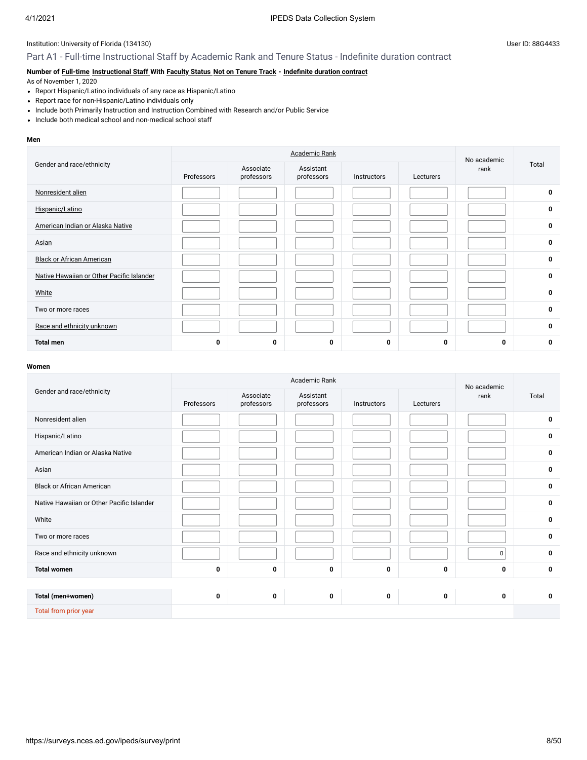Institution: University of Florida (134130)

User ID: 88G4433

## Part A1 - Full-time Instructional Staff by Academic Rank and Tenure Status - Indefinite duration contract

**Number of Full-time Instructional Staff With Faculty Status Not on Tenure Track - Indefinite duration contract**

As of November 1, 2020

- Report Hispanic/Latino individuals of any race as Hispanic/Latino
- Report race for non-Hispanic/Latino individuals only
- Include both Primarily Instruction and Instruction Combined with Research and/or Public Service
- Include both medical school and non-medical school staff

**Men**

| Gender and race/ethnicity | Academic Rank | | | | | No academic rank | Total |
|---|---|---|---|---|---|---|---|
| | Professors | Associate professors | Assistant professors | Instructors | Lecturers | | |
| Nonresident alien | | | | | | | 0 |
| Hispanic/Latino | | | | | | | 0 |
| American Indian or Alaska Native | | | | | | | 0 |
| Asian | | | | | | | 0 |
| Black or African American | | | | | | | 0 |
| Native Hawaiian or Other Pacific Islander | | | | | | | 0 |
| White | | | | | | | 0 |
| Two or more races | | | | | | | 0 |
| Race and ethnicity unknown | | | | | | | 0 |
| **Total men** | 0 | 0 | 0 | 0 | 0 | 0 | 0 |

**Women**

| Gender and race/ethnicity | Academic Rank | | | | | No academic rank | Total |
|---|---|---|---|---|---|---|---|
| | Professors | Associate professors | Assistant professors | Instructors | Lecturers | | |
| Nonresident alien | | | | | | | 0 |
| Hispanic/Latino | | | | | | | 0 |
| American Indian or Alaska Native | | | | | | | 0 |
| Asian | | | | | | | 0 |
| Black or African American | | | | | | | 0 |
| Native Hawaiian or Other Pacific Islander | | | | | | | 0 |
| White | | | | | | | 0 |
| Two or more races | | | | | | | 0 |
| Race and ethnicity unknown | | | | | | 0 | 0 |
| **Total women** | 0 | 0 | 0 | 0 | 0 | 0 | 0 |

| | | | | | | | |
|---|---|---|---|---|---|---|---|
| **Total (men+women)** | 0 | 0 | 0 | 0 | 0 | 0 | 0 |
| Total from prior year | | | | | | | |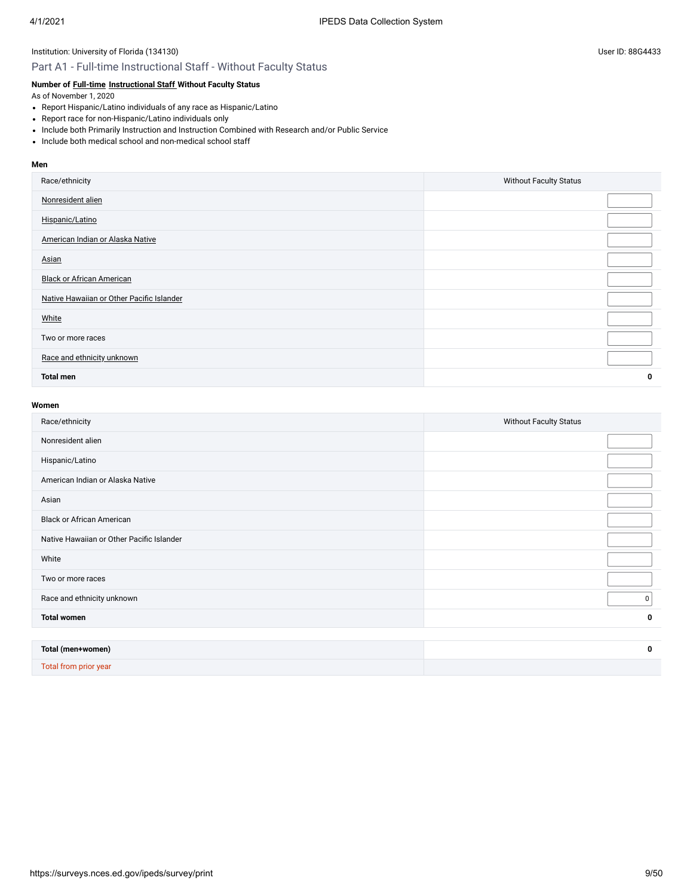Institution: University of Florida (134130)

User ID: 88G4433

## Part A1 - Full-time Instructional Staff - Without Faculty Status

**Number of Full-time Instructional Staff Without Faculty Status**

As of November 1, 2020

- Report Hispanic/Latino individuals of any race as Hispanic/Latino
- Report race for non-Hispanic/Latino individuals only
- Include both Primarily Instruction and Instruction Combined with Research and/or Public Service
- Include both medical school and non-medical school staff

**Men**

| Race/ethnicity | Without Faculty Status |
|---|---|
| Nonresident alien | |
| Hispanic/Latino | |
| American Indian or Alaska Native | |
| Asian | |
| Black or African American | |
| Native Hawaiian or Other Pacific Islander | |
| White | |
| Two or more races | |
| Race and ethnicity unknown | |
| **Total men** | **0** |

**Women**

| Race/ethnicity | Without Faculty Status |
|---|---|
| Nonresident alien | |
| Hispanic/Latino | |
| American Indian or Alaska Native | |
| Asian | |
| Black or African American | |
| Native Hawaiian or Other Pacific Islander | |
| White | |
| Two or more races | |
| Race and ethnicity unknown | 0 |
| **Total women** | **0** |

| | |
|---|---|
| **Total (men+women)** | **0** |
| Total from prior year | |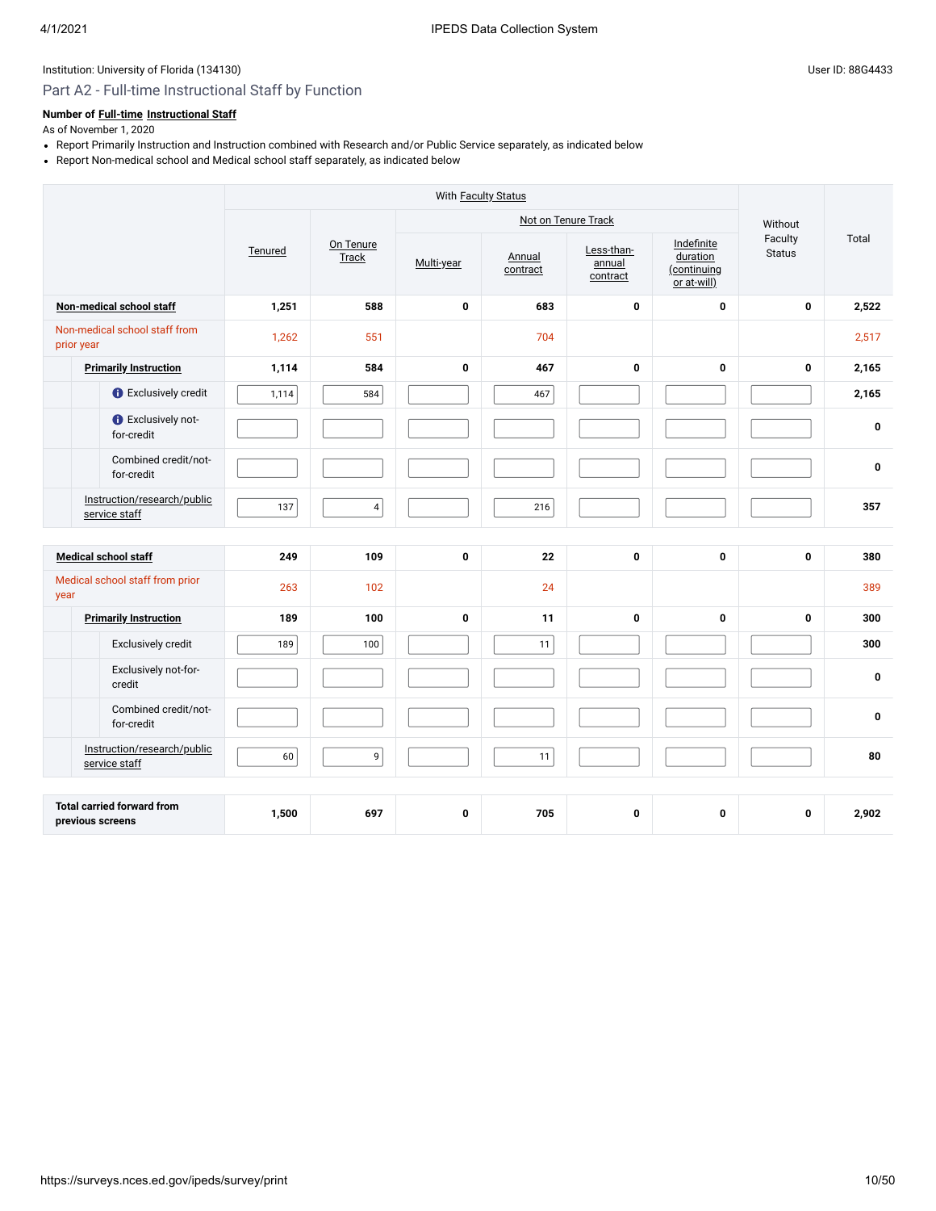Institution: University of Florida (134130)

User ID: 88G4433

## Part A2 - Full-time Instructional Staff by Function

**Number of Full-time Instructional Staff**

As of November 1, 2020

- Report Primarily Instruction and Instruction combined with Research and/or Public Service separately, as indicated below
- Report Non-medical school and Medical school staff separately, as indicated below

| | With Faculty Status | | | | | | Without Faculty Status | Total |
|---|---|---|---|---|---|---|---|---|
| | | | Not on Tenure Track | | | | | |
| | Tenured | On Tenure Track | Multi-year | Annual contract | Less-than-annual contract | Indefinite duration (continuing or at-will) | | |
| **Non-medical school staff** | 1,251 | 588 | 0 | 683 | 0 | 0 | 0 | 2,522 |
| Non-medical school staff from prior year | 1,262 | 551 | | 704 | | | | 2,517 |
| **Primarily Instruction** | 1,114 | 584 | 0 | 467 | 0 | 0 | 0 | 2,165 |
| Exclusively credit | 1,114 | 584 | | 467 | | | | 2,165 |
| Exclusively not-for-credit | | | | | | | | 0 |
| Combined credit/not-for-credit | | | | | | | | 0 |
| Instruction/research/public service staff | 137 | 4 | | 216 | | | | 357 |
| **Medical school staff** | 249 | 109 | 0 | 22 | 0 | 0 | 0 | 380 |
| Medical school staff from prior year | 263 | 102 | | 24 | | | | 389 |
| **Primarily Instruction** | 189 | 100 | 0 | 11 | 0 | 0 | 0 | 300 |
| Exclusively credit | 189 | 100 | | 11 | | | | 300 |
| Exclusively not-for-credit | | | | | | | | 0 |
| Combined credit/not-for-credit | | | | | | | | 0 |
| Instruction/research/public service staff | 60 | 9 | | 11 | | | | 80 |
| **Total carried forward from previous screens** | 1,500 | 697 | 0 | 705 | 0 | 0 | 0 | 2,902 |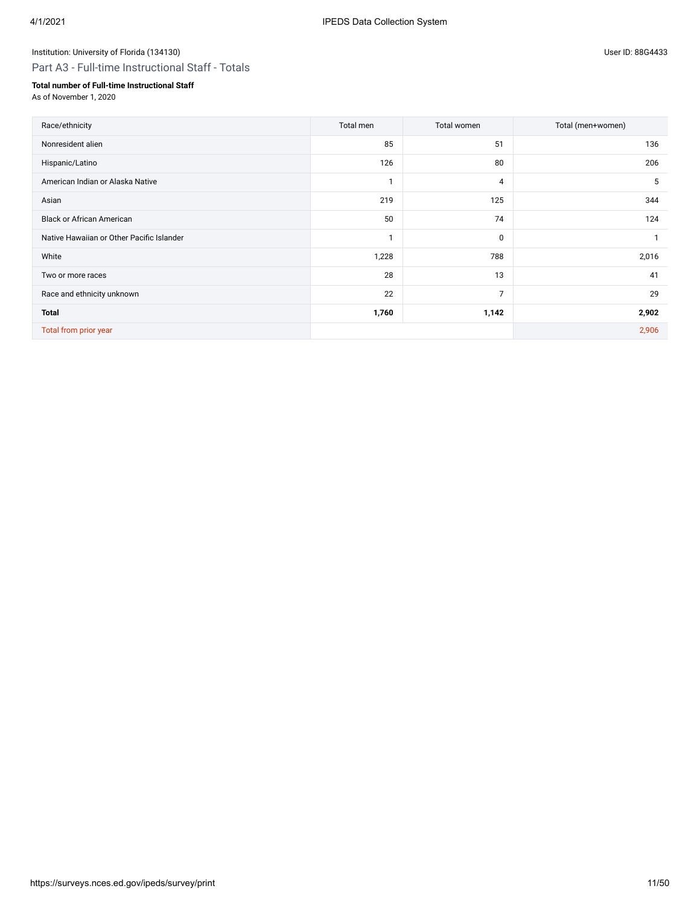Institution: University of Florida (134130)

User ID: 88G4433

## Part A3 - Full-time Instructional Staff - Totals

**Total number of Full-time Instructional Staff**
As of November 1, 2020

| Race/ethnicity | Total men | Total women | Total (men+women) |
|---|---|---|---|
| Nonresident alien | 85 | 51 | 136 |
| Hispanic/Latino | 126 | 80 | 206 |
| American Indian or Alaska Native | 1 | 4 | 5 |
| Asian | 219 | 125 | 344 |
| Black or African American | 50 | 74 | 124 |
| Native Hawaiian or Other Pacific Islander | 1 | 0 | 1 |
| White | 1,228 | 788 | 2,016 |
| Two or more races | 28 | 13 | 41 |
| Race and ethnicity unknown | 22 | 7 | 29 |
| **Total** | **1,760** | **1,142** | **2,902** |
| Total from prior year | | | 2,906 |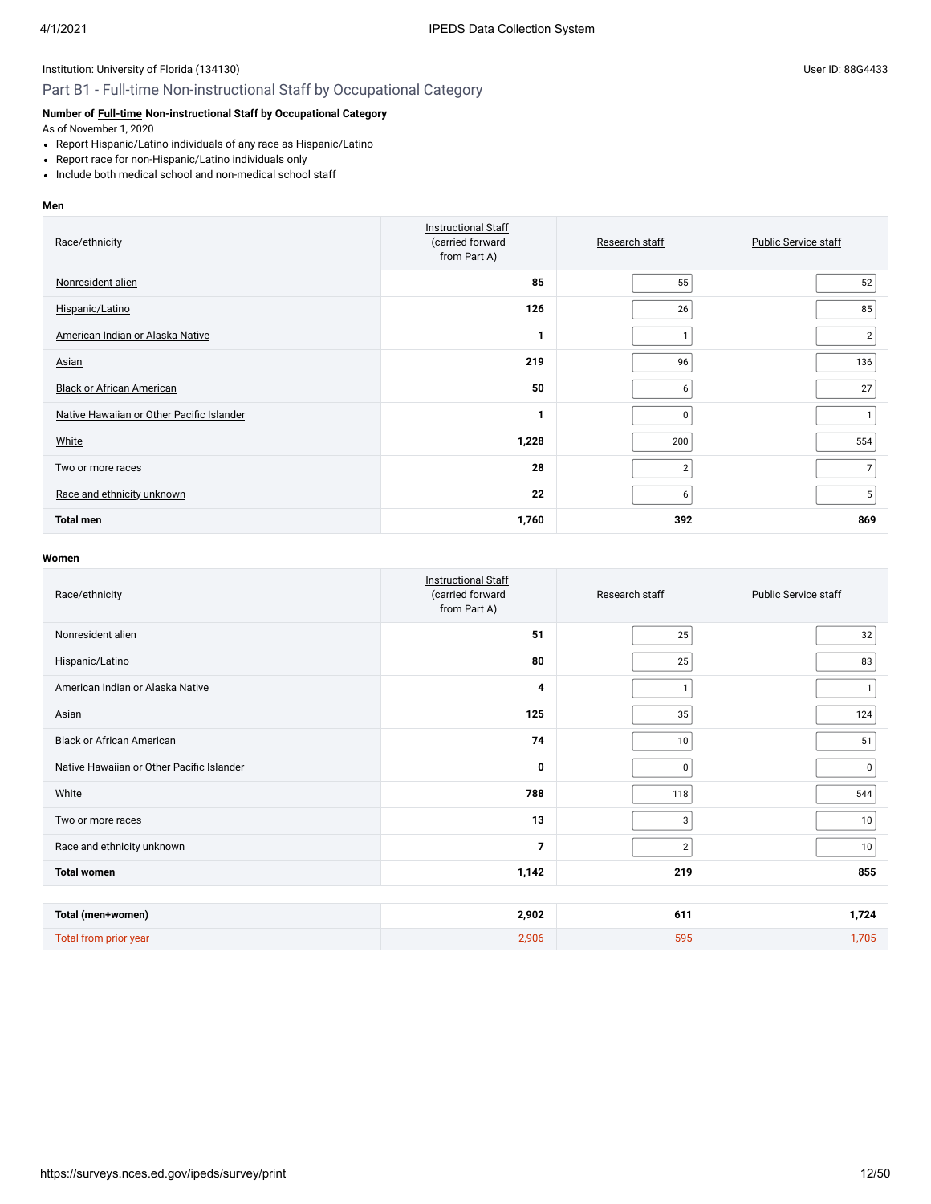Institution: University of Florida (134130)

User ID: 88G4433

## Part B1 - Full-time Non-instructional Staff by Occupational Category

**Number of Full-time Non-instructional Staff by Occupational Category**

As of November 1, 2020

- Report Hispanic/Latino individuals of any race as Hispanic/Latino
- Report race for non-Hispanic/Latino individuals only
- Include both medical school and non-medical school staff

**Men**

| Race/ethnicity | Instructional Staff (carried forward from Part A) | Research staff | Public Service staff |
|---|---|---|---|
| Nonresident alien | 85 | 55 | 52 |
| Hispanic/Latino | 126 | 26 | 85 |
| American Indian or Alaska Native | 1 | 1 | 2 |
| Asian | 219 | 96 | 136 |
| Black or African American | 50 | 6 | 27 |
| Native Hawaiian or Other Pacific Islander | 1 | 0 | 1 |
| White | 1,228 | 200 | 554 |
| Two or more races | 28 | 2 | 7 |
| Race and ethnicity unknown | 22 | 6 | 5 |
| **Total men** | **1,760** | **392** | **869** |

**Women**

| Race/ethnicity | Instructional Staff (carried forward from Part A) | Research staff | Public Service staff |
|---|---|---|---|
| Nonresident alien | 51 | 25 | 32 |
| Hispanic/Latino | 80 | 25 | 83 |
| American Indian or Alaska Native | 4 | 1 | 1 |
| Asian | 125 | 35 | 124 |
| Black or African American | 74 | 10 | 51 |
| Native Hawaiian or Other Pacific Islander | 0 | 0 | 0 |
| White | 788 | 118 | 544 |
| Two or more races | 13 | 3 | 10 |
| Race and ethnicity unknown | 7 | 2 | 10 |
| **Total women** | **1,142** | **219** | **855** |

| | | | |
|---|---|---|---|
| **Total (men+women)** | **2,902** | **611** | **1,724** |
| Total from prior year | 2,906 | 595 | 1,705 |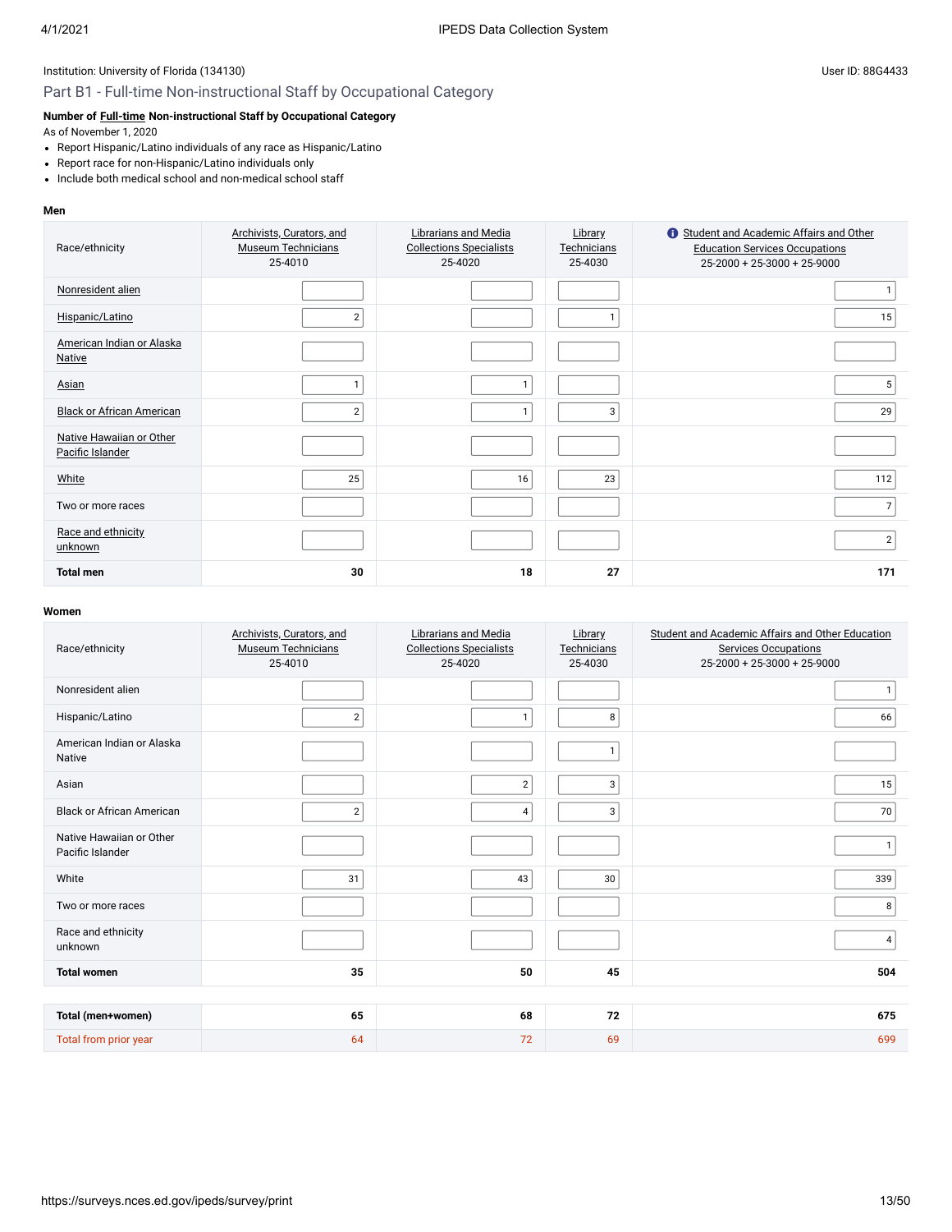Institution: University of Florida (134130)

User ID: 88G4433

## Part B1 - Full-time Non-instructional Staff by Occupational Category

**Number of Full-time Non-instructional Staff by Occupational Category**

As of November 1, 2020

- Report Hispanic/Latino individuals of any race as Hispanic/Latino
- Report race for non-Hispanic/Latino individuals only
- Include both medical school and non-medical school staff

**Men**

| Race/ethnicity | Archivists, Curators, and Museum Technicians 25-4010 | Librarians and Media Collections Specialists 25-4020 | Library Technicians 25-4030 | Student and Academic Affairs and Other Education Services Occupations 25-2000 + 25-3000 + 25-9000 |
|---|---|---|---|---|
| Nonresident alien | | | | 1 |
| Hispanic/Latino | 2 | | 1 | 15 |
| American Indian or Alaska Native | | | | |
| Asian | 1 | 1 | | 5 |
| Black or African American | 2 | 1 | 3 | 29 |
| Native Hawaiian or Other Pacific Islander | | | | |
| White | 25 | 16 | 23 | 112 |
| Two or more races | | | | 7 |
| Race and ethnicity unknown | | | | 2 |
| **Total men** | **30** | **18** | **27** | **171** |

**Women**

| Race/ethnicity | Archivists, Curators, and Museum Technicians 25-4010 | Librarians and Media Collections Specialists 25-4020 | Library Technicians 25-4030 | Student and Academic Affairs and Other Education Services Occupations 25-2000 + 25-3000 + 25-9000 |
|---|---|---|---|---|
| Nonresident alien | | | | 1 |
| Hispanic/Latino | 2 | 1 | 8 | 66 |
| American Indian or Alaska Native | | | 1 | |
| Asian | | 2 | 3 | 15 |
| Black or African American | 2 | 4 | 3 | 70 |
| Native Hawaiian or Other Pacific Islander | | | | 1 |
| White | 31 | 43 | 30 | 339 |
| Two or more races | | | | 8 |
| Race and ethnicity unknown | | | | 4 |
| **Total women** | **35** | **50** | **45** | **504** |

| | | | | |
|---|---|---|---|---|
| **Total (men+women)** | **65** | **68** | **72** | **675** |
| Total from prior year | 64 | 72 | 69 | 699 |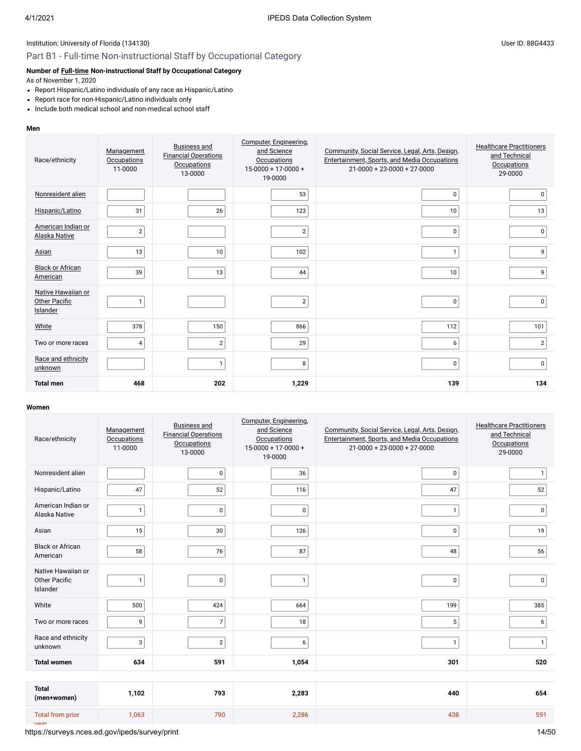Institution: University of Florida (134130)

User ID: 88G4433

## Part B1 - Full-time Non-instructional Staff by Occupational Category

**Number of Full-time Non-instructional Staff by Occupational Category**

As of November 1, 2020

- Report Hispanic/Latino individuals of any race as Hispanic/Latino
- Report race for non-Hispanic/Latino individuals only
- Include both medical school and non-medical school staff

**Men**

| Race/ethnicity | Management Occupations 11-0000 | Business and Financial Operations Occupations 13-0000 | Computer, Engineering, and Science Occupations 15-0000 + 17-0000 + 19-0000 | Community, Social Service, Legal, Arts, Design, Entertainment, Sports, and Media Occupations 21-0000 + 23-0000 + 27-0000 | Healthcare Practitioners and Technical Occupations 29-0000 |
|---|---|---|---|---|---|
| Nonresident alien | | | 53 | 0 | 0 |
| Hispanic/Latino | 31 | 26 | 123 | 10 | 13 |
| American Indian or Alaska Native | 2 | | 2 | 0 | 0 |
| Asian | 13 | 10 | 102 | 1 | 9 |
| Black or African American | 39 | 13 | 44 | 10 | 9 |
| Native Hawaiian or Other Pacific Islander | 1 | | 2 | 0 | 0 |
| White | 378 | 150 | 866 | 112 | 101 |
| Two or more races | 4 | 2 | 29 | 6 | 2 |
| Race and ethnicity unknown | | 1 | 8 | 0 | 0 |
| **Total men** | **468** | **202** | **1,229** | **139** | **134** |

**Women**

| Race/ethnicity | Management Occupations 11-0000 | Business and Financial Operations Occupations 13-0000 | Computer, Engineering, and Science Occupations 15-0000 + 17-0000 + 19-0000 | Community, Social Service, Legal, Arts, Design, Entertainment, Sports, and Media Occupations 21-0000 + 23-0000 + 27-0000 | Healthcare Practitioners and Technical Occupations 29-0000 |
|---|---|---|---|---|---|
| Nonresident alien | | 0 | 36 | 0 | 1 |
| Hispanic/Latino | 47 | 52 | 116 | 47 | 52 |
| American Indian or Alaska Native | 1 | 0 | 0 | 1 | 0 |
| Asian | 15 | 30 | 126 | 0 | 19 |
| Black or African American | 58 | 76 | 87 | 48 | 56 |
| Native Hawaiian or Other Pacific Islander | 1 | 0 | 1 | 0 | 0 |
| White | 500 | 424 | 664 | 199 | 385 |
| Two or more races | 9 | 7 | 18 | 5 | 6 |
| Race and ethnicity unknown | 3 | 2 | 6 | 1 | 1 |
| **Total women** | **634** | **591** | **1,054** | **301** | **520** |
| **Total (men+women)** | **1,102** | **793** | **2,283** | **440** | **654** |
| Total from prior year | 1,063 | 790 | 2,286 | 438 | 591 |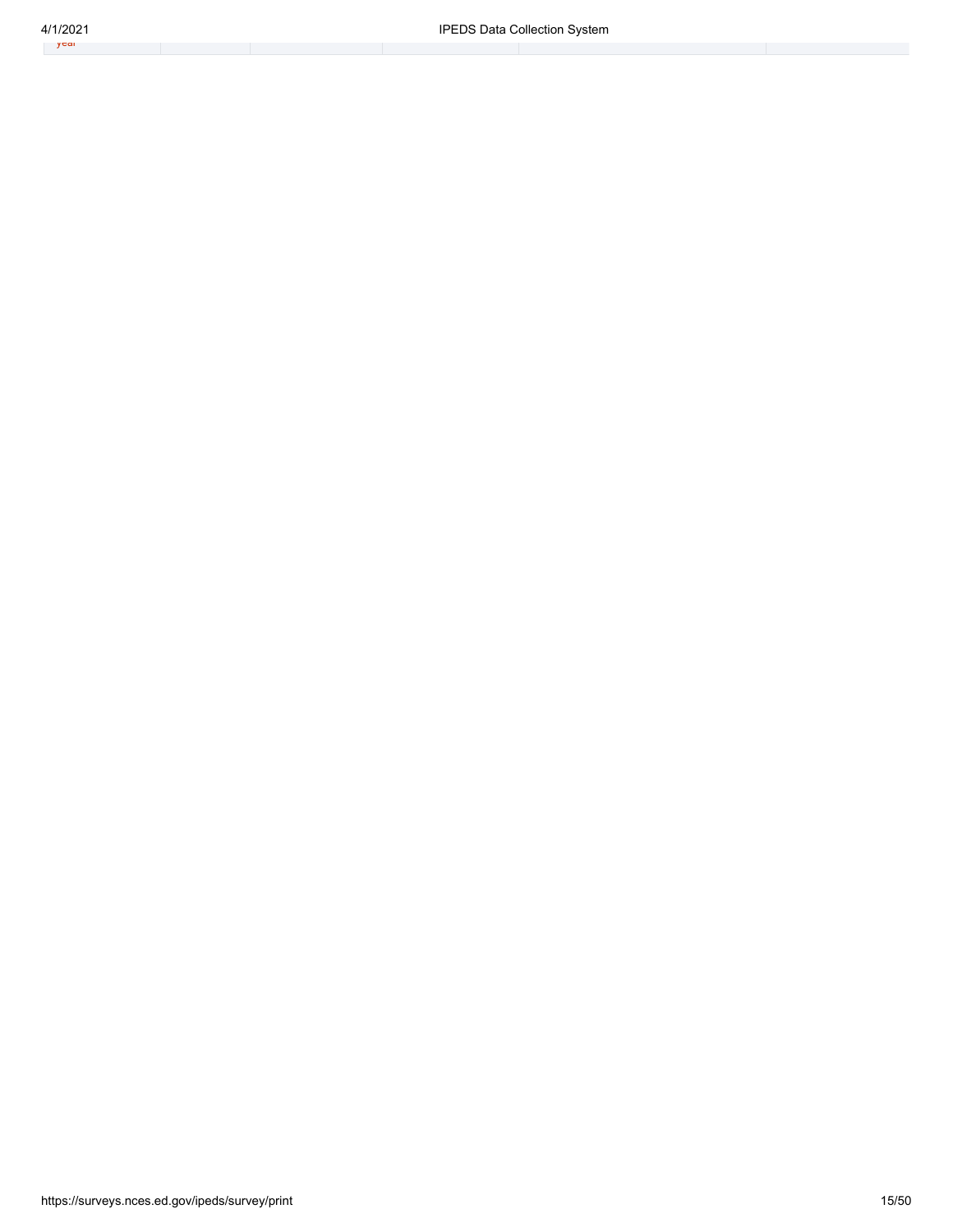| | | | | | |
|---|---|---|---|---|---|
| year | | | | | |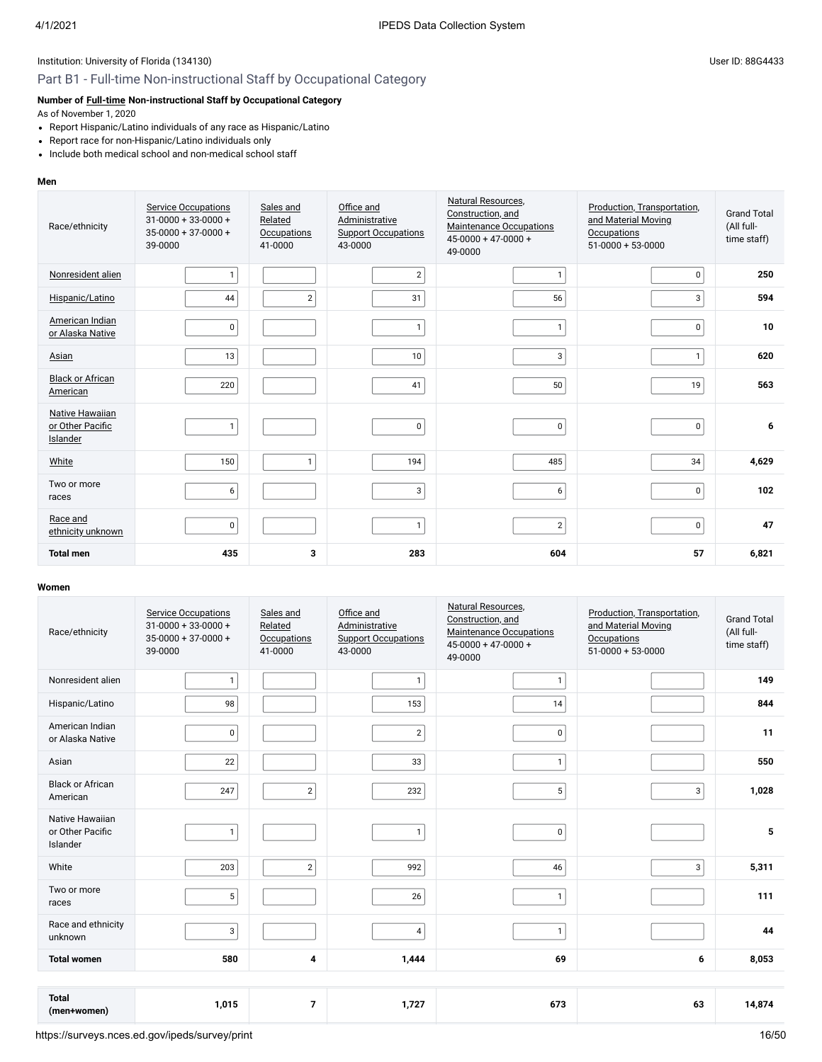Institution: University of Florida (134130)

User ID: 88G4433

## Part B1 - Full-time Non-instructional Staff by Occupational Category

**Number of Full-time Non-instructional Staff by Occupational Category**

As of November 1, 2020

- Report Hispanic/Latino individuals of any race as Hispanic/Latino
- Report race for non-Hispanic/Latino individuals only
- Include both medical school and non-medical school staff

**Men**

| Race/ethnicity | Service Occupations 31-0000 + 33-0000 + 35-0000 + 37-0000 + 39-0000 | Sales and Related Occupations 41-0000 | Office and Administrative Support Occupations 43-0000 | Natural Resources, Construction, and Maintenance Occupations 45-0000 + 47-0000 + 49-0000 | Production, Transportation, and Material Moving Occupations 51-0000 + 53-0000 | Grand Total (All full-time staff) |
|---|---|---|---|---|---|---|
| Nonresident alien | 1 | | 2 | 1 | 0 | **250** |
| Hispanic/Latino | 44 | 2 | 31 | 56 | 3 | **594** |
| American Indian or Alaska Native | 0 | | 1 | 1 | 0 | **10** |
| Asian | 13 | | 10 | 3 | 1 | **620** |
| Black or African American | 220 | | 41 | 50 | 19 | **563** |
| Native Hawaiian or Other Pacific Islander | 1 | | 0 | 0 | 0 | **6** |
| White | 150 | 1 | 194 | 485 | 34 | **4,629** |
| Two or more races | 6 | | 3 | 6 | 0 | **102** |
| Race and ethnicity unknown | 0 | | 1 | 2 | 0 | **47** |
| **Total men** | **435** | **3** | **283** | **604** | **57** | **6,821** |

**Women**

| Race/ethnicity | Service Occupations 31-0000 + 33-0000 + 35-0000 + 37-0000 + 39-0000 | Sales and Related Occupations 41-0000 | Office and Administrative Support Occupations 43-0000 | Natural Resources, Construction, and Maintenance Occupations 45-0000 + 47-0000 + 49-0000 | Production, Transportation, and Material Moving Occupations 51-0000 + 53-0000 | Grand Total (All full-time staff) |
|---|---|---|---|---|---|---|
| Nonresident alien | 1 | | 1 | 1 | | **149** |
| Hispanic/Latino | 98 | | 153 | 14 | | **844** |
| American Indian or Alaska Native | 0 | | 2 | 0 | | **11** |
| Asian | 22 | | 33 | 1 | | **550** |
| Black or African American | 247 | 2 | 232 | 5 | 3 | **1,028** |
| Native Hawaiian or Other Pacific Islander | 1 | | 1 | 0 | | **5** |
| White | 203 | 2 | 992 | 46 | 3 | **5,311** |
| Two or more races | 5 | | 26 | 1 | | **111** |
| Race and ethnicity unknown | 3 | | 4 | 1 | | **44** |
| **Total women** | **580** | **4** | **1,444** | **69** | **6** | **8,053** |
| | | | | | | |
| **Total (men+women)** | **1,015** | **7** | **1,727** | **673** | **63** | **14,874** |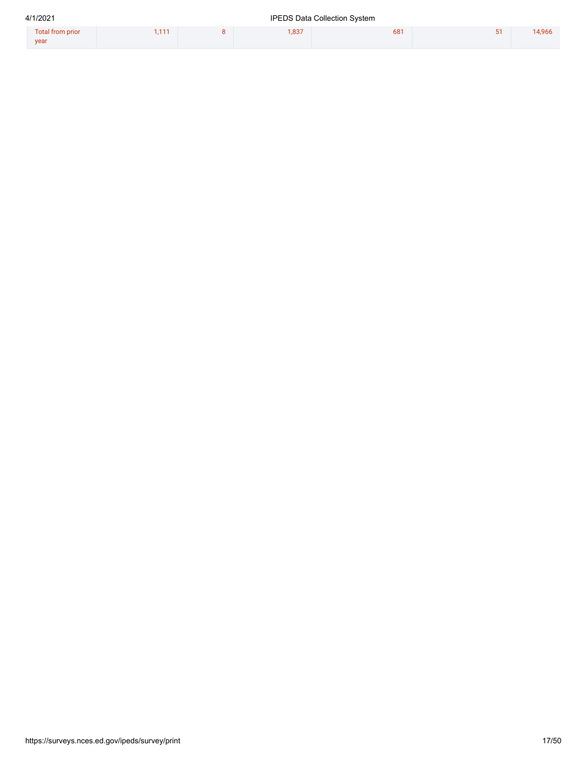| Total from prior year | 1,111 | 8 | 1,837 | 681 | 51 | 14,966 |
|---|---|---|---|---|---|---|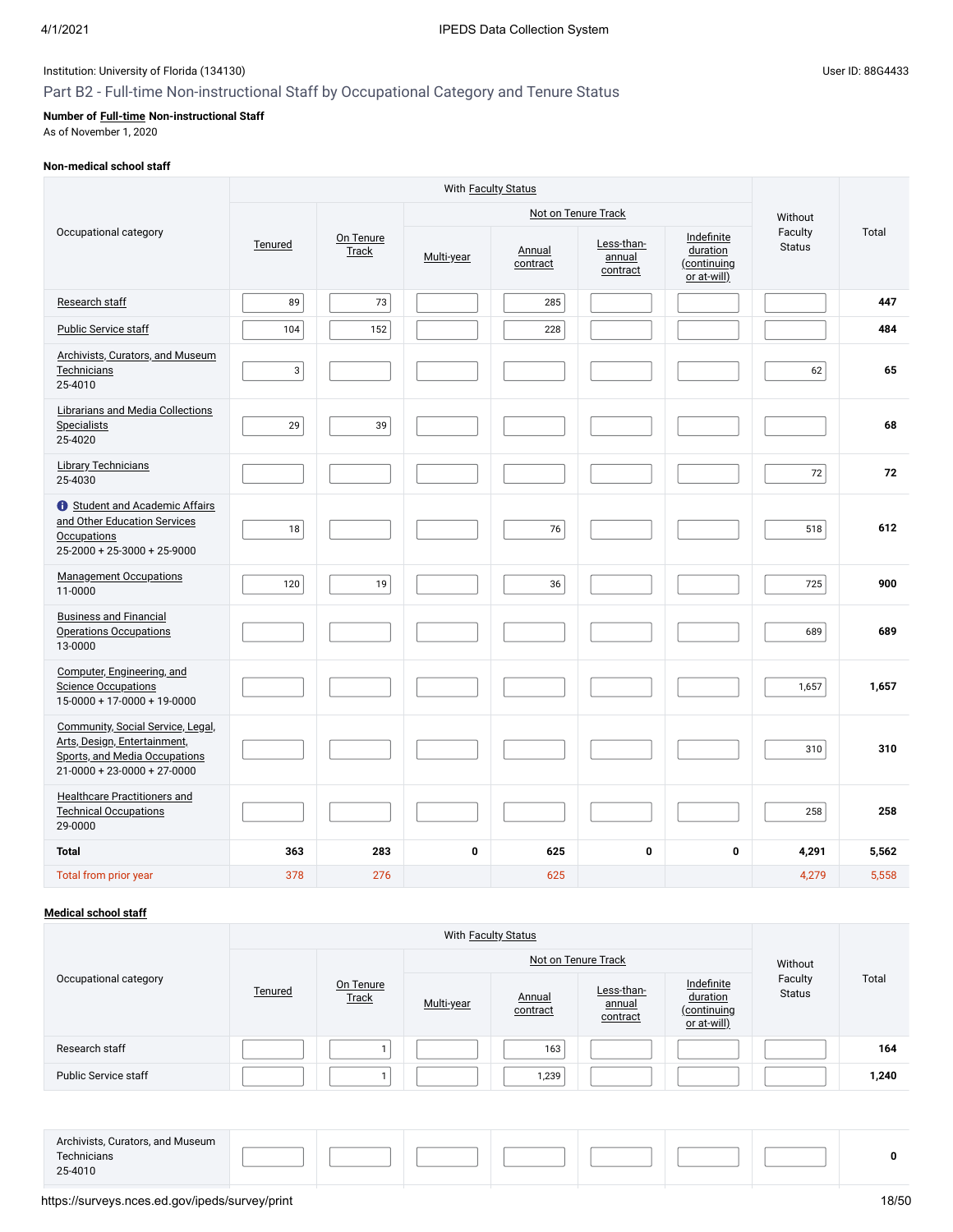Institution: University of Florida (134130)

User ID: 88G4433

## Part B2 - Full-time Non-instructional Staff by Occupational Category and Tenure Status

**Number of Full-time Non-instructional Staff**
As of November 1, 2020

**Non-medical school staff**

| Occupational category | With Faculty Status | | | | | | Without Faculty Status | Total |
|---|---|---|---|---|---|---|---|---|
| | Tenured | On Tenure Track | Not on Tenure Track | | | | | |
| | | | Multi-year | Annual contract | Less-than-annual contract | Indefinite duration (continuing or at-will) | | |
| Research staff | 89 | 73 | | 285 | | | | **447** |
| Public Service staff | 104 | 152 | | 228 | | | | **484** |
| Archivists, Curators, and Museum Technicians 25-4010 | 3 | | | | | | 62 | **65** |
| Librarians and Media Collections Specialists 25-4020 | 29 | 39 | | | | | | **68** |
| Library Technicians 25-4030 | | | | | | | 72 | **72** |
| Student and Academic Affairs and Other Education Services Occupations 25-2000 + 25-3000 + 25-9000 | 18 | | | 76 | | | 518 | **612** |
| Management Occupations 11-0000 | 120 | 19 | | 36 | | | 725 | **900** |
| Business and Financial Operations Occupations 13-0000 | | | | | | | 689 | **689** |
| Computer, Engineering, and Science Occupations 15-0000 + 17-0000 + 19-0000 | | | | | | | 1,657 | **1,657** |
| Community, Social Service, Legal, Arts, Design, Entertainment, Sports, and Media Occupations 21-0000 + 23-0000 + 27-0000 | | | | | | | 310 | **310** |
| Healthcare Practitioners and Technical Occupations 29-0000 | | | | | | | 258 | **258** |
| **Total** | **363** | **283** | **0** | **625** | **0** | **0** | **4,291** | **5,562** |
| Total from prior year | 378 | 276 | | 625 | | | 4,279 | 5,558 |

**Medical school staff**

| Occupational category | With Faculty Status | | | | | | Without Faculty Status | Total |
|---|---|---|---|---|---|---|---|---|
| | Tenured | On Tenure Track | Not on Tenure Track | | | | | |
| | | | Multi-year | Annual contract | Less-than-annual contract | Indefinite duration (continuing or at-will) | | |
| Research staff | | 1 | | 163 | | | | **164** |
| Public Service staff | | 1 | | 1,239 | | | | **1,240** |
| Archivists, Curators, and Museum Technicians 25-4010 | | | | | | | | **0** |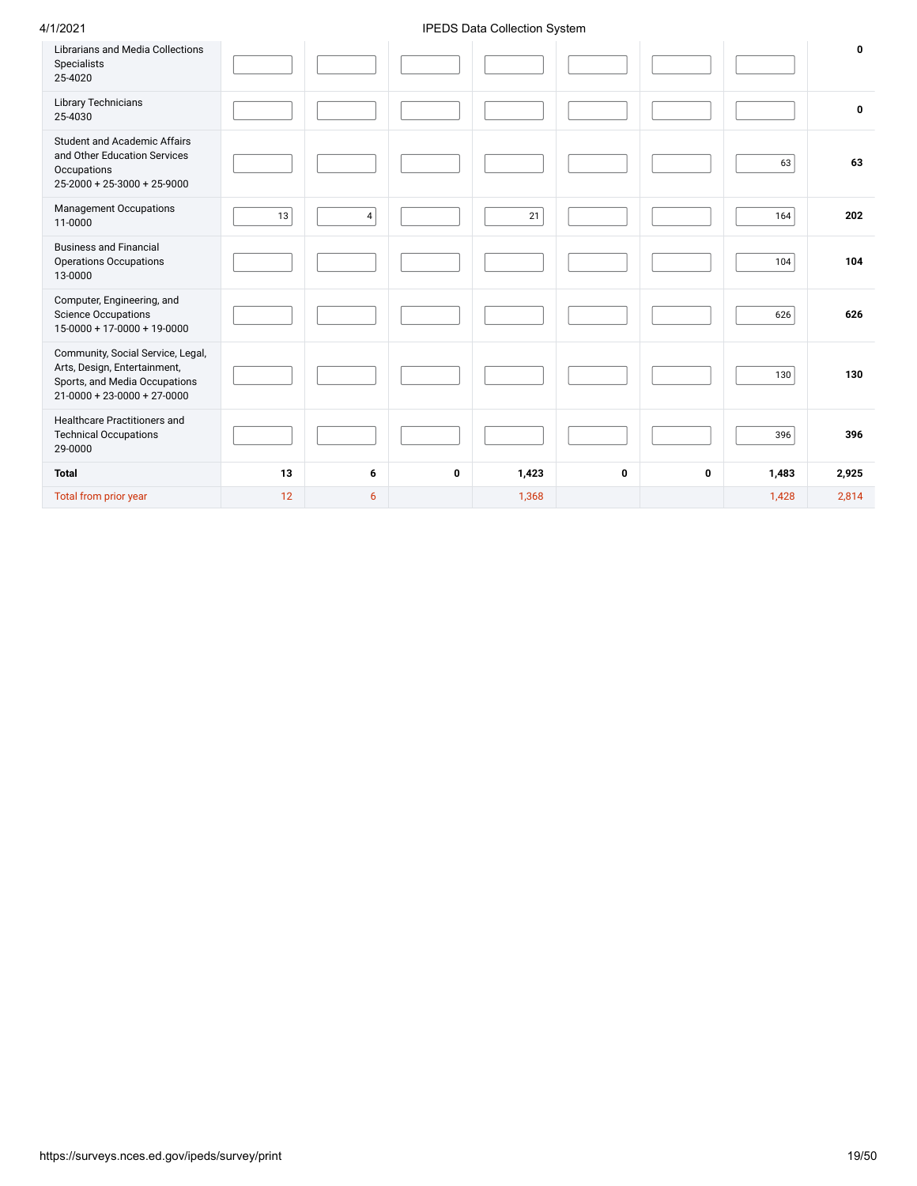| | | | | | | | | |
|---|---|---|---|---|---|---|---|---|
| Librarians and Media Collections Specialists 25-4020 | | | | | | | | 0 |
| Library Technicians 25-4030 | | | | | | | | 0 |
| Student and Academic Affairs and Other Education Services Occupations 25-2000 + 25-3000 + 25-9000 | | | | | | | 63 | 63 |
| Management Occupations 11-0000 | 13 | 4 | | 21 | | | 164 | 202 |
| Business and Financial Operations Occupations 13-0000 | | | | | | | 104 | 104 |
| Computer, Engineering, and Science Occupations 15-0000 + 17-0000 + 19-0000 | | | | | | | 626 | 626 |
| Community, Social Service, Legal, Arts, Design, Entertainment, Sports, and Media Occupations 21-0000 + 23-0000 + 27-0000 | | | | | | | 130 | 130 |
| Healthcare Practitioners and Technical Occupations 29-0000 | | | | | | | 396 | 396 |
| **Total** | **13** | **6** | **0** | **1,423** | **0** | **0** | **1,483** | **2,925** |
| Total from prior year | 12 | 6 | | 1,368 | | | 1,428 | 2,814 |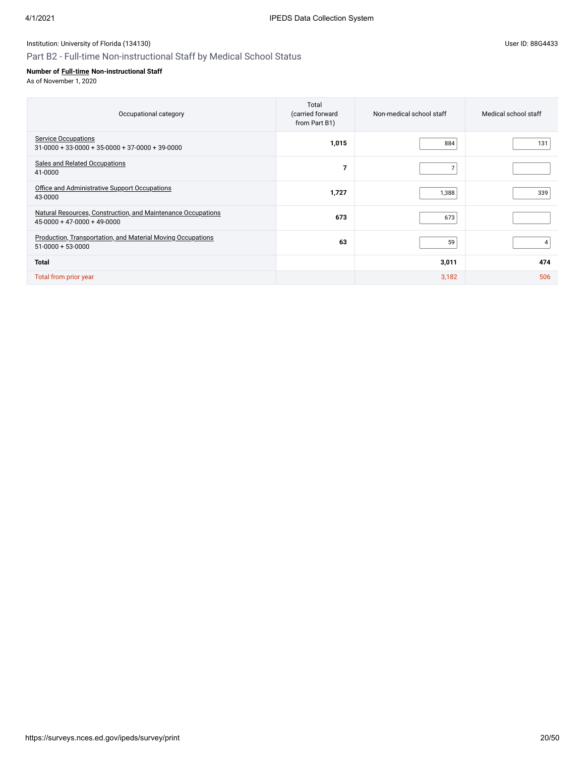Institution: University of Florida (134130)

User ID: 88G4433

## Part B2 - Full-time Non-instructional Staff by Medical School Status

**Number of Full-time Non-instructional Staff**
As of November 1, 2020

| Occupational category | Total (carried forward from Part B1) | Non-medical school staff | Medical school staff |
|---|---|---|---|
| Service Occupations<br>31-0000 + 33-0000 + 35-0000 + 37-0000 + 39-0000 | **1,015** | 884 | 131 |
| Sales and Related Occupations<br>41-0000 | **7** | 7 | |
| Office and Administrative Support Occupations<br>43-0000 | **1,727** | 1,388 | 339 |
| Natural Resources, Construction, and Maintenance Occupations<br>45-0000 + 47-0000 + 49-0000 | **673** | 673 | |
| Production, Transportation, and Material Moving Occupations<br>51-0000 + 53-0000 | **63** | 59 | 4 |
| **Total** | | **3,011** | **474** |
| Total from prior year | | 3,182 | 506 |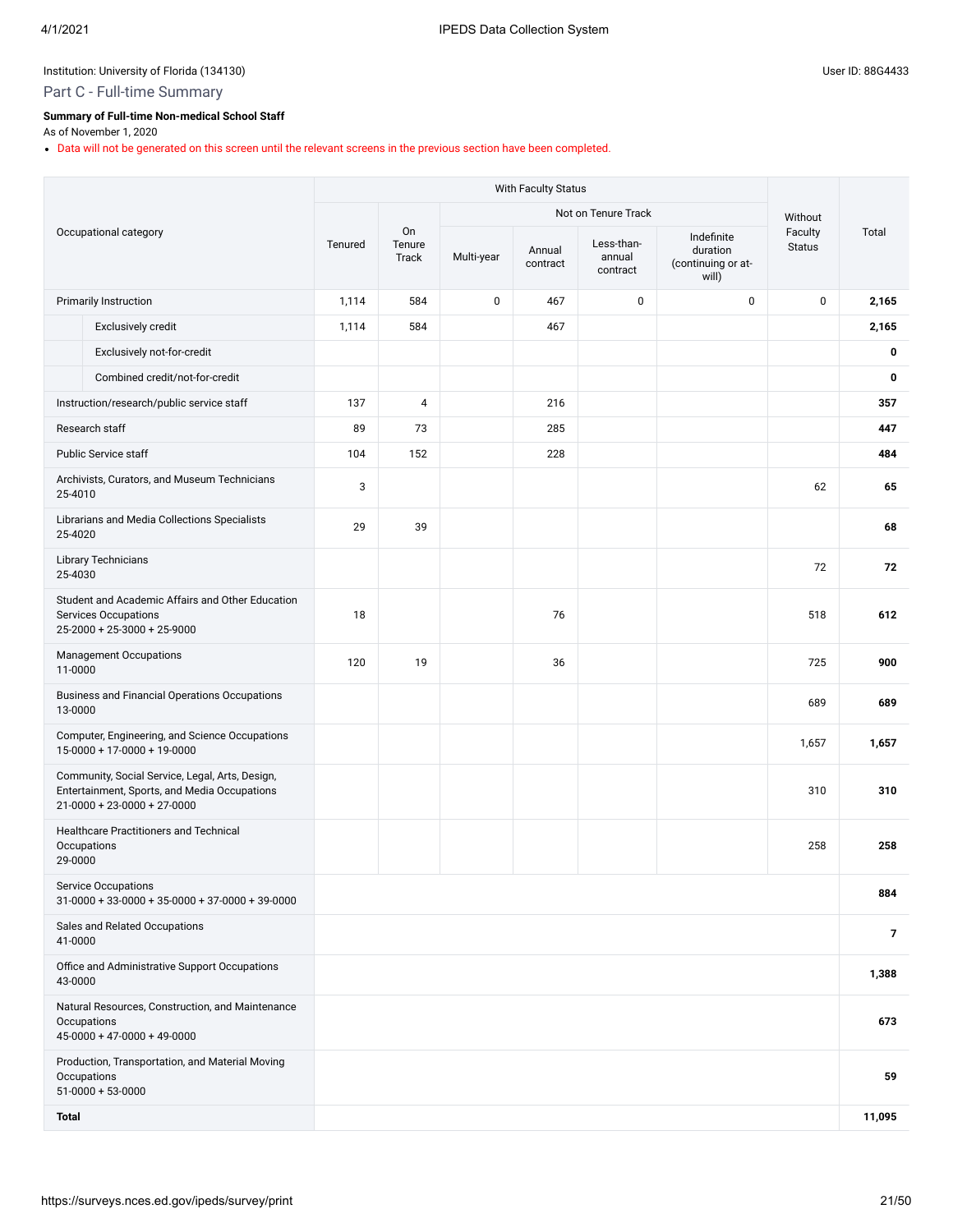Institution: University of Florida (134130)

User ID: 88G4433

## Part C - Full-time Summary

**Summary of Full-time Non-medical School Staff**

As of November 1, 2020

- Data will not be generated on this screen until the relevant screens in the previous section have been completed.

| Occupational category | With Faculty Status | | | | | | Without Faculty Status | Total |
|---|---|---|---|---|---|---|---|---|
| | Tenured | On Tenure Track | Not on Tenure Track | | | | | |
| | | | Multi-year | Annual contract | Less-than-annual contract | Indefinite duration (continuing or at-will) | | |
| Primarily Instruction | 1,114 | 584 | 0 | 467 | 0 | 0 | 0 | **2,165** |
| Exclusively credit | 1,114 | 584 | | 467 | | | | **2,165** |
| Exclusively not-for-credit | | | | | | | | **0** |
| Combined credit/not-for-credit | | | | | | | | **0** |
| Instruction/research/public service staff | 137 | 4 | | 216 | | | | **357** |
| Research staff | 89 | 73 | | 285 | | | | **447** |
| Public Service staff | 104 | 152 | | 228 | | | | **484** |
| Archivists, Curators, and Museum Technicians 25-4010 | 3 | | | | | | 62 | **65** |
| Librarians and Media Collections Specialists 25-4020 | 29 | 39 | | | | | | **68** |
| Library Technicians 25-4030 | | | | | | | 72 | **72** |
| Student and Academic Affairs and Other Education Services Occupations 25-2000 + 25-3000 + 25-9000 | 18 | | | 76 | | | 518 | **612** |
| Management Occupations 11-0000 | 120 | 19 | | 36 | | | 725 | **900** |
| Business and Financial Operations Occupations 13-0000 | | | | | | | 689 | **689** |
| Computer, Engineering, and Science Occupations 15-0000 + 17-0000 + 19-0000 | | | | | | | 1,657 | **1,657** |
| Community, Social Service, Legal, Arts, Design, Entertainment, Sports, and Media Occupations 21-0000 + 23-0000 + 27-0000 | | | | | | | 310 | **310** |
| Healthcare Practitioners and Technical Occupations 29-0000 | | | | | | | 258 | **258** |
| Service Occupations 31-0000 + 33-0000 + 35-0000 + 37-0000 + 39-0000 | | | | | | | | **884** |
| Sales and Related Occupations 41-0000 | | | | | | | | **7** |
| Office and Administrative Support Occupations 43-0000 | | | | | | | | **1,388** |
| Natural Resources, Construction, and Maintenance Occupations 45-0000 + 47-0000 + 49-0000 | | | | | | | | **673** |
| Production, Transportation, and Material Moving Occupations 51-0000 + 53-0000 | | | | | | | | **59** |
| **Total** | | | | | | | | **11,095** |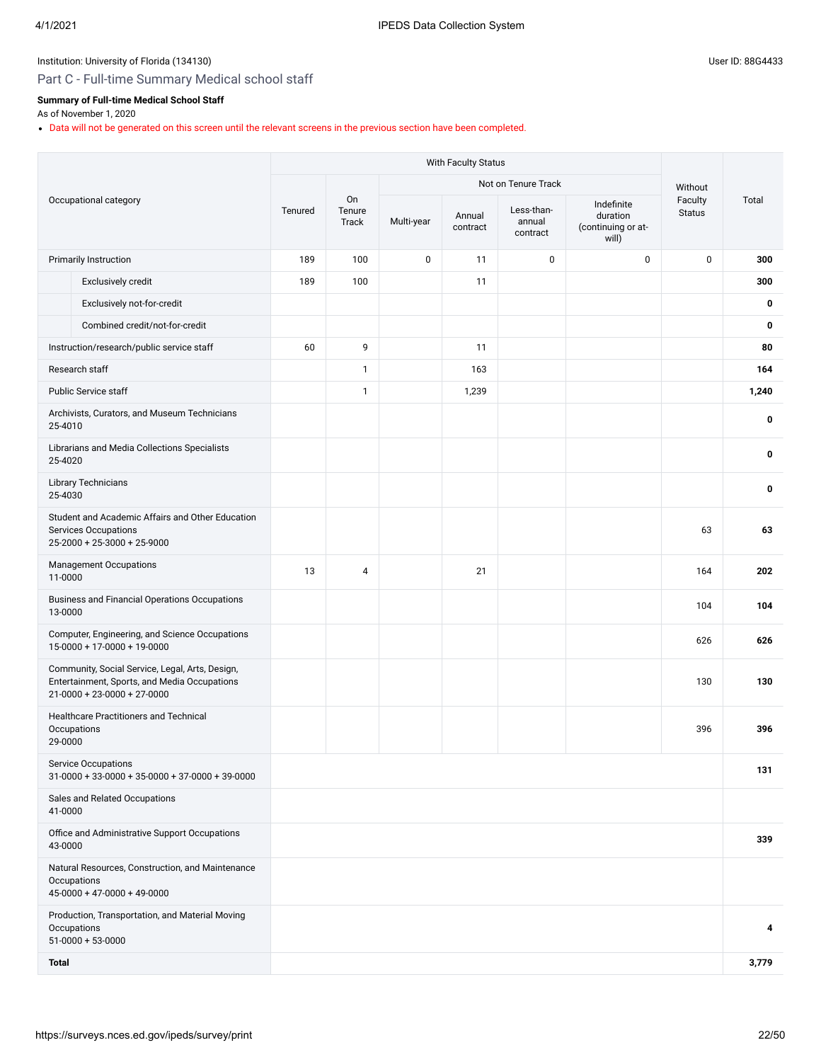Institution: University of Florida (134130)

User ID: 88G4433

## Part C - Full-time Summary Medical school staff

**Summary of Full-time Medical School Staff**

As of November 1, 2020

- Data will not be generated on this screen until the relevant screens in the previous section have been completed.

| Occupational category | With Faculty Status | | | | | | Without Faculty Status | Total |
|---|---|---|---|---|---|---|---|---|
| | Tenured | On Tenure Track | Not on Tenure Track | | | | | |
| | | | Multi-year | Annual contract | Less-than-annual contract | Indefinite duration (continuing or at-will) | | |
| Primarily Instruction | 189 | 100 | 0 | 11 | 0 | 0 | 0 | **300** |
| Exclusively credit | 189 | 100 | | 11 | | | | **300** |
| Exclusively not-for-credit | | | | | | | | **0** |
| Combined credit/not-for-credit | | | | | | | | **0** |
| Instruction/research/public service staff | 60 | 9 | | 11 | | | | **80** |
| Research staff | | 1 | | 163 | | | | **164** |
| Public Service staff | | 1 | | 1,239 | | | | **1,240** |
| Archivists, Curators, and Museum Technicians 25-4010 | | | | | | | | **0** |
| Librarians and Media Collections Specialists 25-4020 | | | | | | | | **0** |
| Library Technicians 25-4030 | | | | | | | | **0** |
| Student and Academic Affairs and Other Education Services Occupations 25-2000 + 25-3000 + 25-9000 | | | | | | | 63 | **63** |
| Management Occupations 11-0000 | 13 | 4 | | 21 | | | 164 | **202** |
| Business and Financial Operations Occupations 13-0000 | | | | | | | 104 | **104** |
| Computer, Engineering, and Science Occupations 15-0000 + 17-0000 + 19-0000 | | | | | | | 626 | **626** |
| Community, Social Service, Legal, Arts, Design, Entertainment, Sports, and Media Occupations 21-0000 + 23-0000 + 27-0000 | | | | | | | 130 | **130** |
| Healthcare Practitioners and Technical Occupations 29-0000 | | | | | | | 396 | **396** |
| Service Occupations 31-0000 + 33-0000 + 35-0000 + 37-0000 + 39-0000 | | | | | | | | **131** |
| Sales and Related Occupations 41-0000 | | | | | | | | |
| Office and Administrative Support Occupations 43-0000 | | | | | | | | **339** |
| Natural Resources, Construction, and Maintenance Occupations 45-0000 + 47-0000 + 49-0000 | | | | | | | | |
| Production, Transportation, and Material Moving Occupations 51-0000 + 53-0000 | | | | | | | | **4** |
| **Total** | | | | | | | | **3,779** |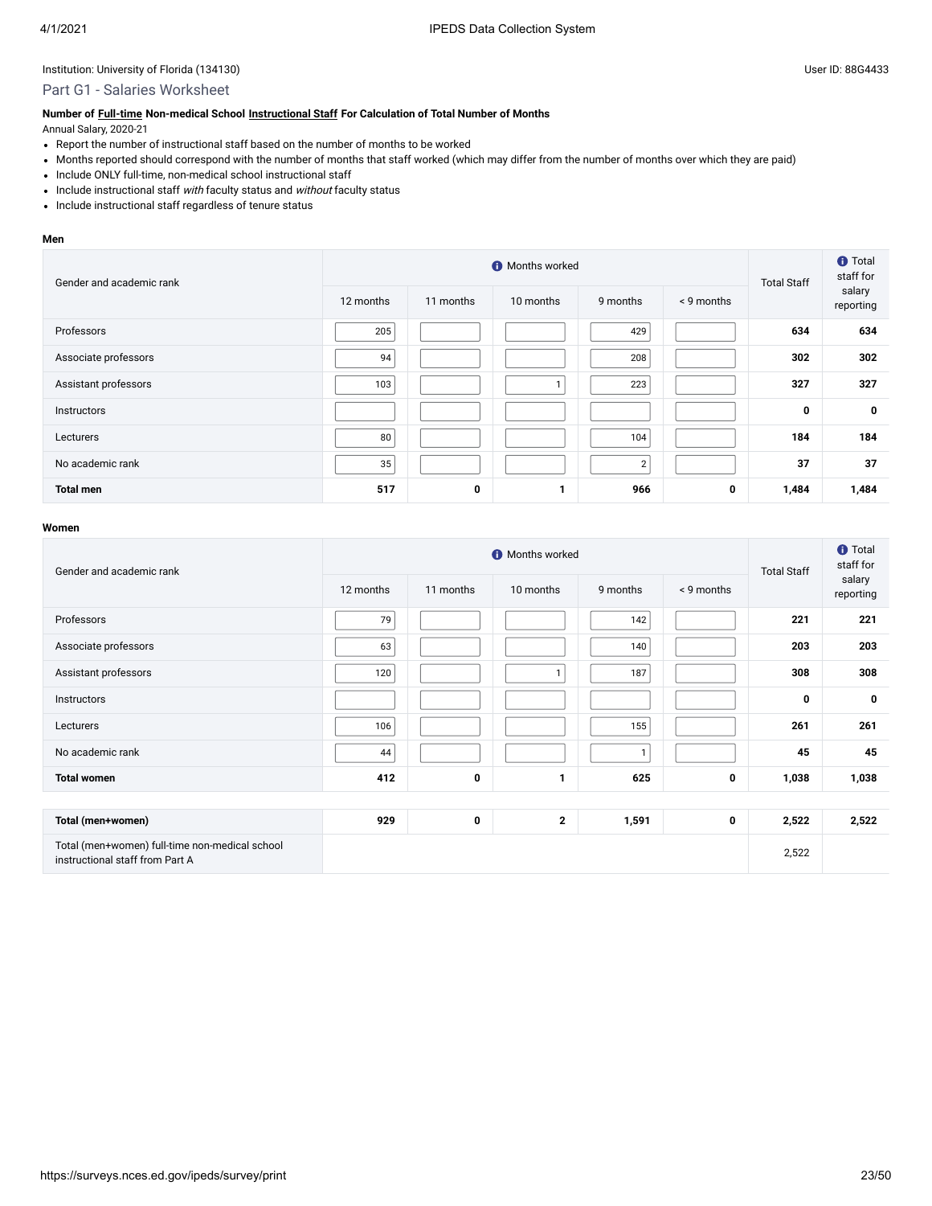Institution: University of Florida (134130)

User ID: 88G4433

## Part G1 - Salaries Worksheet

**Number of Full-time Non-medical School Instructional Staff For Calculation of Total Number of Months**

Annual Salary, 2020-21

- Report the number of instructional staff based on the number of months to be worked
- Months reported should correspond with the number of months that staff worked (which may differ from the number of months over which they are paid)
- Include ONLY full-time, non-medical school instructional staff
- Include instructional staff *with* faculty status and *without* faculty status
- Include instructional staff regardless of tenure status

**Men**

| Gender and academic rank | Months worked | | | | | Total Staff | Total staff for salary reporting |
|---|---|---|---|---|---|---|---|
| | 12 months | 11 months | 10 months | 9 months | < 9 months | | |
| Professors | 205 | | | 429 | | **634** | **634** |
| Associate professors | 94 | | | 208 | | **302** | **302** |
| Assistant professors | 103 | | 1 | 223 | | **327** | **327** |
| Instructors | | | | | | **0** | **0** |
| Lecturers | 80 | | | 104 | | **184** | **184** |
| No academic rank | 35 | | | 2 | | **37** | **37** |
| **Total men** | **517** | **0** | **1** | **966** | **0** | **1,484** | **1,484** |

**Women**

| Gender and academic rank | Months worked | | | | | Total Staff | Total staff for salary reporting |
|---|---|---|---|---|---|---|---|
| | 12 months | 11 months | 10 months | 9 months | < 9 months | | |
| Professors | 79 | | | 142 | | **221** | **221** |
| Associate professors | 63 | | | 140 | | **203** | **203** |
| Assistant professors | 120 | | 1 | 187 | | **308** | **308** |
| Instructors | | | | | | **0** | **0** |
| Lecturers | 106 | | | 155 | | **261** | **261** |
| No academic rank | 44 | | | 1 | | **45** | **45** |
| **Total women** | **412** | **0** | **1** | **625** | **0** | **1,038** | **1,038** |

| | 12 months | 11 months | 10 months | 9 months | < 9 months | Total Staff | Total staff for salary reporting |
|---|---|---|---|---|---|---|---|
| **Total (men+women)** | **929** | **0** | **2** | **1,591** | **0** | **2,522** | **2,522** |
| Total (men+women) full-time non-medical school instructional staff from Part A | | | | | | 2,522 | |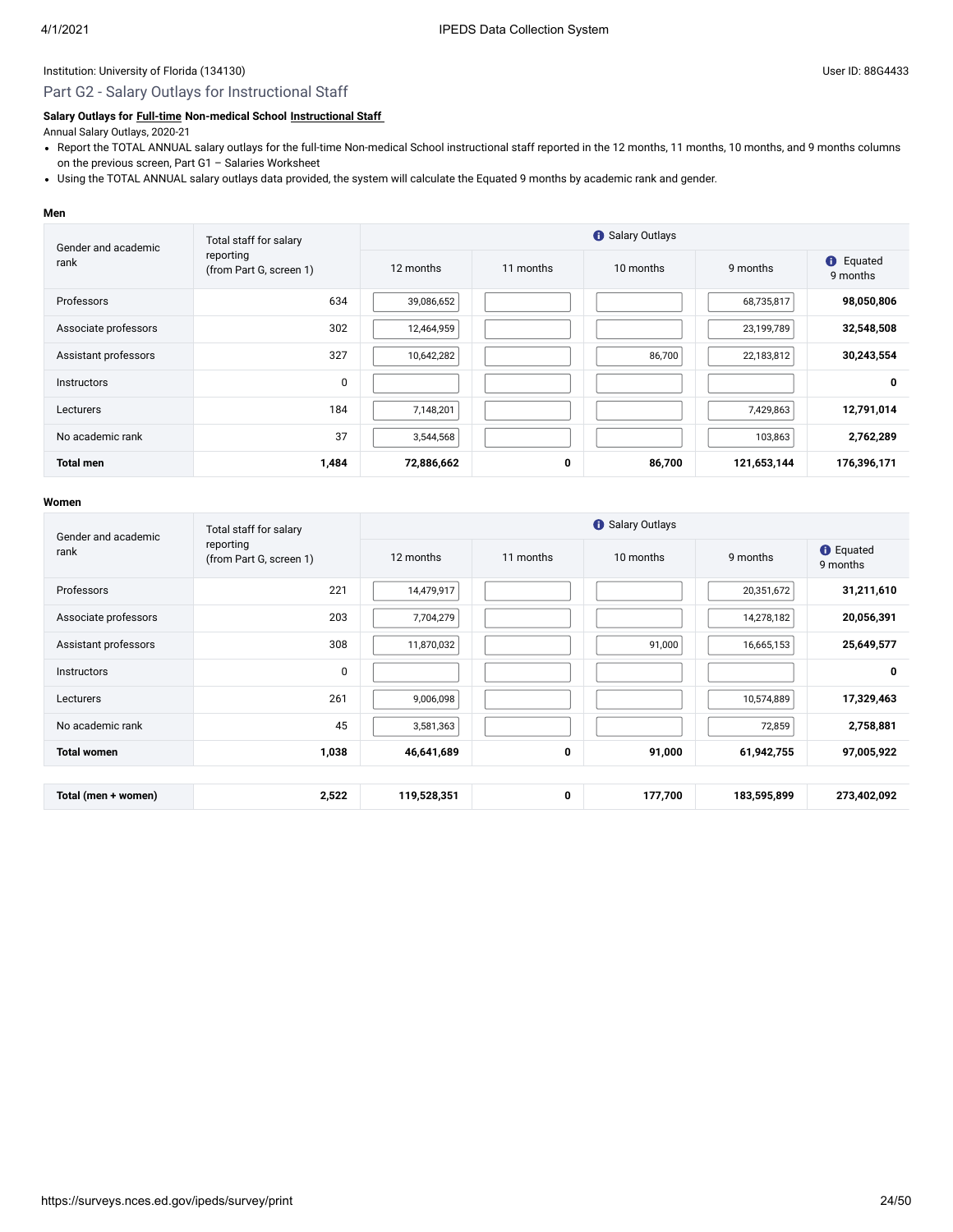Institution: University of Florida (134130)

User ID: 88G4433

## Part G2 - Salary Outlays for Instructional Staff

**Salary Outlays for Full-time Non-medical School Instructional Staff**

Annual Salary Outlays, 2020-21

- Report the TOTAL ANNUAL salary outlays for the full-time Non-medical School instructional staff reported in the 12 months, 11 months, 10 months, and 9 months columns on the previous screen, Part G1 – Salaries Worksheet
- Using the TOTAL ANNUAL salary outlays data provided, the system will calculate the Equated 9 months by academic rank and gender.

**Men**

| Gender and academic rank | Total staff for salary reporting (from Part G, screen 1) | Salary Outlays | | | | |
|---|---|---|---|---|---|---|
| | | 12 months | 11 months | 10 months | 9 months | Equated 9 months |
| Professors | 634 | 39,086,652 | | | 68,735,817 | **98,050,806** |
| Associate professors | 302 | 12,464,959 | | | 23,199,789 | **32,548,508** |
| Assistant professors | 327 | 10,642,282 | | 86,700 | 22,183,812 | **30,243,554** |
| Instructors | 0 | | | | | **0** |
| Lecturers | 184 | 7,148,201 | | | 7,429,863 | **12,791,014** |
| No academic rank | 37 | 3,544,568 | | | 103,863 | **2,762,289** |
| **Total men** | **1,484** | **72,886,662** | **0** | **86,700** | **121,653,144** | **176,396,171** |

**Women**

| Gender and academic rank | Total staff for salary reporting (from Part G, screen 1) | Salary Outlays | | | | |
|---|---|---|---|---|---|---|
| | | 12 months | 11 months | 10 months | 9 months | Equated 9 months |
| Professors | 221 | 14,479,917 | | | 20,351,672 | **31,211,610** |
| Associate professors | 203 | 7,704,279 | | | 14,278,182 | **20,056,391** |
| Assistant professors | 308 | 11,870,032 | | 91,000 | 16,665,153 | **25,649,577** |
| Instructors | 0 | | | | | **0** |
| Lecturers | 261 | 9,006,098 | | | 10,574,889 | **17,329,463** |
| No academic rank | 45 | 3,581,363 | | | 72,859 | **2,758,881** |
| **Total women** | **1,038** | **46,641,689** | **0** | **91,000** | **61,942,755** | **97,005,922** |
| **Total (men + women)** | **2,522** | **119,528,351** | **0** | **177,700** | **183,595,899** | **273,402,092** |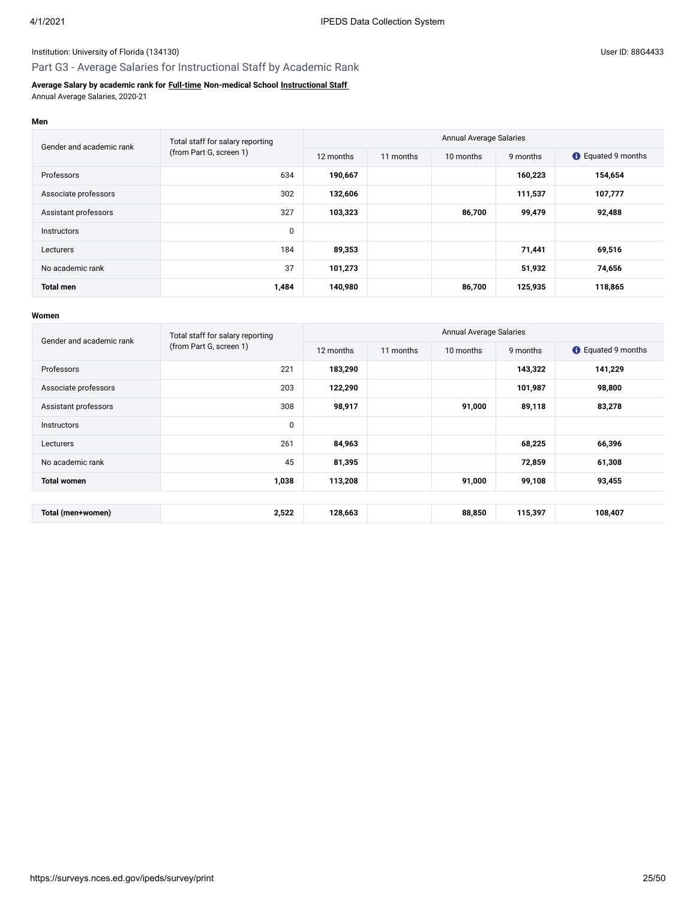Institution: University of Florida (134130)

User ID: 88G4433

## Part G3 - Average Salaries for Instructional Staff by Academic Rank

**Average Salary by academic rank for Full-time Non-medical School Instructional Staff**
Annual Average Salaries, 2020-21

**Men**

| Gender and academic rank | Total staff for salary reporting (from Part G, screen 1) | Annual Average Salaries | | | | |
|---|---|---|---|---|---|---|
| | | 12 months | 11 months | 10 months | 9 months | Equated 9 months |
| Professors | 634 | **190,667** | | | **160,223** | **154,654** |
| Associate professors | 302 | **132,606** | | | **111,537** | **107,777** |
| Assistant professors | 327 | **103,323** | | **86,700** | **99,479** | **92,488** |
| Instructors | 0 | | | | | |
| Lecturers | 184 | **89,353** | | | **71,441** | **69,516** |
| No academic rank | 37 | **101,273** | | | **51,932** | **74,656** |
| **Total men** | **1,484** | **140,980** | | **86,700** | **125,935** | **118,865** |

**Women**

| Gender and academic rank | Total staff for salary reporting (from Part G, screen 1) | Annual Average Salaries | | | | |
|---|---|---|---|---|---|---|
| | | 12 months | 11 months | 10 months | 9 months | Equated 9 months |
| Professors | 221 | **183,290** | | | **143,322** | **141,229** |
| Associate professors | 203 | **122,290** | | | **101,987** | **98,800** |
| Assistant professors | 308 | **98,917** | | **91,000** | **89,118** | **83,278** |
| Instructors | 0 | | | | | |
| Lecturers | 261 | **84,963** | | | **68,225** | **66,396** |
| No academic rank | 45 | **81,395** | | | **72,859** | **61,308** |
| **Total women** | **1,038** | **113,208** | | **91,000** | **99,108** | **93,455** |
| **Total (men+women)** | **2,522** | **128,663** | | **88,850** | **115,397** | **108,407** |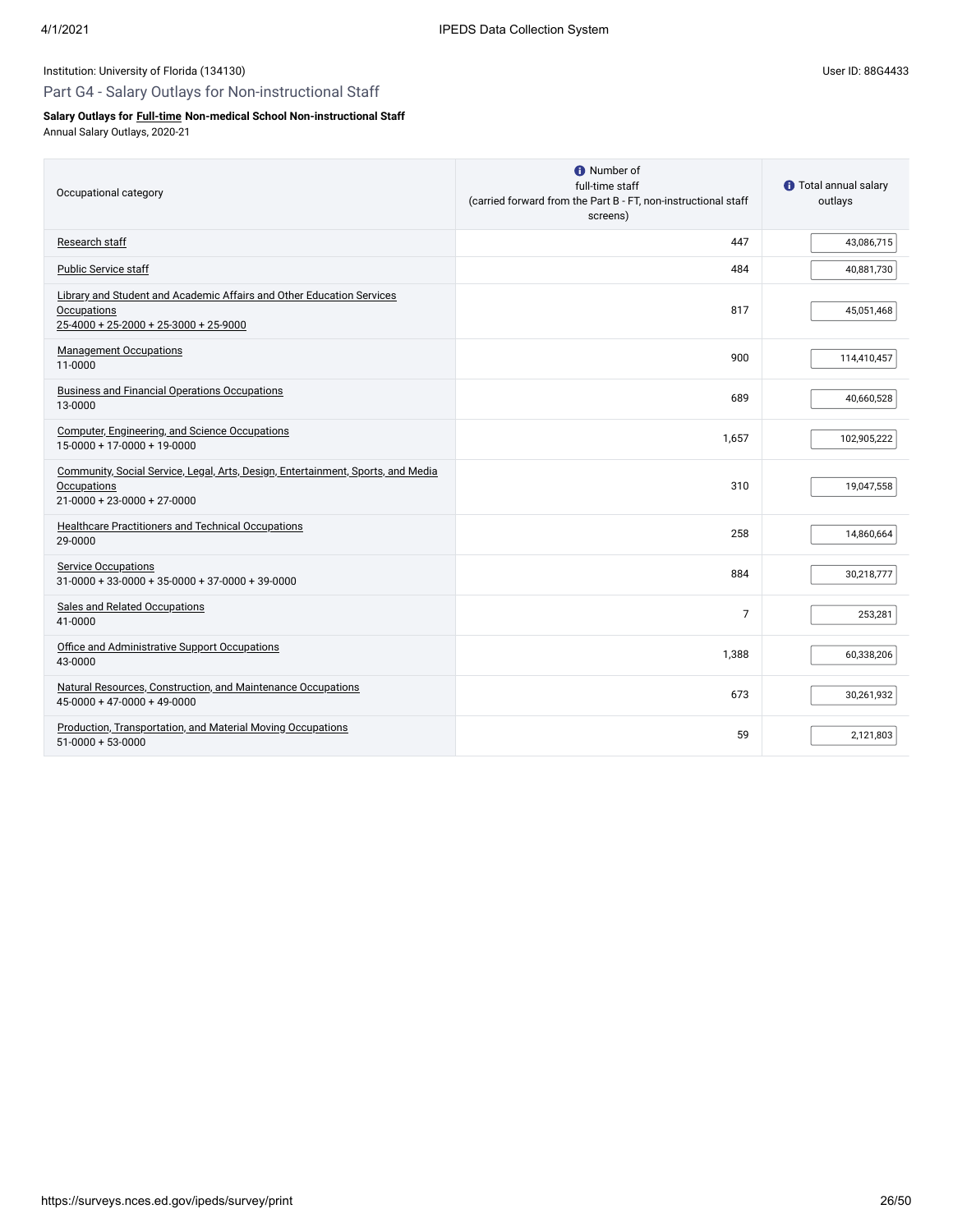Institution: University of Florida (134130)

User ID: 88G4433

## Part G4 - Salary Outlays for Non-instructional Staff

**Salary Outlays for Full-time Non-medical School Non-instructional Staff**
Annual Salary Outlays, 2020-21

| Occupational category | Number of full-time staff (carried forward from the Part B - FT, non-instructional staff screens) | Total annual salary outlays |
|---|---|---|
| Research staff | 447 | 43,086,715 |
| Public Service staff | 484 | 40,881,730 |
| Library and Student and Academic Affairs and Other Education Services Occupations 25-4000 + 25-2000 + 25-3000 + 25-9000 | 817 | 45,051,468 |
| Management Occupations 11-0000 | 900 | 114,410,457 |
| Business and Financial Operations Occupations 13-0000 | 689 | 40,660,528 |
| Computer, Engineering, and Science Occupations 15-0000 + 17-0000 + 19-0000 | 1,657 | 102,905,222 |
| Community, Social Service, Legal, Arts, Design, Entertainment, Sports, and Media Occupations 21-0000 + 23-0000 + 27-0000 | 310 | 19,047,558 |
| Healthcare Practitioners and Technical Occupations 29-0000 | 258 | 14,860,664 |
| Service Occupations 31-0000 + 33-0000 + 35-0000 + 37-0000 + 39-0000 | 884 | 30,218,777 |
| Sales and Related Occupations 41-0000 | 7 | 253,281 |
| Office and Administrative Support Occupations 43-0000 | 1,388 | 60,338,206 |
| Natural Resources, Construction, and Maintenance Occupations 45-0000 + 47-0000 + 49-0000 | 673 | 30,261,932 |
| Production, Transportation, and Material Moving Occupations 51-0000 + 53-0000 | 59 | 2,121,803 |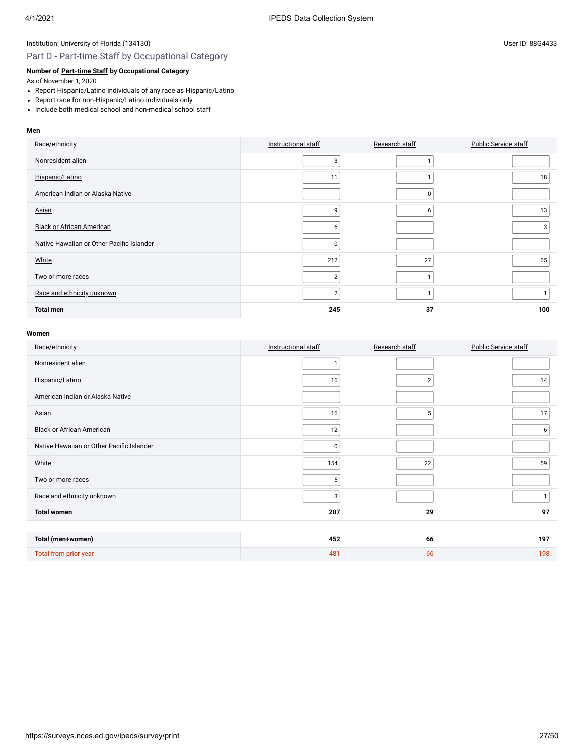Institution: University of Florida (134130)

User ID: 88G4433

## Part D - Part-time Staff by Occupational Category

**Number of Part-time Staff by Occupational Category**

As of November 1, 2020

- Report Hispanic/Latino individuals of any race as Hispanic/Latino
- Report race for non-Hispanic/Latino individuals only
- Include both medical school and non-medical school staff

### Men

| Race/ethnicity | Instructional staff | Research staff | Public Service staff |
|---|---|---|---|
| Nonresident alien | 3 | 1 | |
| Hispanic/Latino | 11 | 1 | 18 |
| American Indian or Alaska Native | | 0 | |
| Asian | 9 | 6 | 13 |
| Black or African American | 6 | | 3 |
| Native Hawaiian or Other Pacific Islander | 0 | | |
| White | 212 | 27 | 65 |
| Two or more races | 2 | 1 | |
| Race and ethnicity unknown | 2 | 1 | 1 |
| **Total men** | **245** | **37** | **100** |

### Women

| Race/ethnicity | Instructional staff | Research staff | Public Service staff |
|---|---|---|---|
| Nonresident alien | 1 | | |
| Hispanic/Latino | 16 | 2 | 14 |
| American Indian or Alaska Native | | | |
| Asian | 16 | 5 | 17 |
| Black or African American | 12 | | 6 |
| Native Hawaiian or Other Pacific Islander | 0 | | |
| White | 154 | 22 | 59 |
| Two or more races | 5 | | |
| Race and ethnicity unknown | 3 | | 1 |
| **Total women** | **207** | **29** | **97** |

| | Instructional staff | Research staff | Public Service staff |
|---|---|---|---|
| **Total (men+women)** | **452** | **66** | **197** |
| Total from prior year | 481 | 66 | 198 |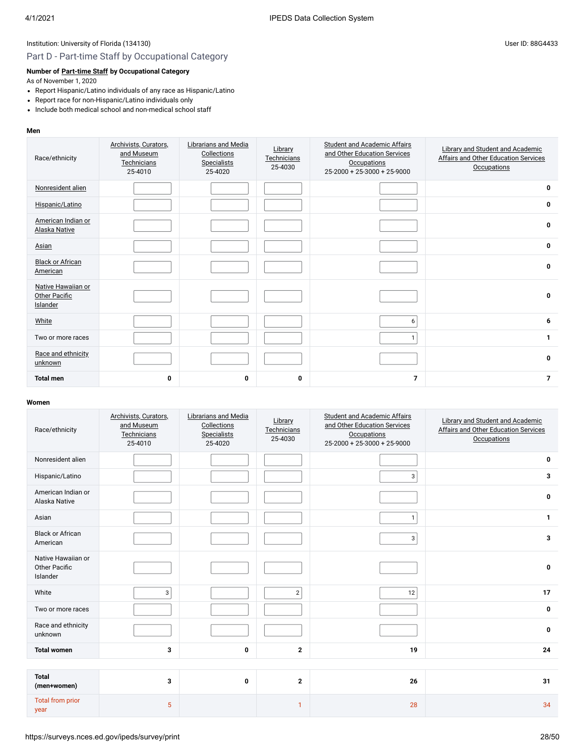Institution: University of Florida (134130)

User ID: 88G4433

## Part D - Part-time Staff by Occupational Category

**Number of Part-time Staff by Occupational Category**

As of November 1, 2020

- Report Hispanic/Latino individuals of any race as Hispanic/Latino
- Report race for non-Hispanic/Latino individuals only
- Include both medical school and non-medical school staff

**Men**

| Race/ethnicity | Archivists, Curators, and Museum Technicians 25-4010 | Librarians and Media Collections Specialists 25-4020 | Library Technicians 25-4030 | Student and Academic Affairs and Other Education Services Occupations 25-2000 + 25-3000 + 25-9000 | Library and Student and Academic Affairs and Other Education Services Occupations |
|---|---|---|---|---|---|
| Nonresident alien | | | | | 0 |
| Hispanic/Latino | | | | | 0 |
| American Indian or Alaska Native | | | | | 0 |
| Asian | | | | | 0 |
| Black or African American | | | | | 0 |
| Native Hawaiian or Other Pacific Islander | | | | | 0 |
| White | | | | 6 | 6 |
| Two or more races | | | | 1 | 1 |
| Race and ethnicity unknown | | | | | 0 |
| **Total men** | **0** | **0** | **0** | **7** | **7** |

**Women**

| Race/ethnicity | Archivists, Curators, and Museum Technicians 25-4010 | Librarians and Media Collections Specialists 25-4020 | Library Technicians 25-4030 | Student and Academic Affairs and Other Education Services Occupations 25-2000 + 25-3000 + 25-9000 | Library and Student and Academic Affairs and Other Education Services Occupations |
|---|---|---|---|---|---|
| Nonresident alien | | | | | 0 |
| Hispanic/Latino | | | | 3 | 3 |
| American Indian or Alaska Native | | | | | 0 |
| Asian | | | | 1 | 1 |
| Black or African American | | | | 3 | 3 |
| Native Hawaiian or Other Pacific Islander | | | | | 0 |
| White | 3 | | 2 | 12 | 17 |
| Two or more races | | | | | 0 |
| Race and ethnicity unknown | | | | | 0 |
| **Total women** | **3** | **0** | **2** | **19** | **24** |

| | | | | | |
|---|---|---|---|---|---|
| **Total (men+women)** | **3** | **0** | **2** | **26** | **31** |
| Total from prior year | 5 | | 1 | 28 | 34 |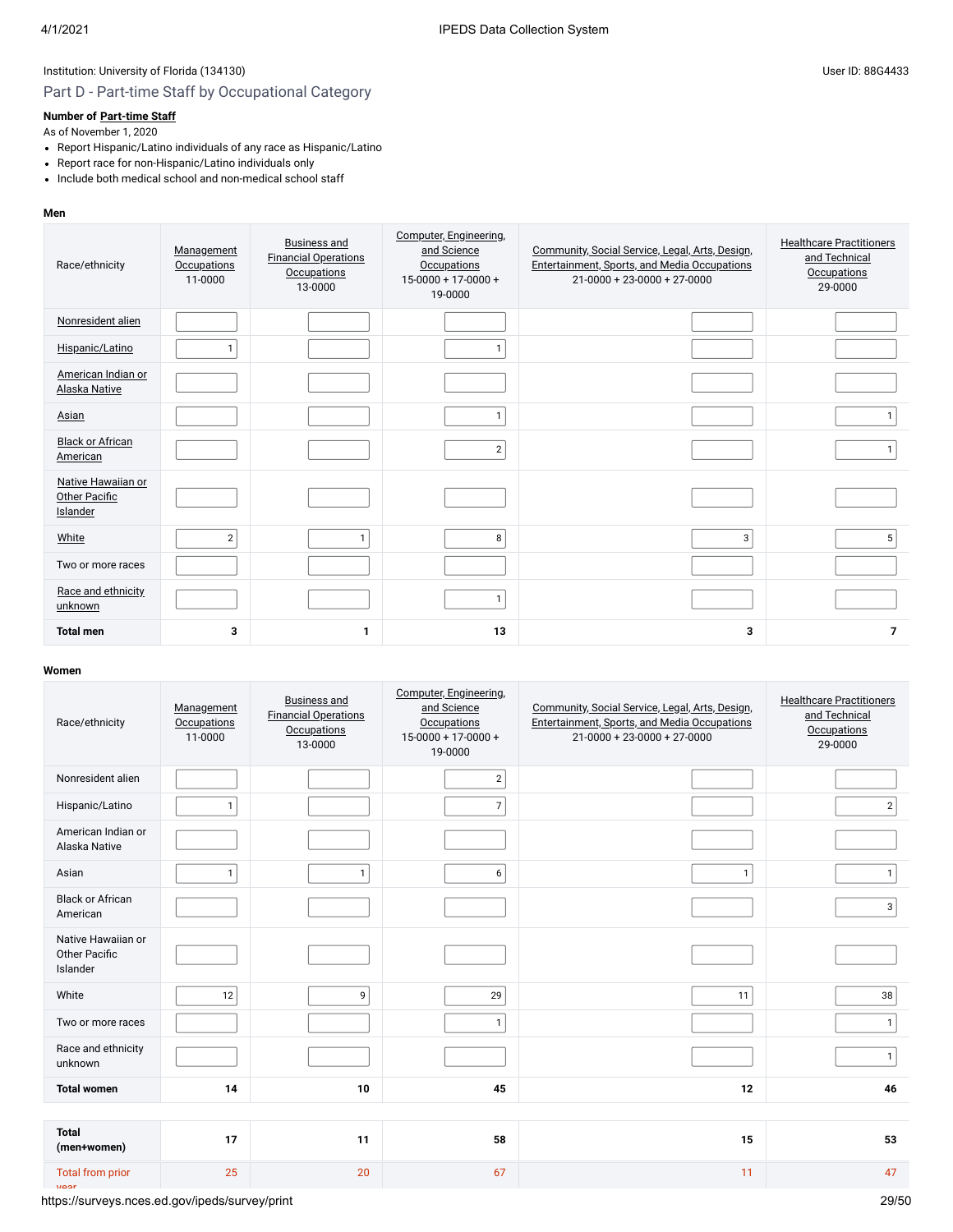Institution: University of Florida (134130)

User ID: 88G4433

## Part D - Part-time Staff by Occupational Category

**Number of Part-time Staff**

As of November 1, 2020

- Report Hispanic/Latino individuals of any race as Hispanic/Latino
- Report race for non-Hispanic/Latino individuals only
- Include both medical school and non-medical school staff

**Men**

| Race/ethnicity | Management Occupations 11-0000 | Business and Financial Operations Occupations 13-0000 | Computer, Engineering, and Science Occupations 15-0000 + 17-0000 + 19-0000 | Community, Social Service, Legal, Arts, Design, Entertainment, Sports, and Media Occupations 21-0000 + 23-0000 + 27-0000 | Healthcare Practitioners and Technical Occupations 29-0000 |
|---|---|---|---|---|---|
| Nonresident alien | | | | | |
| Hispanic/Latino | 1 | | 1 | | |
| American Indian or Alaska Native | | | | | |
| Asian | | | 1 | | 1 |
| Black or African American | | | 2 | | 1 |
| Native Hawaiian or Other Pacific Islander | | | | | |
| White | 2 | 1 | 8 | 3 | 5 |
| Two or more races | | | | | |
| Race and ethnicity unknown | | | 1 | | |
| **Total men** | **3** | **1** | **13** | **3** | **7** |

**Women**

| Race/ethnicity | Management Occupations 11-0000 | Business and Financial Operations Occupations 13-0000 | Computer, Engineering, and Science Occupations 15-0000 + 17-0000 + 19-0000 | Community, Social Service, Legal, Arts, Design, Entertainment, Sports, and Media Occupations 21-0000 + 23-0000 + 27-0000 | Healthcare Practitioners and Technical Occupations 29-0000 |
|---|---|---|---|---|---|
| Nonresident alien | | | 2 | | |
| Hispanic/Latino | 1 | | 7 | | 2 |
| American Indian or Alaska Native | | | | | |
| Asian | 1 | 1 | 6 | 1 | 1 |
| Black or African American | | | | | 3 |
| Native Hawaiian or Other Pacific Islander | | | | | |
| White | 12 | 9 | 29 | 11 | 38 |
| Two or more races | | | 1 | | 1 |
| Race and ethnicity unknown | | | | | 1 |
| **Total women** | **14** | **10** | **45** | **12** | **46** |
| **Total (men+women)** | **17** | **11** | **58** | **15** | **53** |
| Total from prior year | 25 | 20 | 67 | 11 | 47 |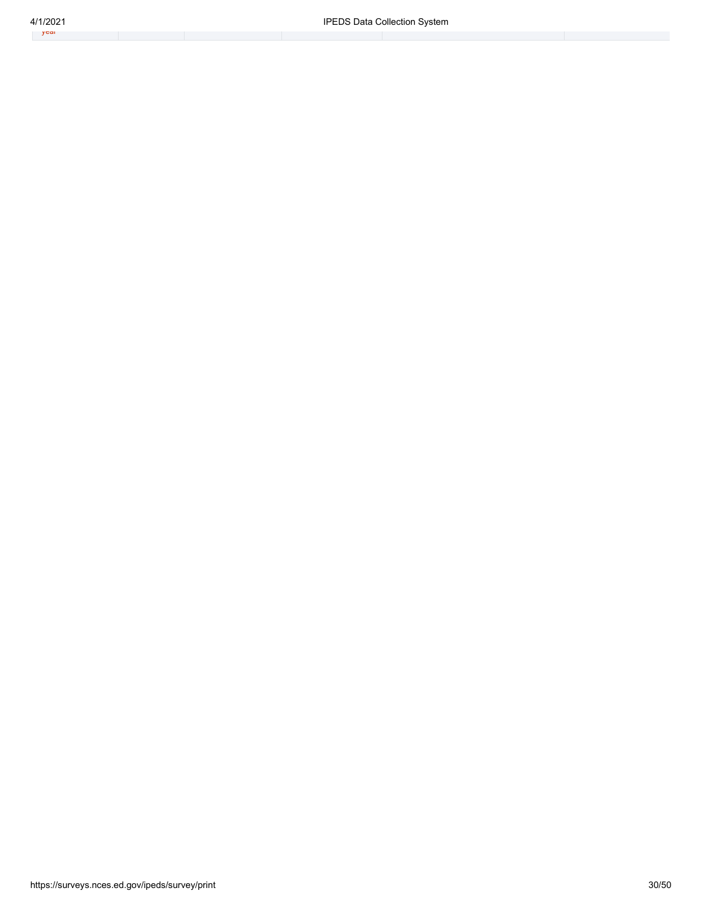| | | | | | |
|---|---|---|---|---|---|
| year | | | | | |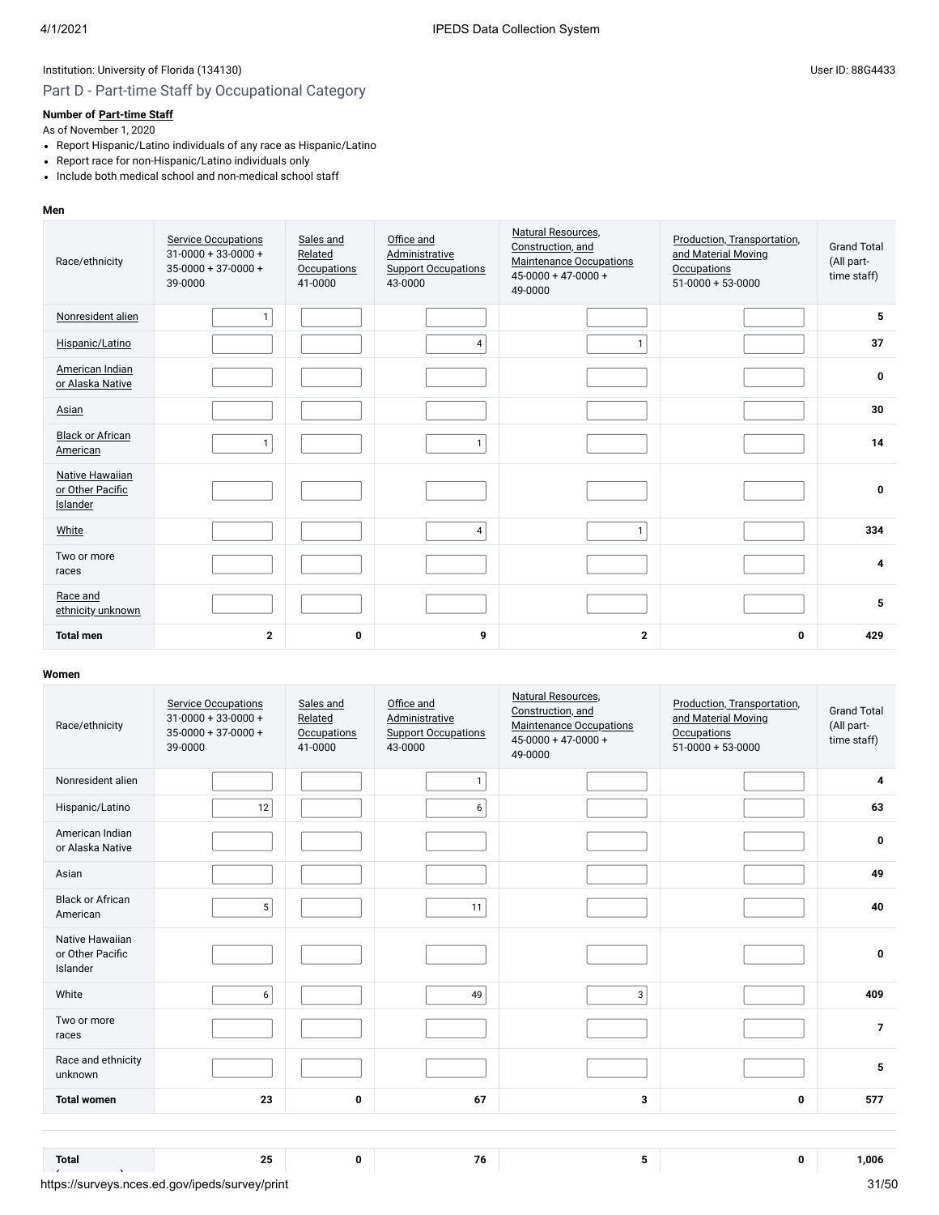Institution: University of Florida (134130)

User ID: 88G4433

## Part D - Part-time Staff by Occupational Category

**Number of Part-time Staff**

As of November 1, 2020

- Report Hispanic/Latino individuals of any race as Hispanic/Latino
- Report race for non-Hispanic/Latino individuals only
- Include both medical school and non-medical school staff

**Men**

| Race/ethnicity | Service Occupations 31-0000 + 33-0000 + 35-0000 + 37-0000 + 39-0000 | Sales and Related Occupations 41-0000 | Office and Administrative Support Occupations 43-0000 | Natural Resources, Construction, and Maintenance Occupations 45-0000 + 47-0000 + 49-0000 | Production, Transportation, and Material Moving Occupations 51-0000 + 53-0000 | Grand Total (All part-time staff) |
|---|---|---|---|---|---|---|
| Nonresident alien | 1 | | | | | **5** |
| Hispanic/Latino | | | 4 | 1 | | **37** |
| American Indian or Alaska Native | | | | | | **0** |
| Asian | | | | | | **30** |
| Black or African American | 1 | | 1 | | | **14** |
| Native Hawaiian or Other Pacific Islander | | | | | | **0** |
| White | | | 4 | 1 | | **334** |
| Two or more races | | | | | | **4** |
| Race and ethnicity unknown | | | | | | **5** |
| **Total men** | **2** | **0** | **9** | **2** | **0** | **429** |

**Women**

| Race/ethnicity | Service Occupations 31-0000 + 33-0000 + 35-0000 + 37-0000 + 39-0000 | Sales and Related Occupations 41-0000 | Office and Administrative Support Occupations 43-0000 | Natural Resources, Construction, and Maintenance Occupations 45-0000 + 47-0000 + 49-0000 | Production, Transportation, and Material Moving Occupations 51-0000 + 53-0000 | Grand Total (All part-time staff) |
|---|---|---|---|---|---|---|
| Nonresident alien | | | 1 | | | **4** |
| Hispanic/Latino | 12 | | 6 | | | **63** |
| American Indian or Alaska Native | | | | | | **0** |
| Asian | | | | | | **49** |
| Black or African American | 5 | | 11 | | | **40** |
| Native Hawaiian or Other Pacific Islander | | | | | | **0** |
| White | 6 | | 49 | 3 | | **409** |
| Two or more races | | | | | | **7** |
| Race and ethnicity unknown | | | | | | **5** |
| **Total women** | **23** | **0** | **67** | **3** | **0** | **577** |

| | | | | | | |
|---|---|---|---|---|---|---|
| **Total** | **25** | **0** | **76** | **5** | **0** | **1,006** |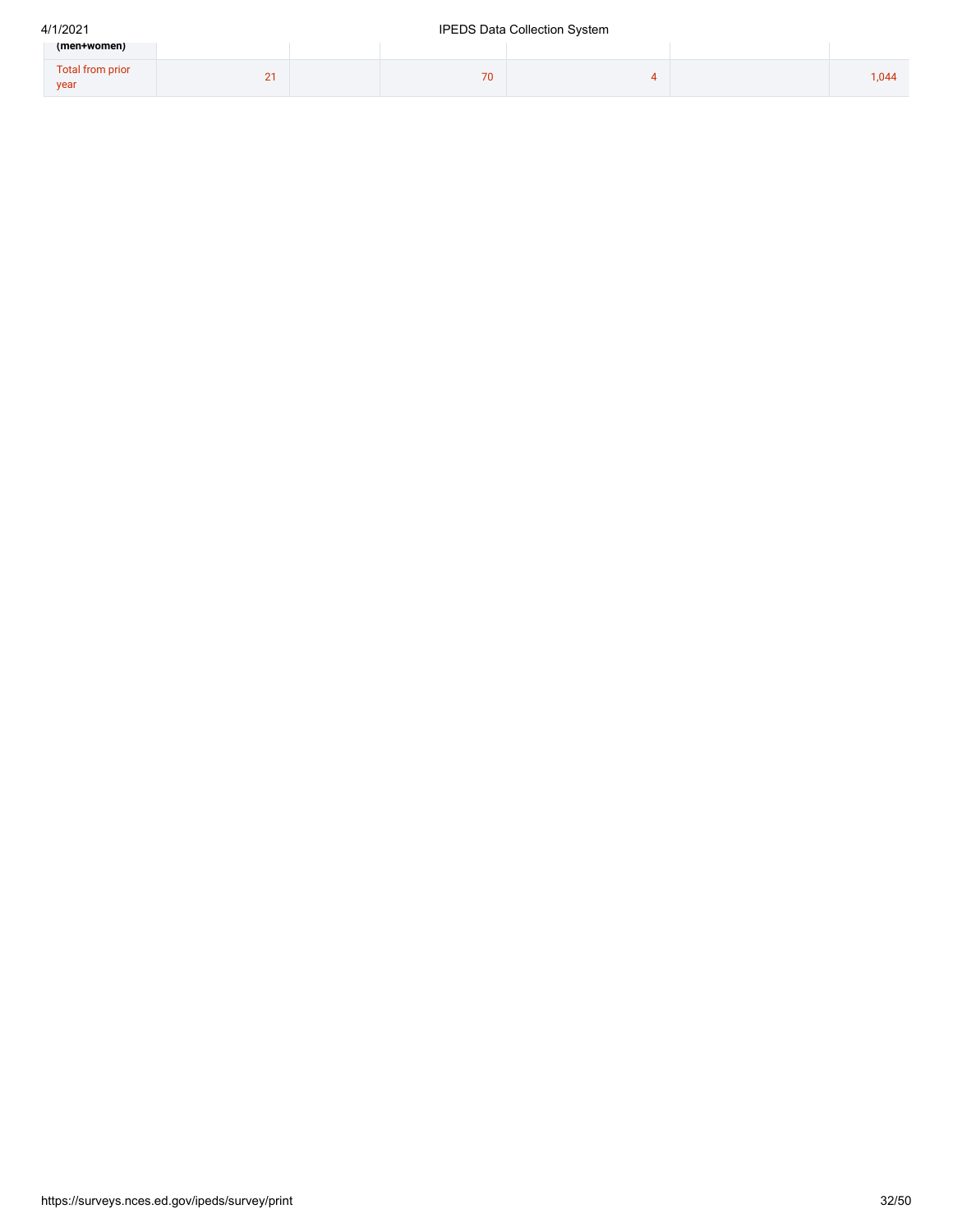| (men+women) | | | | | | |
|---|---|---|---|---|---|---|
| Total from prior year | 21 | | 70 | 4 | | 1,044 |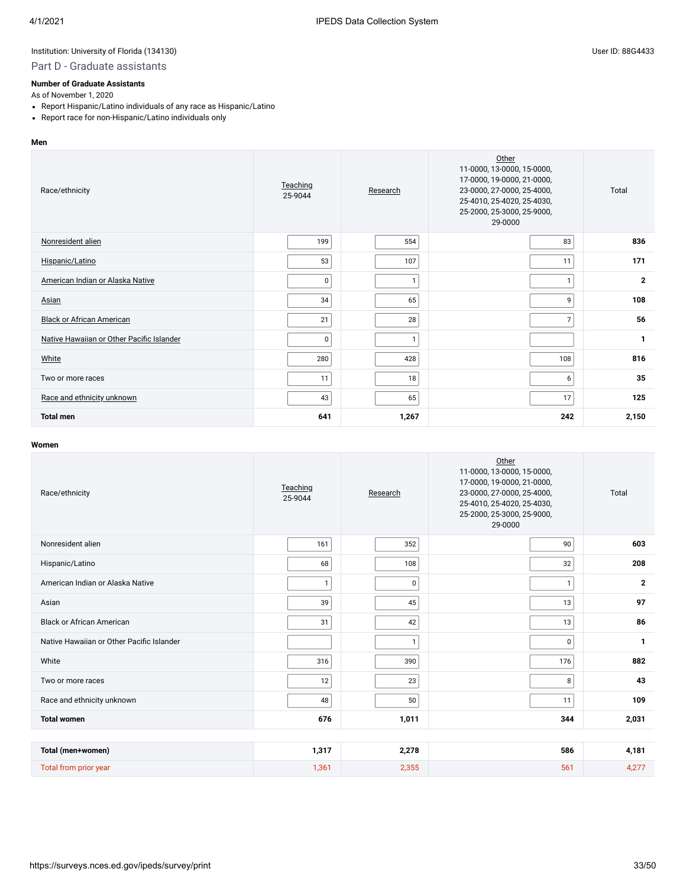Institution: University of Florida (134130)

User ID: 88G4433

## Part D - Graduate assistants

**Number of Graduate Assistants**

As of November 1, 2020

- Report Hispanic/Latino individuals of any race as Hispanic/Latino
- Report race for non-Hispanic/Latino individuals only

**Men**

| Race/ethnicity | Teaching 25-9044 | Research | Other 11-0000, 13-0000, 15-0000, 17-0000, 19-0000, 21-0000, 23-0000, 27-0000, 25-4000, 25-4010, 25-4020, 25-4030, 25-2000, 25-3000, 25-9000, 29-0000 | Total |
|---|---|---|---|---|
| Nonresident alien | 199 | 554 | 83 | **836** |
| Hispanic/Latino | 53 | 107 | 11 | **171** |
| American Indian or Alaska Native | 0 | 1 | 1 | **2** |
| Asian | 34 | 65 | 9 | **108** |
| Black or African American | 21 | 28 | 7 | **56** |
| Native Hawaiian or Other Pacific Islander | 0 | 1 | | **1** |
| White | 280 | 428 | 108 | **816** |
| Two or more races | 11 | 18 | 6 | **35** |
| Race and ethnicity unknown | 43 | 65 | 17 | **125** |
| **Total men** | **641** | **1,267** | **242** | **2,150** |

**Women**

| Race/ethnicity | Teaching 25-9044 | Research | Other 11-0000, 13-0000, 15-0000, 17-0000, 19-0000, 21-0000, 23-0000, 27-0000, 25-4000, 25-4010, 25-4020, 25-4030, 25-2000, 25-3000, 25-9000, 29-0000 | Total |
|---|---|---|---|---|
| Nonresident alien | 161 | 352 | 90 | **603** |
| Hispanic/Latino | 68 | 108 | 32 | **208** |
| American Indian or Alaska Native | 1 | 0 | 1 | **2** |
| Asian | 39 | 45 | 13 | **97** |
| Black or African American | 31 | 42 | 13 | **86** |
| Native Hawaiian or Other Pacific Islander | | 1 | 0 | **1** |
| White | 316 | 390 | 176 | **882** |
| Two or more races | 12 | 23 | 8 | **43** |
| Race and ethnicity unknown | 48 | 50 | 11 | **109** |
| **Total women** | **676** | **1,011** | **344** | **2,031** |

| | Teaching | Research | Other | Total |
|---|---|---|---|---|
| **Total (men+women)** | **1,317** | **2,278** | **586** | **4,181** |
| Total from prior year | 1,361 | 2,355 | 561 | 4,277 |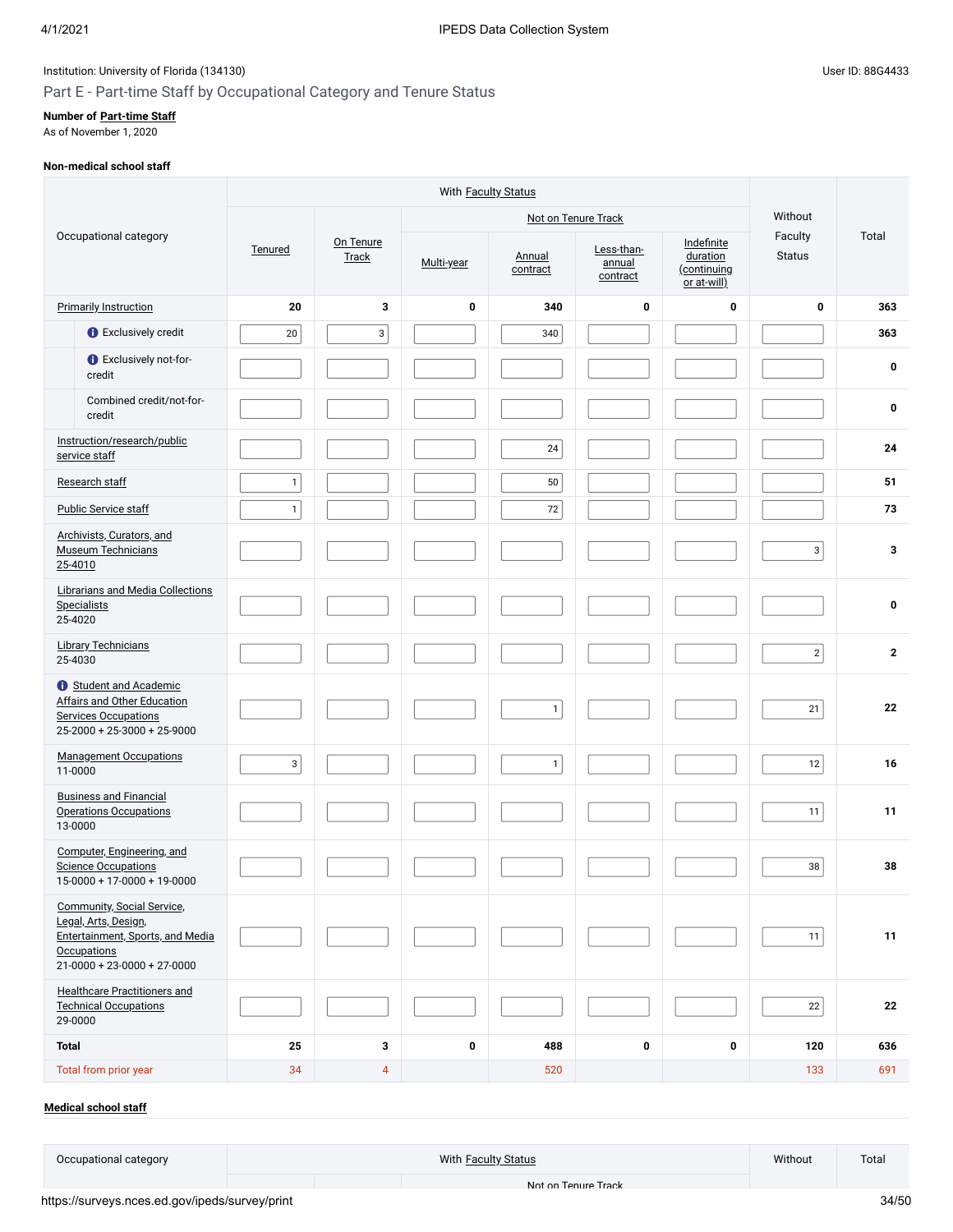Institution: University of Florida (134130)

User ID: 88G4433

## Part E - Part-time Staff by Occupational Category and Tenure Status

**Number of Part-time Staff**
As of November 1, 2020

### Non-medical school staff

| Occupational category | With Faculty Status | | | | | | Without Faculty Status | Total |
|---|---|---|---|---|---|---|---|---|
| | | | Not on Tenure Track | | | | | |
| | Tenured | On Tenure Track | Multi-year | Annual contract | Less-than-annual contract | Indefinite duration (continuing or at-will) | | |
| Primarily Instruction | 20 | 3 | 0 | 340 | 0 | 0 | 0 | 363 |
| Exclusively credit | 20 | 3 | | 340 | | | | 363 |
| Exclusively not-for-credit | | | | | | | | 0 |
| Combined credit/not-for-credit | | | | | | | | 0 |
| Instruction/research/public service staff | | | | 24 | | | | 24 |
| Research staff | 1 | | | 50 | | | | 51 |
| Public Service staff | 1 | | | 72 | | | | 73 |
| Archivists, Curators, and Museum Technicians 25-4010 | | | | | | | 3 | 3 |
| Librarians and Media Collections Specialists 25-4020 | | | | | | | | 0 |
| Library Technicians 25-4030 | | | | | | | 2 | 2 |
| Student and Academic Affairs and Other Education Services Occupations 25-2000 + 25-3000 + 25-9000 | | | | 1 | | | 21 | 22 |
| Management Occupations 11-0000 | 3 | | | 1 | | | 12 | 16 |
| Business and Financial Operations Occupations 13-0000 | | | | | | | 11 | 11 |
| Computer, Engineering, and Science Occupations 15-0000 + 17-0000 + 19-0000 | | | | | | | 38 | 38 |
| Community, Social Service, Legal, Arts, Design, Entertainment, Sports, and Media Occupations 21-0000 + 23-0000 + 27-0000 | | | | | | | 11 | 11 |
| Healthcare Practitioners and Technical Occupations 29-0000 | | | | | | | 22 | 22 |
| **Total** | **25** | **3** | **0** | **488** | **0** | **0** | **120** | **636** |
| Total from prior year | 34 | 4 | | 520 | | | 133 | 691 |

### Medical school staff

| Occupational category | With Faculty Status | | | Without | Total |
|---|---|---|---|---|---|
| | | | Not on Tenure Track | | |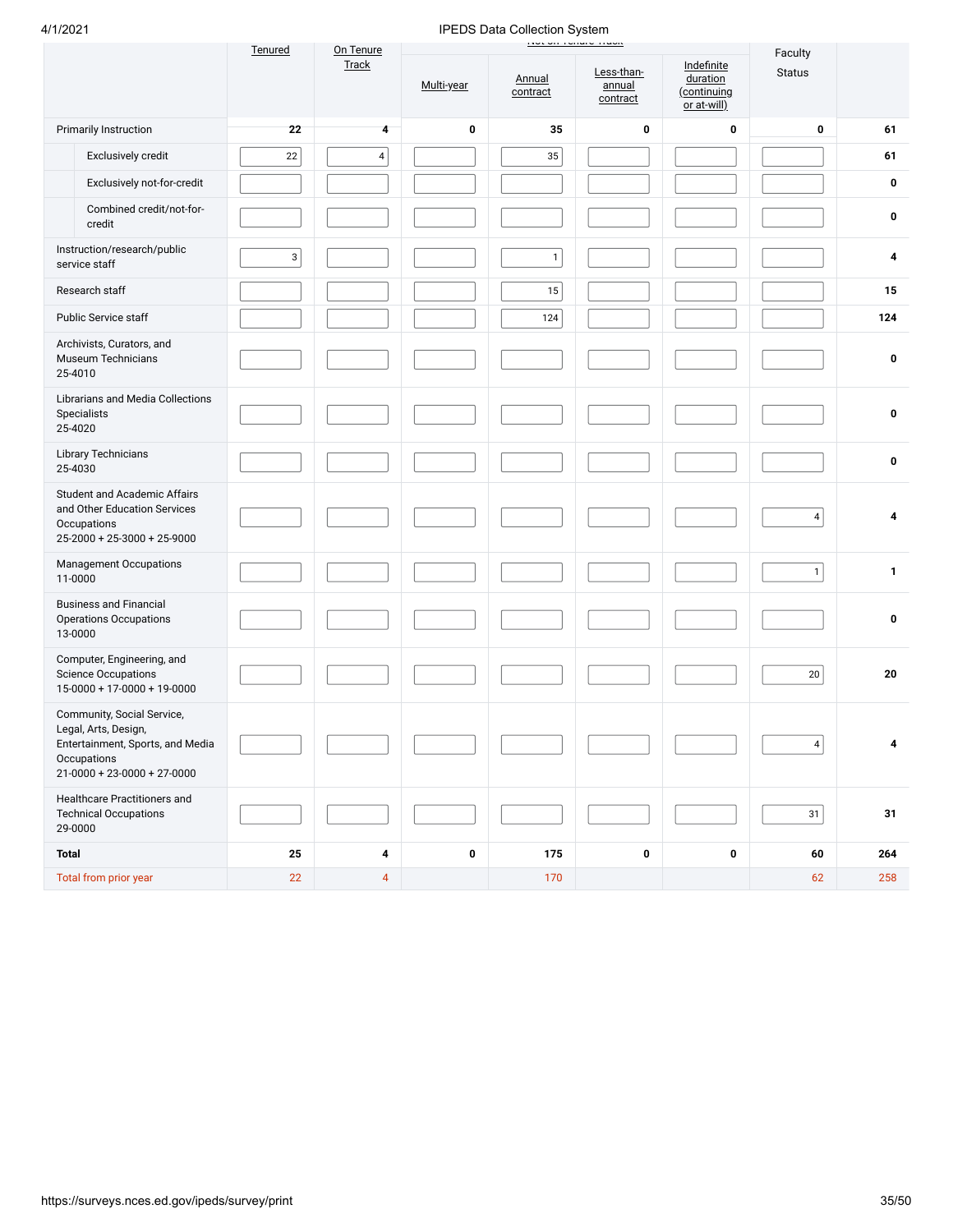| | Tenured | On Tenure Track | Not on Tenure Track | | | | Faculty Status | |
|---|---|---|---|---|---|---|---|---|
| | | | Multi-year | Annual contract | Less-than-annual contract | Indefinite duration (continuing or at-will) | | |
| Primarily Instruction | 22 | 4 | 0 | 35 | 0 | 0 | 0 | 61 |
| Exclusively credit | 22 | 4 | | 35 | | | | 61 |
| Exclusively not-for-credit | | | | | | | | 0 |
| Combined credit/not-for-credit | | | | | | | | 0 |
| Instruction/research/public service staff | 3 | | | 1 | | | | 4 |
| Research staff | | | | 15 | | | | 15 |
| Public Service staff | | | | 124 | | | | 124 |
| Archivists, Curators, and Museum Technicians 25-4010 | | | | | | | | 0 |
| Librarians and Media Collections Specialists 25-4020 | | | | | | | | 0 |
| Library Technicians 25-4030 | | | | | | | | 0 |
| Student and Academic Affairs and Other Education Services Occupations 25-2000 + 25-3000 + 25-9000 | | | | | | | 4 | 4 |
| Management Occupations 11-0000 | | | | | | | 1 | 1 |
| Business and Financial Operations Occupations 13-0000 | | | | | | | | 0 |
| Computer, Engineering, and Science Occupations 15-0000 + 17-0000 + 19-0000 | | | | | | | 20 | 20 |
| Community, Social Service, Legal, Arts, Design, Entertainment, Sports, and Media Occupations 21-0000 + 23-0000 + 27-0000 | | | | | | | 4 | 4 |
| Healthcare Practitioners and Technical Occupations 29-0000 | | | | | | | 31 | 31 |
| **Total** | 25 | 4 | 0 | 175 | 0 | 0 | 60 | 264 |
| Total from prior year | 22 | 4 | | 170 | | | 62 | 258 |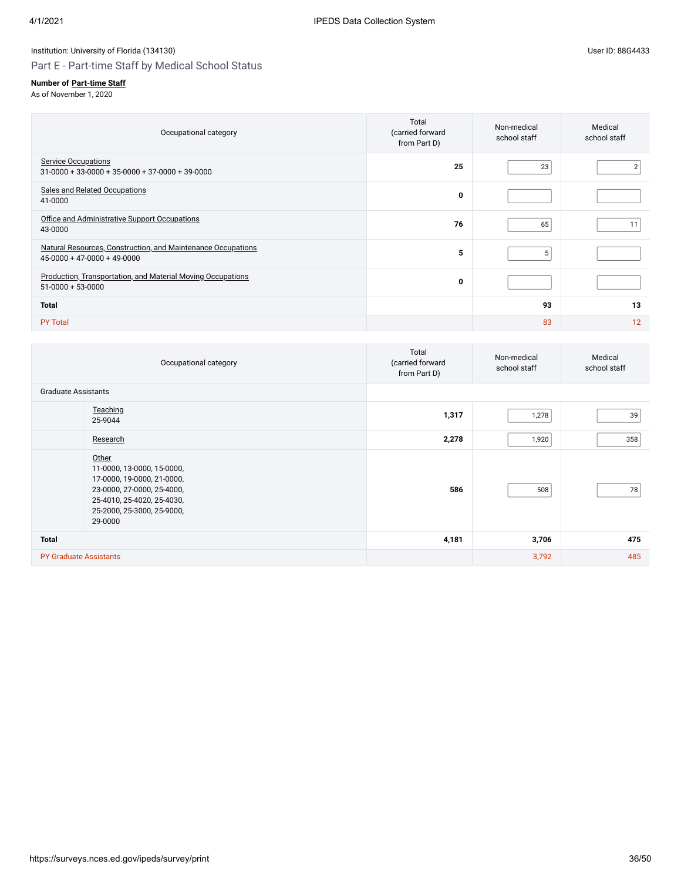Institution: University of Florida (134130)

User ID: 88G4433

## Part E - Part-time Staff by Medical School Status

**Number of Part-time Staff**
As of November 1, 2020

| Occupational category | Total (carried forward from Part D) | Non-medical school staff | Medical school staff |
|---|---|---|---|
| Service Occupations<br>31-0000 + 33-0000 + 35-0000 + 37-0000 + 39-0000 | **25** | 23 | 2 |
| Sales and Related Occupations<br>41-0000 | **0** | | |
| Office and Administrative Support Occupations<br>43-0000 | **76** | 65 | 11 |
| Natural Resources, Construction, and Maintenance Occupations<br>45-0000 + 47-0000 + 49-0000 | **5** | 5 | |
| Production, Transportation, and Material Moving Occupations<br>51-0000 + 53-0000 | **0** | | |
| **Total** | | **93** | **13** |
| PY Total | | 83 | 12 |

| Occupational category | | Total (carried forward from Part D) | Non-medical school staff | Medical school staff |
|---|---|---|---|---|
| Graduate Assistants | | | | |
| | Teaching<br>25-9044 | **1,317** | 1,278 | 39 |
| | Research | **2,278** | 1,920 | 358 |
| | Other<br>11-0000, 13-0000, 15-0000, 17-0000, 19-0000, 21-0000, 23-0000, 27-0000, 25-4000, 25-4010, 25-4020, 25-4030, 25-2000, 25-3000, 25-9000, 29-0000 | **586** | 508 | 78 |
| **Total** | | **4,181** | **3,706** | **475** |
| PY Graduate Assistants | | | 3,792 | 485 |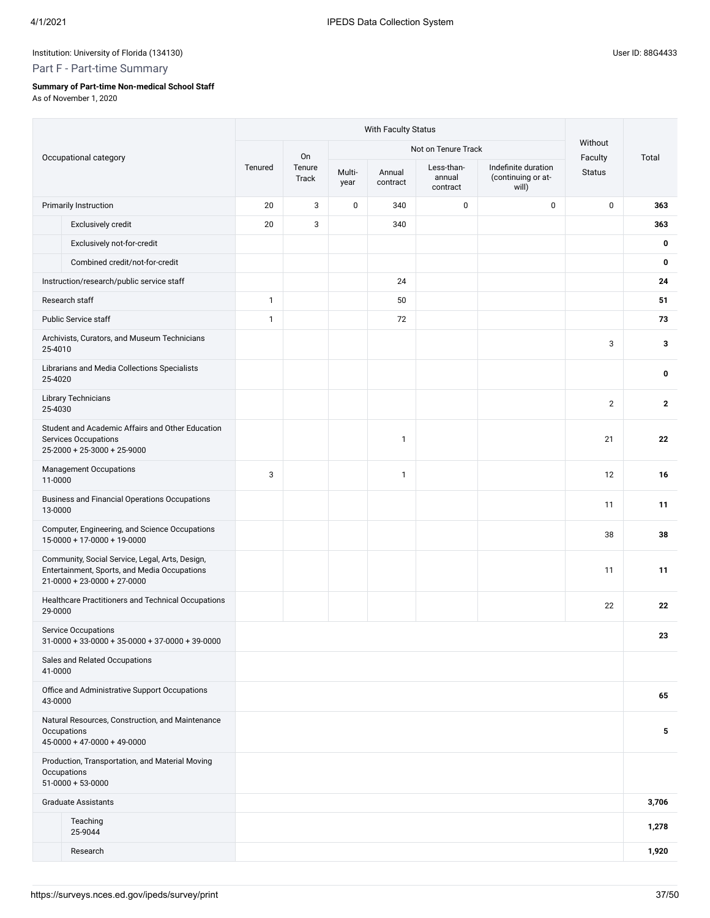Institution: University of Florida (134130)

User ID: 88G4433

## Part F - Part-time Summary

**Summary of Part-time Non-medical School Staff**

As of November 1, 2020

| Occupational category | With Faculty Status | | | | | | Without Faculty Status | Total |
|---|---|---|---|---|---|---|---|---|
| | Tenured | On Tenure Track | Not on Tenure Track | | | | | |
| | | | Multi-year | Annual contract | Less-than-annual contract | Indefinite duration (continuing or at-will) | | |
| Primarily Instruction | 20 | 3 | 0 | 340 | 0 | 0 | 0 | **363** |
| Exclusively credit | 20 | 3 | | 340 | | | | **363** |
| Exclusively not-for-credit | | | | | | | | **0** |
| Combined credit/not-for-credit | | | | | | | | **0** |
| Instruction/research/public service staff | | | | 24 | | | | **24** |
| Research staff | 1 | | | 50 | | | | **51** |
| Public Service staff | 1 | | | 72 | | | | **73** |
| Archivists, Curators, and Museum Technicians 25-4010 | | | | | | | 3 | **3** |
| Librarians and Media Collections Specialists 25-4020 | | | | | | | | **0** |
| Library Technicians 25-4030 | | | | | | | 2 | **2** |
| Student and Academic Affairs and Other Education Services Occupations 25-2000 + 25-3000 + 25-9000 | | | | 1 | | | 21 | **22** |
| Management Occupations 11-0000 | 3 | | | 1 | | | 12 | **16** |
| Business and Financial Operations Occupations 13-0000 | | | | | | | 11 | **11** |
| Computer, Engineering, and Science Occupations 15-0000 + 17-0000 + 19-0000 | | | | | | | 38 | **38** |
| Community, Social Service, Legal, Arts, Design, Entertainment, Sports, and Media Occupations 21-0000 + 23-0000 + 27-0000 | | | | | | | 11 | **11** |
| Healthcare Practitioners and Technical Occupations 29-0000 | | | | | | | 22 | **22** |
| Service Occupations 31-0000 + 33-0000 + 35-0000 + 37-0000 + 39-0000 | | | | | | | | **23** |
| Sales and Related Occupations 41-0000 | | | | | | | | |
| Office and Administrative Support Occupations 43-0000 | | | | | | | | **65** |
| Natural Resources, Construction, and Maintenance Occupations 45-0000 + 47-0000 + 49-0000 | | | | | | | | **5** |
| Production, Transportation, and Material Moving Occupations 51-0000 + 53-0000 | | | | | | | | |
| Graduate Assistants | | | | | | | | **3,706** |
| Teaching 25-9044 | | | | | | | | **1,278** |
| Research | | | | | | | | **1,920** |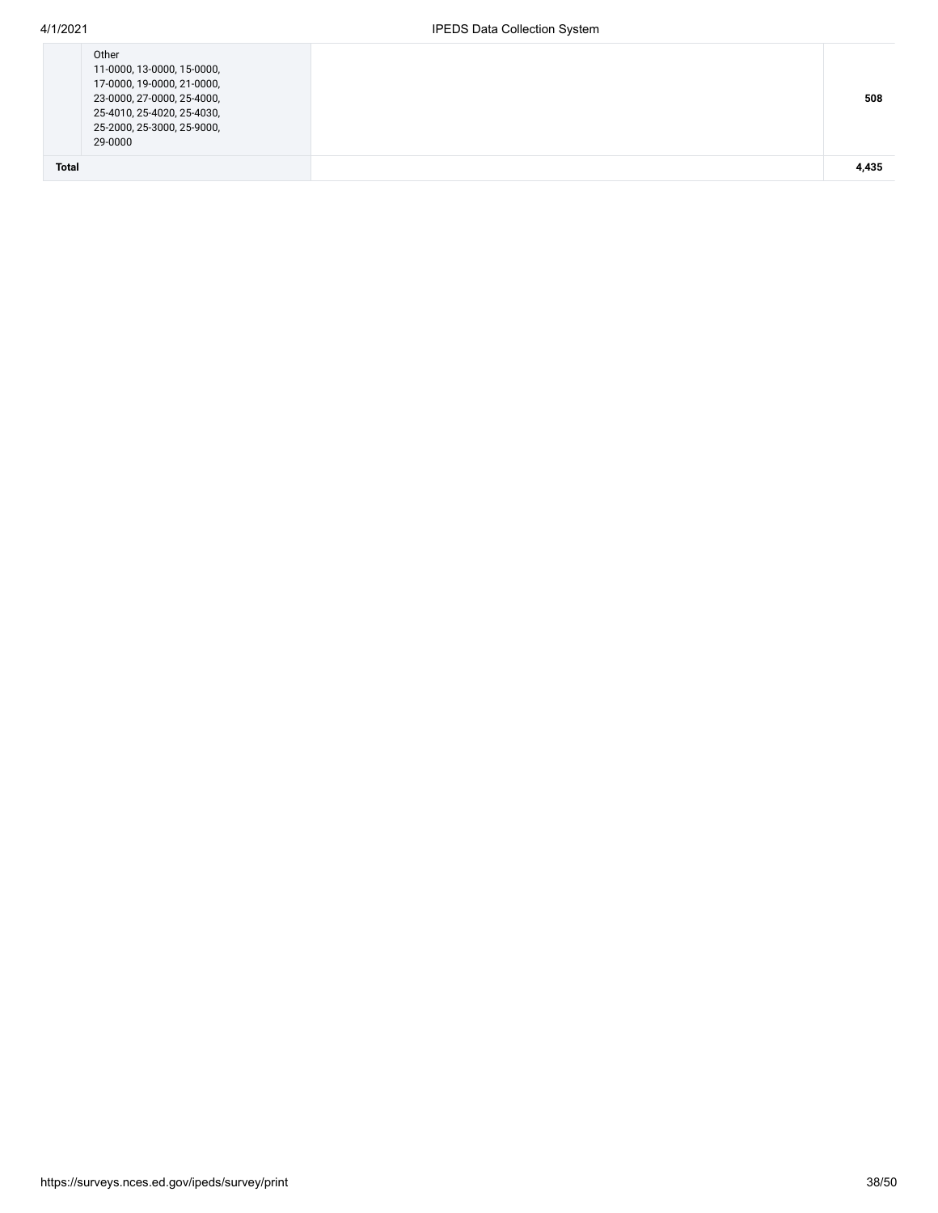| | | | |
|---|---|---|---|
| | Other<br>11-0000, 13-0000, 15-0000, 17-0000, 19-0000, 21-0000, 23-0000, 27-0000, 25-4000, 25-4010, 25-4020, 25-4030, 25-2000, 25-3000, 25-9000, 29-0000 | | **508** |
| **Total** | | | **4,435** |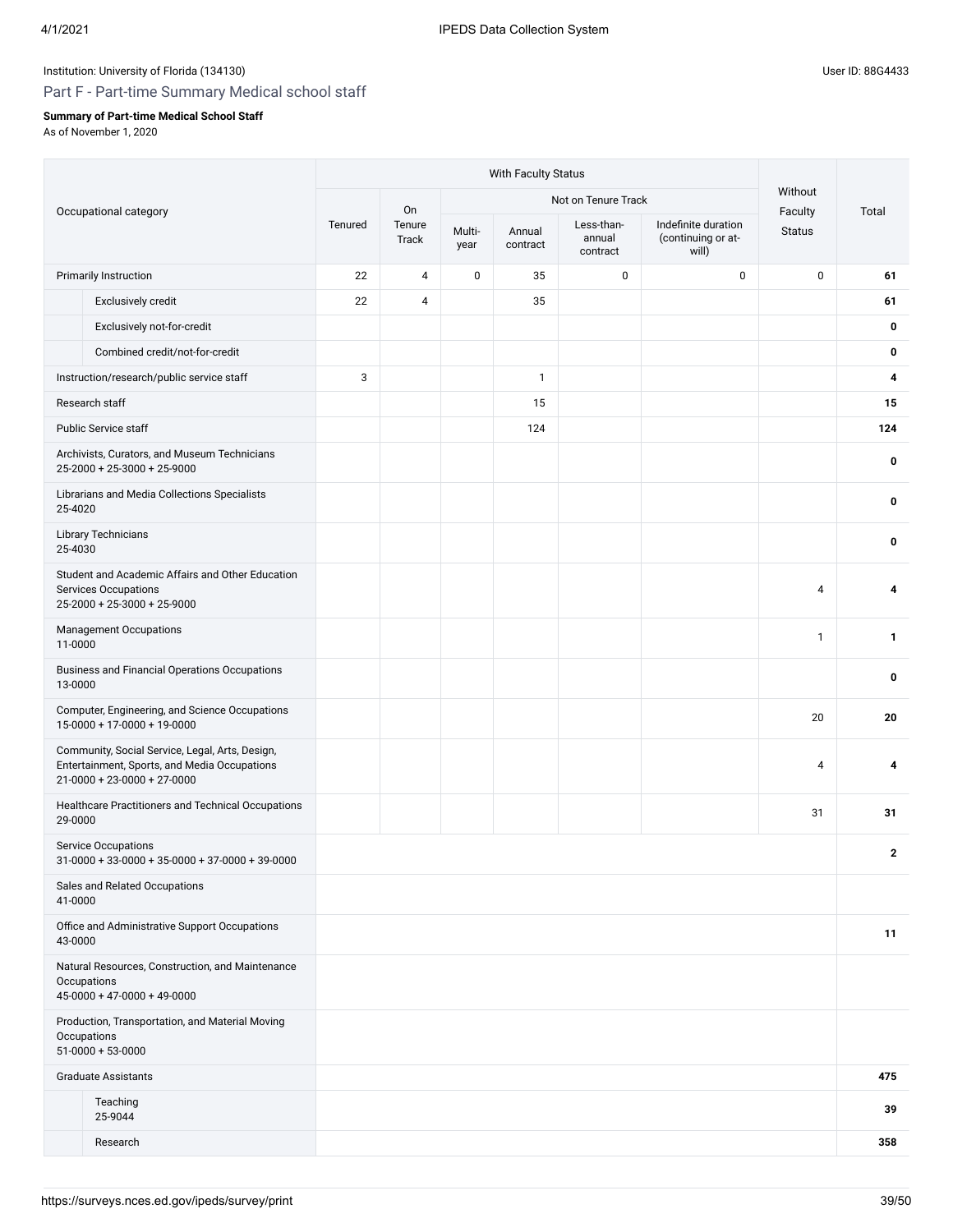Institution: University of Florida (134130)

## Part F - Part-time Summary Medical school staff

**Summary of Part-time Medical School Staff**
As of November 1, 2020

| Occupational category | With Faculty Status | | | | | | Without Faculty Status | Total |
|---|---|---|---|---|---|---|---|---|
| | Tenured | On Tenure Track | Not on Tenure Track | | | | | |
| | | | Multi-year | Annual contract | Less-than-annual contract | Indefinite duration (continuing or at-will) | | |
| Primarily Instruction | 22 | 4 | 0 | 35 | 0 | 0 | 0 | **61** |
| Exclusively credit | 22 | 4 | | 35 | | | | **61** |
| Exclusively not-for-credit | | | | | | | | **0** |
| Combined credit/not-for-credit | | | | | | | | **0** |
| Instruction/research/public service staff | 3 | | | 1 | | | | **4** |
| Research staff | | | | 15 | | | | **15** |
| Public Service staff | | | | 124 | | | | **124** |
| Archivists, Curators, and Museum Technicians 25-2000 + 25-3000 + 25-9000 | | | | | | | | **0** |
| Librarians and Media Collections Specialists 25-4020 | | | | | | | | **0** |
| Library Technicians 25-4030 | | | | | | | | **0** |
| Student and Academic Affairs and Other Education Services Occupations 25-2000 + 25-3000 + 25-9000 | | | | | | | 4 | **4** |
| Management Occupations 11-0000 | | | | | | | 1 | **1** |
| Business and Financial Operations Occupations 13-0000 | | | | | | | | **0** |
| Computer, Engineering, and Science Occupations 15-0000 + 17-0000 + 19-0000 | | | | | | | 20 | **20** |
| Community, Social Service, Legal, Arts, Design, Entertainment, Sports, and Media Occupations 21-0000 + 23-0000 + 27-0000 | | | | | | | 4 | **4** |
| Healthcare Practitioners and Technical Occupations 29-0000 | | | | | | | 31 | **31** |
| Service Occupations 31-0000 + 33-0000 + 35-0000 + 37-0000 + 39-0000 | | | | | | | | **2** |
| Sales and Related Occupations 41-0000 | | | | | | | | |
| Office and Administrative Support Occupations 43-0000 | | | | | | | | **11** |
| Natural Resources, Construction, and Maintenance Occupations 45-0000 + 47-0000 + 49-0000 | | | | | | | | |
| Production, Transportation, and Material Moving Occupations 51-0000 + 53-0000 | | | | | | | | |
| Graduate Assistants | | | | | | | | **475** |
| Teaching 25-9044 | | | | | | | | **39** |
| Research | | | | | | | | **358** |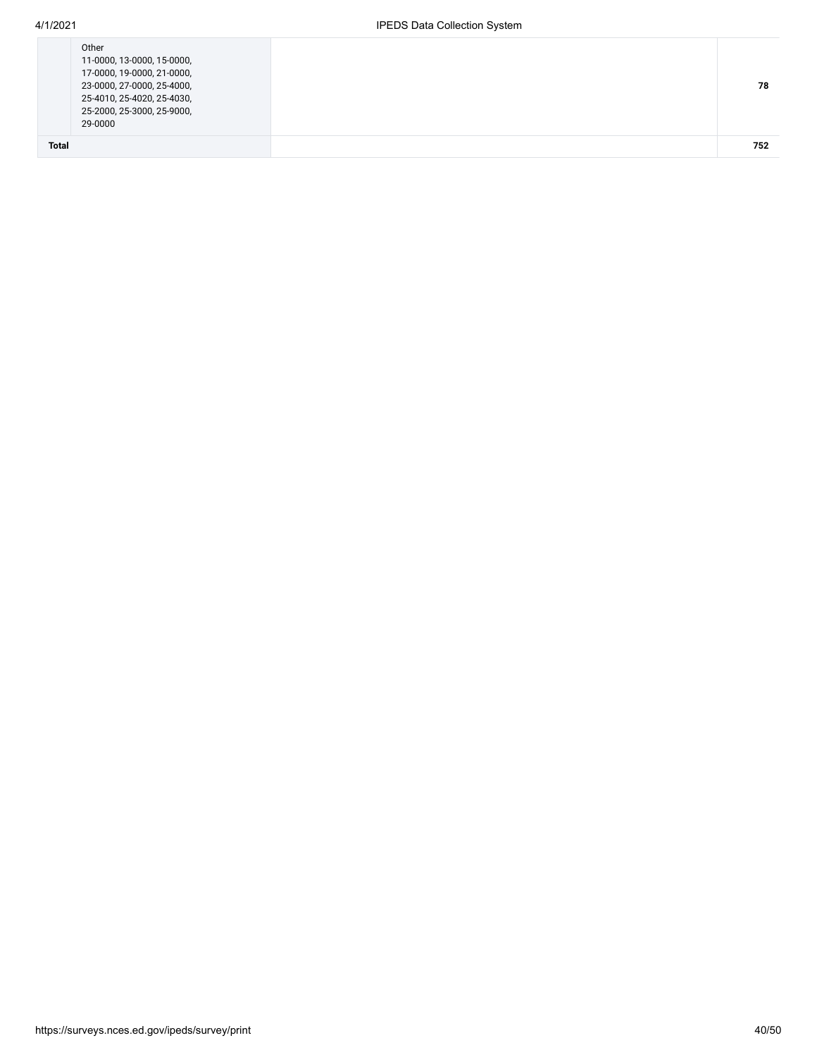| | | | |
|---|---|---|---|
| | Other<br>11-0000, 13-0000, 15-0000,<br>17-0000, 19-0000, 21-0000,<br>23-0000, 27-0000, 25-4000,<br>25-4010, 25-4020, 25-4030,<br>25-2000, 25-3000, 25-9000,<br>29-0000 | | **78** |
| **Total** | | | **752** |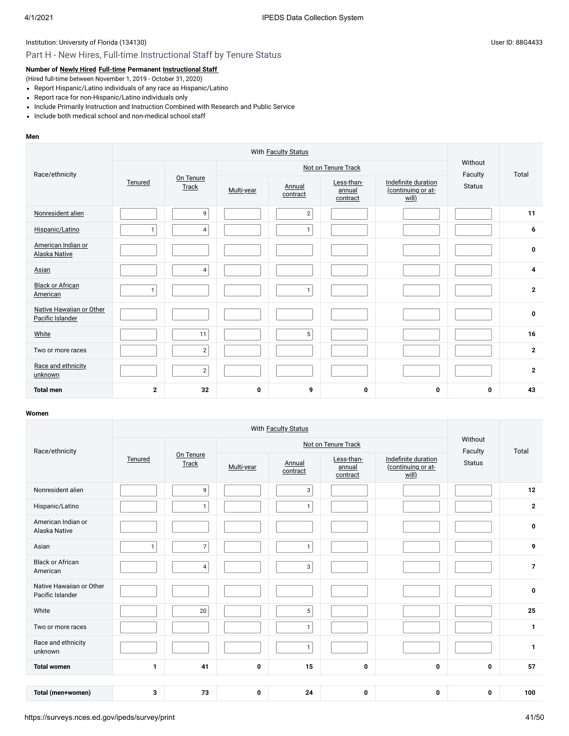Institution: University of Florida (134130)

User ID: 88G4433

## Part H - New Hires, Full-time Instructional Staff by Tenure Status

**Number of Newly Hired Full-time Permanent Instructional Staff**

(Hired full-time between November 1, 2019 - October 31, 2020)

- Report Hispanic/Latino individuals of any race as Hispanic/Latino
- Report race for non-Hispanic/Latino individuals only
- Include Primarily Instruction and Instruction Combined with Research and Public Service
- Include both medical school and non-medical school staff

**Men**

| Race/ethnicity | With Faculty Status | | | | | | Without Faculty Status | Total |
|---|---|---|---|---|---|---|---|---|
| | Tenured | On Tenure Track | Not on Tenure Track | | | | | |
| | | | Multi-year | Annual contract | Less-than-annual contract | Indefinite duration (continuing or at-will) | | |
| Nonresident alien | | 9 | | 2 | | | | **11** |
| Hispanic/Latino | 1 | 4 | | 1 | | | | **6** |
| American Indian or Alaska Native | | | | | | | | **0** |
| Asian | | 4 | | | | | | **4** |
| Black or African American | 1 | | | 1 | | | | **2** |
| Native Hawaiian or Other Pacific Islander | | | | | | | | **0** |
| White | | 11 | | 5 | | | | **16** |
| Two or more races | | 2 | | | | | | **2** |
| Race and ethnicity unknown | | 2 | | | | | | **2** |
| **Total men** | **2** | **32** | **0** | **9** | **0** | **0** | **0** | **43** |

**Women**

| Race/ethnicity | With Faculty Status | | | | | | Without Faculty Status | Total |
|---|---|---|---|---|---|---|---|---|
| | Tenured | On Tenure Track | Not on Tenure Track | | | | | |
| | | | Multi-year | Annual contract | Less-than-annual contract | Indefinite duration (continuing or at-will) | | |
| Nonresident alien | | 9 | | 3 | | | | **12** |
| Hispanic/Latino | | 1 | | 1 | | | | **2** |
| American Indian or Alaska Native | | | | | | | | **0** |
| Asian | 1 | 7 | | 1 | | | | **9** |
| Black or African American | | 4 | | 3 | | | | **7** |
| Native Hawaiian or Other Pacific Islander | | | | | | | | **0** |
| White | | 20 | | 5 | | | | **25** |
| Two or more races | | | | 1 | | | | **1** |
| Race and ethnicity unknown | | | | 1 | | | | **1** |
| **Total women** | **1** | **41** | **0** | **15** | **0** | **0** | **0** | **57** |
| **Total (men+women)** | **3** | **73** | **0** | **24** | **0** | **0** | **0** | **100** |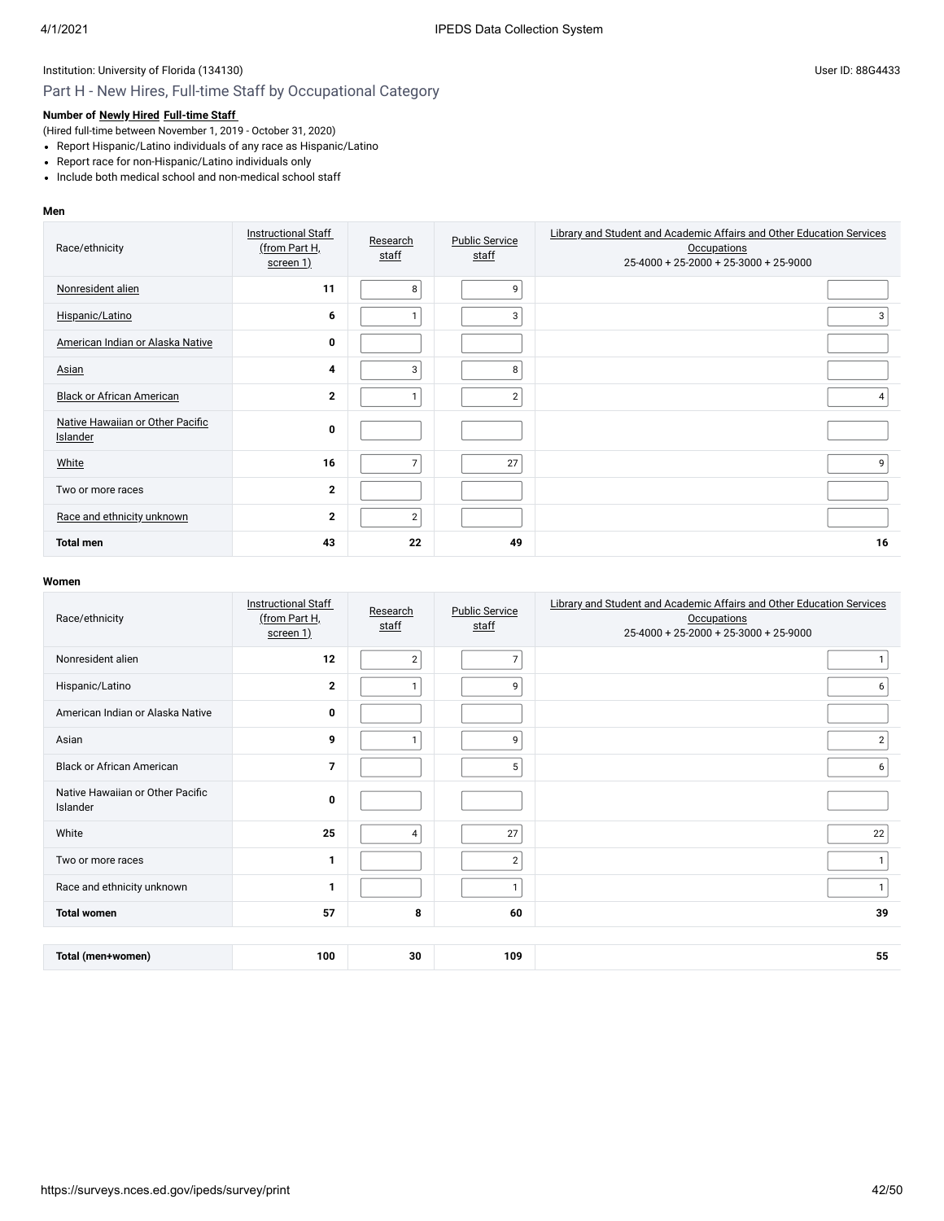Institution: University of Florida (134130)

User ID: 88G4433

## Part H - New Hires, Full-time Staff by Occupational Category

**Number of Newly Hired Full-time Staff**

(Hired full-time between November 1, 2019 - October 31, 2020)

- Report Hispanic/Latino individuals of any race as Hispanic/Latino
- Report race for non-Hispanic/Latino individuals only
- Include both medical school and non-medical school staff

**Men**

| Race/ethnicity | Instructional Staff (from Part H, screen 1) | Research staff | Public Service staff | Library and Student and Academic Affairs and Other Education Services Occupations 25-4000 + 25-2000 + 25-3000 + 25-9000 |
|---|---|---|---|---|
| Nonresident alien | 11 | 8 | 9 | |
| Hispanic/Latino | 6 | 1 | 3 | 3 |
| American Indian or Alaska Native | 0 | | | |
| Asian | 4 | 3 | 8 | |
| Black or African American | 2 | 1 | 2 | 4 |
| Native Hawaiian or Other Pacific Islander | 0 | | | |
| White | 16 | 7 | 27 | 9 |
| Two or more races | 2 | | | |
| Race and ethnicity unknown | 2 | 2 | | |
| **Total men** | **43** | **22** | **49** | **16** |

**Women**

| Race/ethnicity | Instructional Staff (from Part H, screen 1) | Research staff | Public Service staff | Library and Student and Academic Affairs and Other Education Services Occupations 25-4000 + 25-2000 + 25-3000 + 25-9000 |
|---|---|---|---|---|
| Nonresident alien | 12 | 2 | 7 | 1 |
| Hispanic/Latino | 2 | 1 | 9 | 6 |
| American Indian or Alaska Native | 0 | | | |
| Asian | 9 | 1 | 9 | 2 |
| Black or African American | 7 | | 5 | 6 |
| Native Hawaiian or Other Pacific Islander | 0 | | | |
| White | 25 | 4 | 27 | 22 |
| Two or more races | 1 | | 2 | 1 |
| Race and ethnicity unknown | 1 | | 1 | 1 |
| **Total women** | **57** | **8** | **60** | **39** |
| **Total (men+women)** | **100** | **30** | **109** | **55** |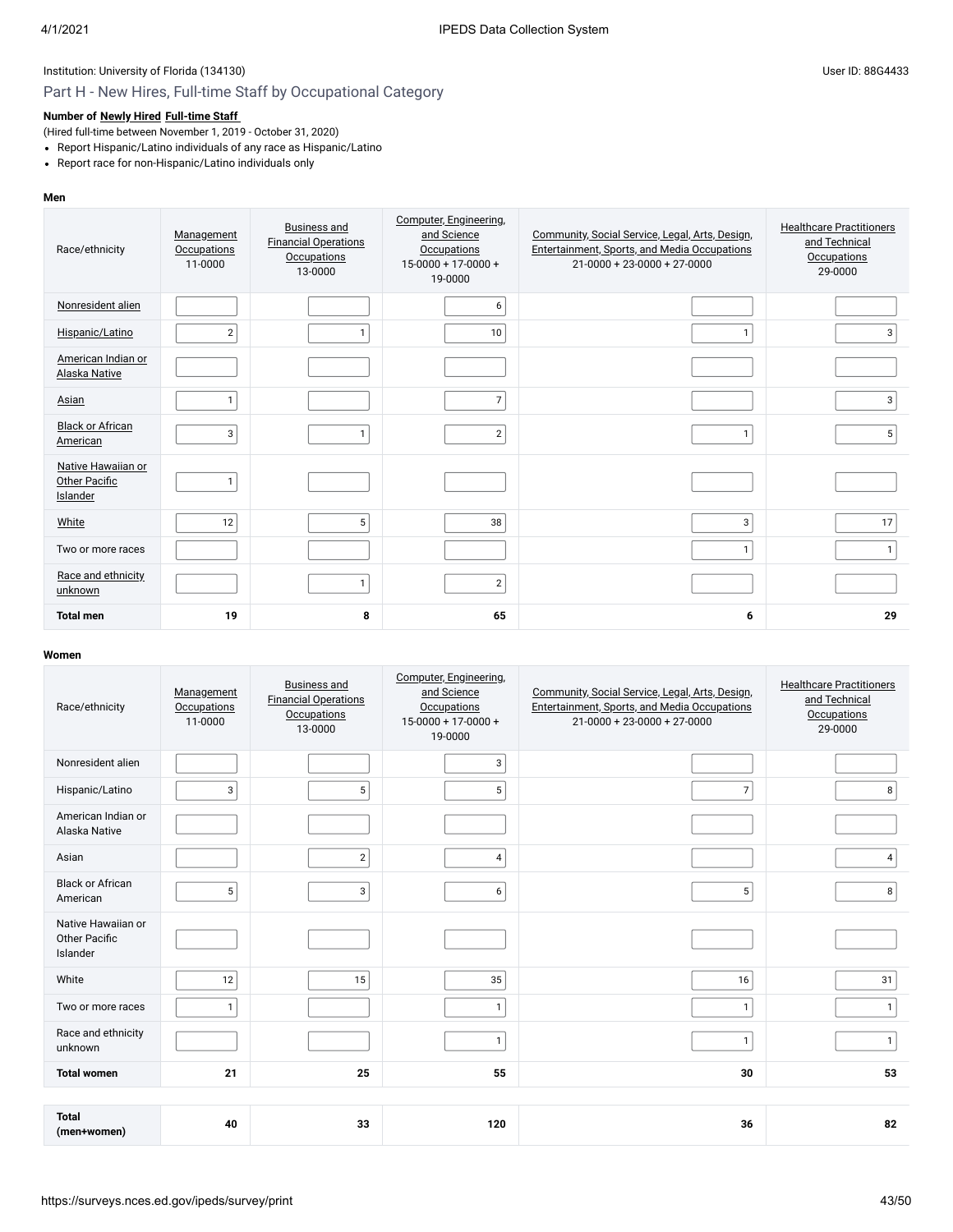Institution: University of Florida (134130)

User ID: 88G4433

## Part H - New Hires, Full-time Staff by Occupational Category

**Number of Newly Hired Full-time Staff**

(Hired full-time between November 1, 2019 - October 31, 2020)

- Report Hispanic/Latino individuals of any race as Hispanic/Latino
- Report race for non-Hispanic/Latino individuals only

**Men**

| Race/ethnicity | Management Occupations 11-0000 | Business and Financial Operations Occupations 13-0000 | Computer, Engineering, and Science Occupations 15-0000 + 17-0000 + 19-0000 | Community, Social Service, Legal, Arts, Design, Entertainment, Sports, and Media Occupations 21-0000 + 23-0000 + 27-0000 | Healthcare Practitioners and Technical Occupations 29-0000 |
|---|---|---|---|---|---|
| Nonresident alien | | | 6 | | |
| Hispanic/Latino | 2 | 1 | 10 | 1 | 3 |
| American Indian or Alaska Native | | | | | |
| Asian | 1 | | 7 | | 3 |
| Black or African American | 3 | 1 | 2 | 1 | 5 |
| Native Hawaiian or Other Pacific Islander | 1 | | | | |
| White | 12 | 5 | 38 | 3 | 17 |
| Two or more races | | | | 1 | 1 |
| Race and ethnicity unknown | | 1 | 2 | | |
| **Total men** | **19** | **8** | **65** | **6** | **29** |

**Women**

| Race/ethnicity | Management Occupations 11-0000 | Business and Financial Operations Occupations 13-0000 | Computer, Engineering, and Science Occupations 15-0000 + 17-0000 + 19-0000 | Community, Social Service, Legal, Arts, Design, Entertainment, Sports, and Media Occupations 21-0000 + 23-0000 + 27-0000 | Healthcare Practitioners and Technical Occupations 29-0000 |
|---|---|---|---|---|---|
| Nonresident alien | | | 3 | | |
| Hispanic/Latino | 3 | 5 | 5 | 7 | 8 |
| American Indian or Alaska Native | | | | | |
| Asian | | 2 | 4 | | 4 |
| Black or African American | 5 | 3 | 6 | 5 | 8 |
| Native Hawaiian or Other Pacific Islander | | | | | |
| White | 12 | 15 | 35 | 16 | 31 |
| Two or more races | 1 | | 1 | 1 | 1 |
| Race and ethnicity unknown | | | 1 | 1 | 1 |
| **Total women** | **21** | **25** | **55** | **30** | **53** |
| **Total (men+women)** | **40** | **33** | **120** | **36** | **82** |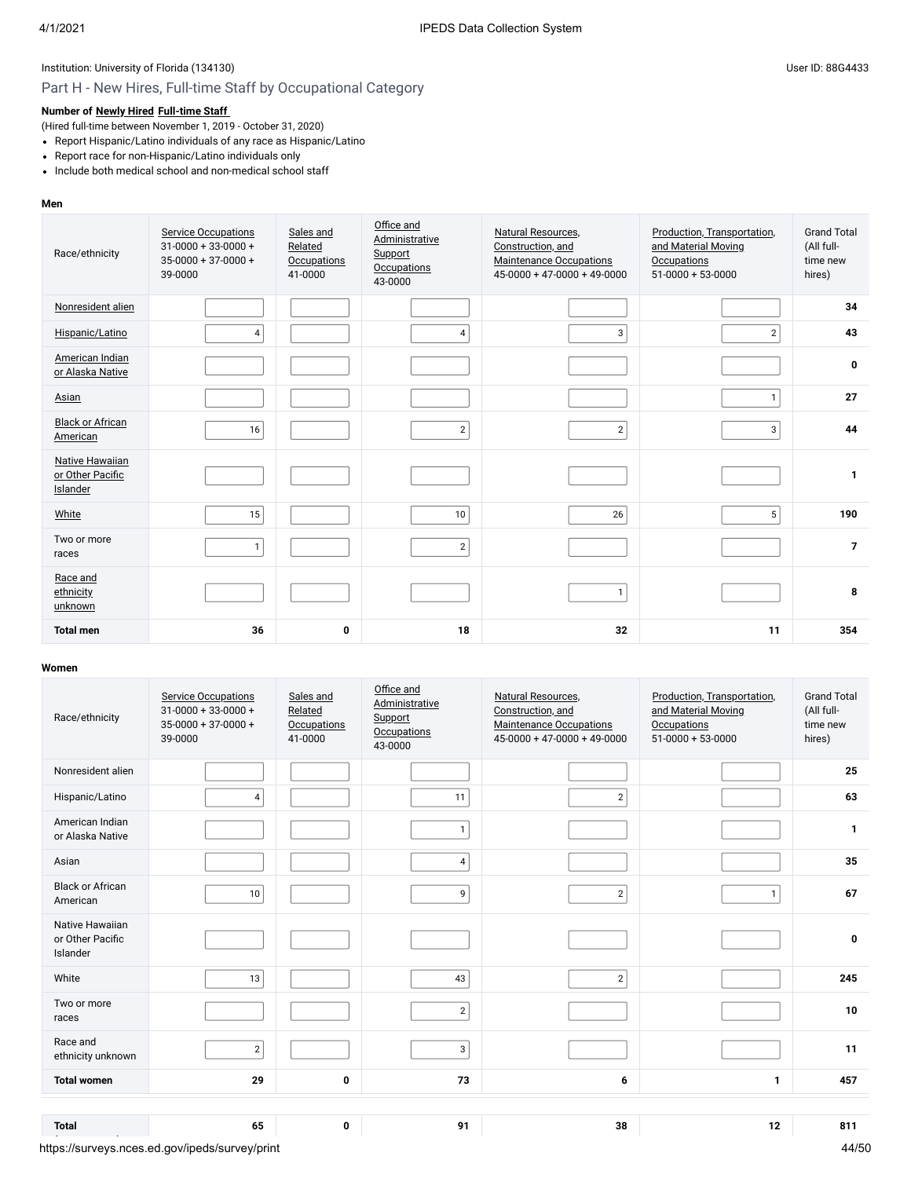Institution: University of Florida (134130)

User ID: 88G4433

## Part H - New Hires, Full-time Staff by Occupational Category

**Number of Newly Hired Full-time Staff**

(Hired full-time between November 1, 2019 - October 31, 2020)

- Report Hispanic/Latino individuals of any race as Hispanic/Latino
- Report race for non-Hispanic/Latino individuals only
- Include both medical school and non-medical school staff

**Men**

| Race/ethnicity | Service Occupations 31-0000 + 33-0000 + 35-0000 + 37-0000 + 39-0000 | Sales and Related Occupations 41-0000 | Office and Administrative Support Occupations 43-0000 | Natural Resources, Construction, and Maintenance Occupations 45-0000 + 47-0000 + 49-0000 | Production, Transportation, and Material Moving Occupations 51-0000 + 53-0000 | Grand Total (All full-time new hires) |
|---|---|---|---|---|---|---|
| Nonresident alien | | | | | | **34** |
| Hispanic/Latino | 4 | | 4 | 3 | 2 | **43** |
| American Indian or Alaska Native | | | | | | **0** |
| Asian | | | | | 1 | **27** |
| Black or African American | 16 | | 2 | 2 | 3 | **44** |
| Native Hawaiian or Other Pacific Islander | | | | | | **1** |
| White | 15 | | 10 | 26 | 5 | **190** |
| Two or more races | 1 | | 2 | | | **7** |
| Race and ethnicity unknown | | | | 1 | | **8** |
| **Total men** | **36** | **0** | **18** | **32** | **11** | **354** |

**Women**

| Race/ethnicity | Service Occupations 31-0000 + 33-0000 + 35-0000 + 37-0000 + 39-0000 | Sales and Related Occupations 41-0000 | Office and Administrative Support Occupations 43-0000 | Natural Resources, Construction, and Maintenance Occupations 45-0000 + 47-0000 + 49-0000 | Production, Transportation, and Material Moving Occupations 51-0000 + 53-0000 | Grand Total (All full-time new hires) |
|---|---|---|---|---|---|---|
| Nonresident alien | | | | | | **25** |
| Hispanic/Latino | 4 | | 11 | 2 | | **63** |
| American Indian or Alaska Native | | | 1 | | | **1** |
| Asian | | | 4 | | | **35** |
| Black or African American | 10 | | 9 | 2 | 1 | **67** |
| Native Hawaiian or Other Pacific Islander | | | | | | **0** |
| White | 13 | | 43 | 2 | | **245** |
| Two or more races | | | 2 | | | **10** |
| Race and ethnicity unknown | 2 | | 3 | | | **11** |
| **Total women** | **29** | **0** | **73** | **6** | **1** | **457** |
| **Total** | **65** | **0** | **91** | **38** | **12** | **811** |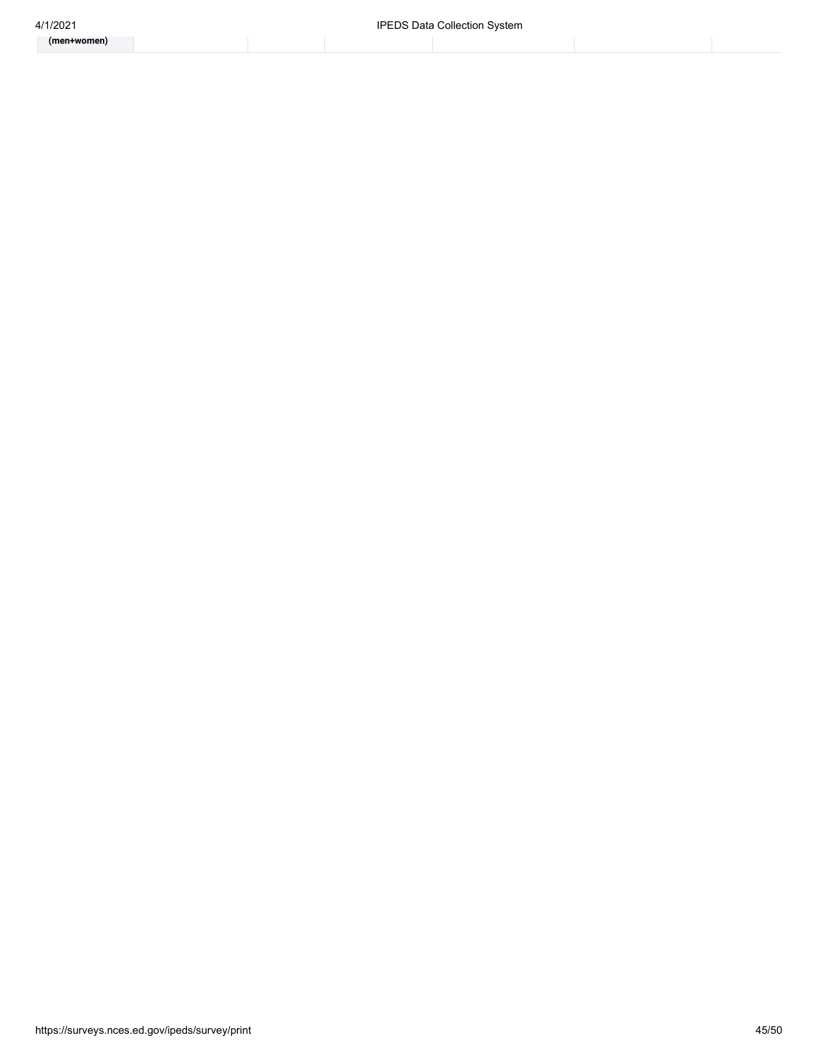| (men+women) | | | | | | |
| --- | --- | --- | --- | --- | --- | --- |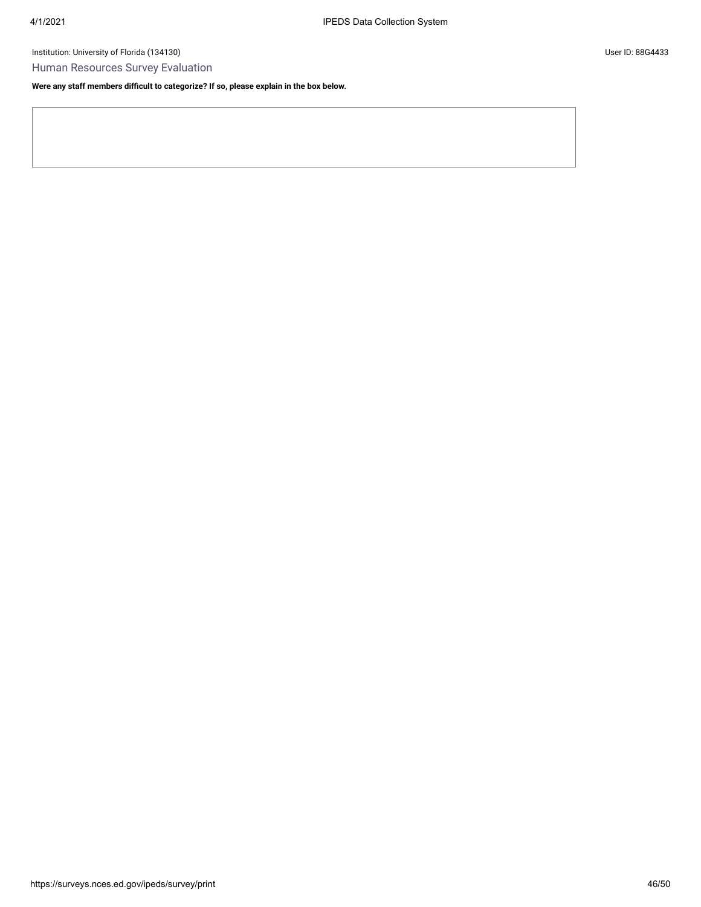Institution: University of Florida (134130)

User ID: 88G4433

## Human Resources Survey Evaluation

**Were any staff members difficult to categorize? If so, please explain in the box below.**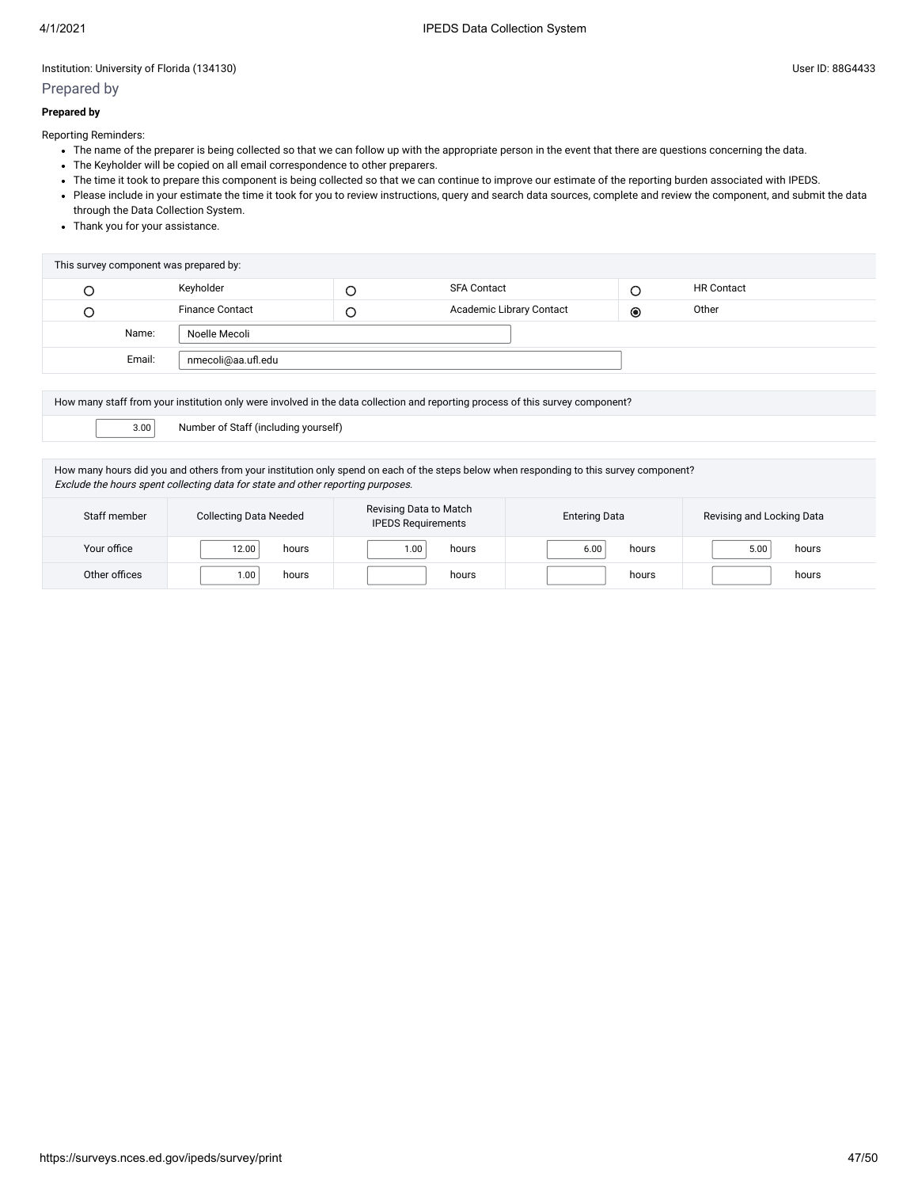Institution: University of Florida (134130)

User ID: 88G4433

## Prepared by

**Prepared by**

Reporting Reminders:

- The name of the preparer is being collected so that we can follow up with the appropriate person in the event that there are questions concerning the data.
- The Keyholder will be copied on all email correspondence to other preparers.
- The time it took to prepare this component is being collected so that we can continue to improve our estimate of the reporting burden associated with IPEDS.
- Please include in your estimate the time it took for you to review instructions, query and search data sources, complete and review the component, and submit the data through the Data Collection System.
- Thank you for your assistance.

| This survey component was prepared by: | | | | | |
|---|---|---|---|---|---|
| ○ | Keyholder | ○ | SFA Contact | ○ | HR Contact |
| ○ | Finance Contact | ○ | Academic Library Contact | ◉ | Other |
| Name: | Noelle Mecoli | | | | |
| Email: | nmecoli@aa.ufl.edu | | | | |

| How many staff from your institution only were involved in the data collection and reporting process of this survey component? | |
|---|---|
| 3.00 | Number of Staff (including yourself) |

How many hours did you and others from your institution only spend on each of the steps below when responding to this survey component?
*Exclude the hours spent collecting data for state and other reporting purposes.*

| Staff member | Collecting Data Needed | Revising Data to Match IPEDS Requirements | Entering Data | Revising and Locking Data |
|---|---|---|---|---|
| Your office | 12.00 hours | 1.00 hours | 6.00 hours | 5.00 hours |
| Other offices | 1.00 hours | hours | hours | hours |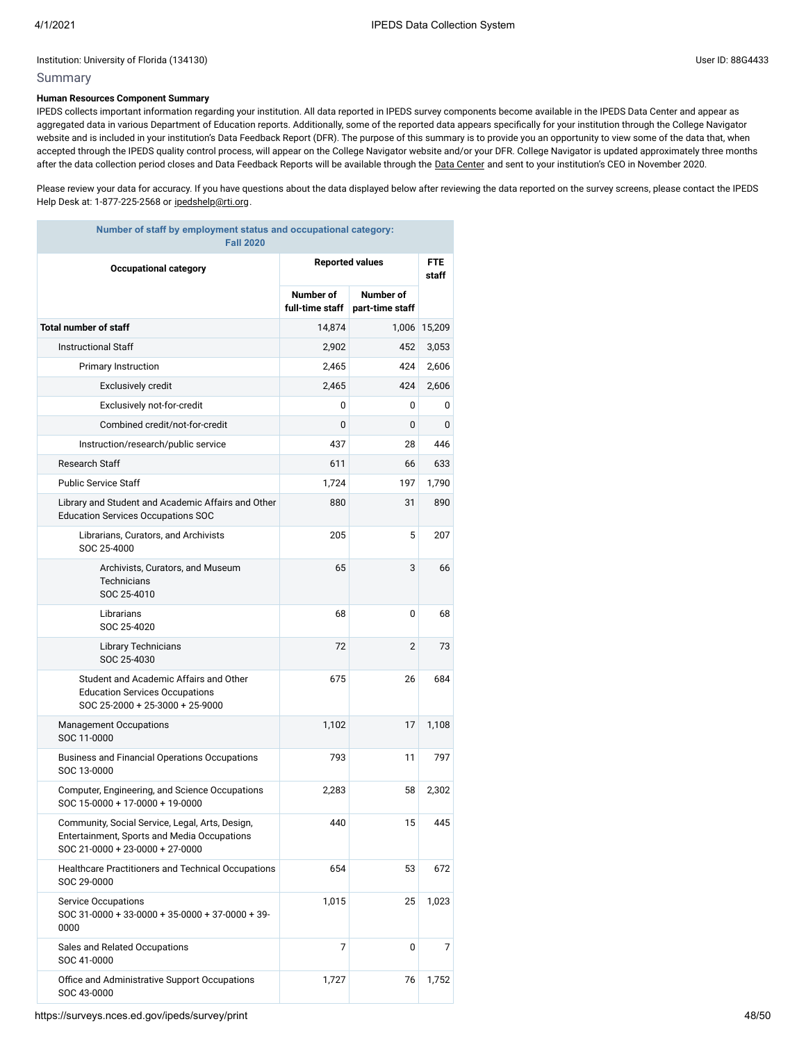Institution: University of Florida (134130)

User ID: 88G4433

## Summary

**Human Resources Component Summary**

IPEDS collects important information regarding your institution. All data reported in IPEDS survey components become available in the IPEDS Data Center and appear as aggregated data in various Department of Education reports. Additionally, some of the reported data appears specifically for your institution through the College Navigator website and is included in your institution's Data Feedback Report (DFR). The purpose of this summary is to provide you an opportunity to view some of the data that, when accepted through the IPEDS quality control process, will appear on the College Navigator website and/or your DFR. College Navigator is updated approximately three months after the data collection period closes and Data Feedback Reports will be available through the Data Center and sent to your institution's CEO in November 2020.

Please review your data for accuracy. If you have questions about the data displayed below after reviewing the data reported on the survey screens, please contact the IPEDS Help Desk at: 1-877-225-2568 or ipedshelp@rti.org.

**Number of staff by employment status and occupational category: Fall 2020**

| Occupational category | Reported values | | FTE staff |
|---|---|---|---|
| | Number of full-time staff | Number of part-time staff | |
| **Total number of staff** | 14,874 | 1,006 | 15,209 |
| Instructional Staff | 2,902 | 452 | 3,053 |
| Primary Instruction | 2,465 | 424 | 2,606 |
| Exclusively credit | 2,465 | 424 | 2,606 |
| Exclusively not-for-credit | 0 | 0 | 0 |
| Combined credit/not-for-credit | 0 | 0 | 0 |
| Instruction/research/public service | 437 | 28 | 446 |
| Research Staff | 611 | 66 | 633 |
| Public Service Staff | 1,724 | 197 | 1,790 |
| Library and Student and Academic Affairs and Other Education Services Occupations SOC | 880 | 31 | 890 |
| Librarians, Curators, and Archivists SOC 25-4000 | 205 | 5 | 207 |
| Archivists, Curators, and Museum Technicians SOC 25-4010 | 65 | 3 | 66 |
| Librarians SOC 25-4020 | 68 | 0 | 68 |
| Library Technicians SOC 25-4030 | 72 | 2 | 73 |
| Student and Academic Affairs and Other Education Services Occupations SOC 25-2000 + 25-3000 + 25-9000 | 675 | 26 | 684 |
| Management Occupations SOC 11-0000 | 1,102 | 17 | 1,108 |
| Business and Financial Operations Occupations SOC 13-0000 | 793 | 11 | 797 |
| Computer, Engineering, and Science Occupations SOC 15-0000 + 17-0000 + 19-0000 | 2,283 | 58 | 2,302 |
| Community, Social Service, Legal, Arts, Design, Entertainment, Sports and Media Occupations SOC 21-0000 + 23-0000 + 27-0000 | 440 | 15 | 445 |
| Healthcare Practitioners and Technical Occupations SOC 29-0000 | 654 | 53 | 672 |
| Service Occupations SOC 31-0000 + 33-0000 + 35-0000 + 37-0000 + 39-0000 | 1,015 | 25 | 1,023 |
| Sales and Related Occupations SOC 41-0000 | 7 | 0 | 7 |
| Office and Administrative Support Occupations SOC 43-0000 | 1,727 | 76 | 1,752 |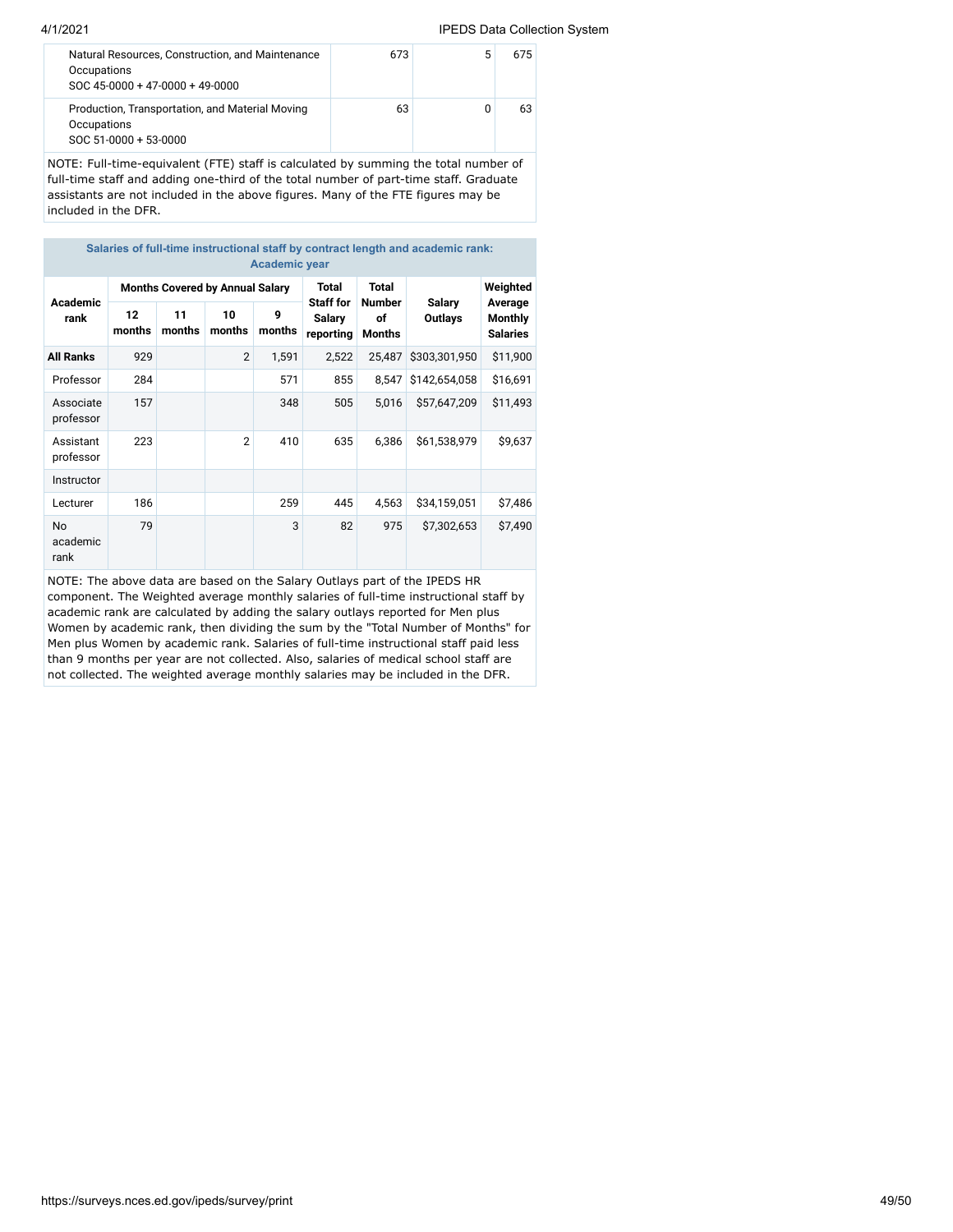| | | | |
|---|---|---|---|
| Natural Resources, Construction, and Maintenance Occupations SOC 45-0000 + 47-0000 + 49-0000 | 673 | 5 | 675 |
| Production, Transportation, and Material Moving Occupations SOC 51-0000 + 53-0000 | 63 | 0 | 63 |

NOTE: Full-time-equivalent (FTE) staff is calculated by summing the total number of full-time staff and adding one-third of the total number of part-time staff. Graduate assistants are not included in the above figures. Many of the FTE figures may be included in the DFR.

**Salaries of full-time instructional staff by contract length and academic rank: Academic year**

| Academic rank | Months Covered by Annual Salary | | | | Total Staff for Salary reporting | Total Number of Months | Salary Outlays | Weighted Average Monthly Salaries |
|---|---|---|---|---|---|---|---|---|
| | 12 months | 11 months | 10 months | 9 months | | | | |
| **All Ranks** | 929 | | 2 | 1,591 | 2,522 | 25,487 | $303,301,950 | $11,900 |
| Professor | 284 | | | 571 | 855 | 8,547 | $142,654,058 | $16,691 |
| Associate professor | 157 | | | 348 | 505 | 5,016 | $57,647,209 | $11,493 |
| Assistant professor | 223 | | 2 | 410 | 635 | 6,386 | $61,538,979 | $9,637 |
| Instructor | | | | | | | | |
| Lecturer | 186 | | | 259 | 445 | 4,563 | $34,159,051 | $7,486 |
| No academic rank | 79 | | | 3 | 82 | 975 | $7,302,653 | $7,490 |

NOTE: The above data are based on the Salary Outlays part of the IPEDS HR component. The Weighted average monthly salaries of full-time instructional staff by academic rank are calculated by adding the salary outlays reported for Men plus Women by academic rank, then dividing the sum by the "Total Number of Months" for Men plus Women by academic rank. Salaries of full-time instructional staff paid less than 9 months per year are not collected. Also, salaries of medical school staff are not collected. The weighted average monthly salaries may be included in the DFR.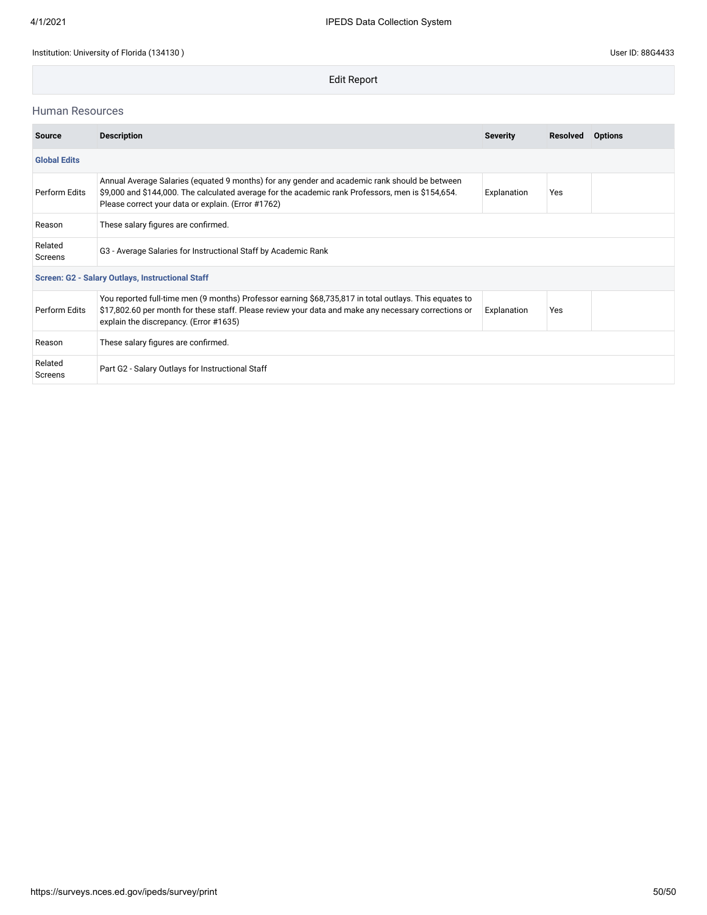Institution: University of Florida (134130 )

User ID: 88G4433

Edit Report

## Human Resources

| Source | Description | Severity | Resolved | Options |
|---|---|---|---|---|
| **Global Edits** | | | | |
| Perform Edits | Annual Average Salaries (equated 9 months) for any gender and academic rank should be between $9,000 and $144,000. The calculated average for the academic rank Professors, men is $154,654. Please correct your data or explain. (Error #1762) | Explanation | Yes | |
| Reason | These salary figures are confirmed. | | | |
| Related Screens | G3 - Average Salaries for Instructional Staff by Academic Rank | | | |
| **Screen: G2 - Salary Outlays, Instructional Staff** | | | | |
| Perform Edits | You reported full-time men (9 months) Professor earning $68,735,817 in total outlays. This equates to $17,802.60 per month for these staff. Please review your data and make any necessary corrections or explain the discrepancy. (Error #1635) | Explanation | Yes | |
| Reason | These salary figures are confirmed. | | | |
| Related Screens | Part G2 - Salary Outlays for Instructional Staff | | | |